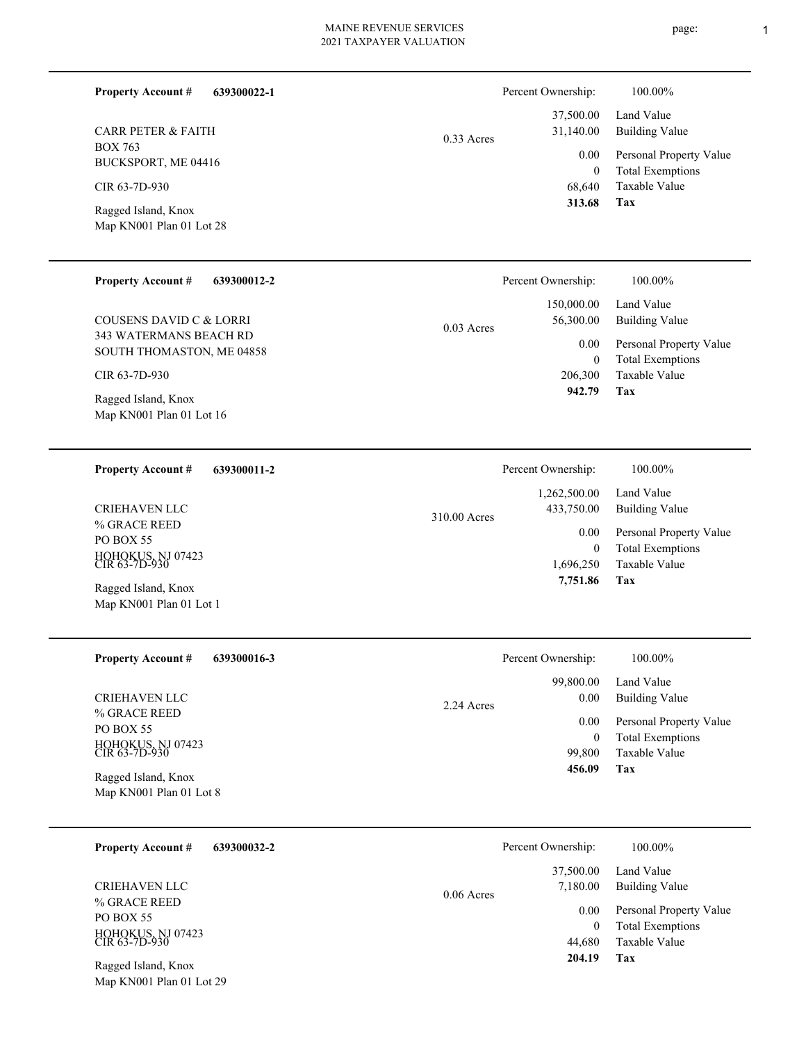# MAINE REVENUE SERVICES
## 2021 TAXPAYER VALUATION

---

**Property Account #** **639300022-1**

CARR PETER & FAITH
BOX 763
BUCKSPORT, ME 04416

CIR 63-7D-930

Ragged Island, Knox
Map KN001 Plan 01 Lot 28

0.33 Acres

| Percent Ownership: | 100.00% |
|---|---|
| 37,500.00 | Land Value |
| 31,140.00 | Building Value |
| 0.00 | Personal Property Value |
| 0 | Total Exemptions |
| 68,640 | Taxable Value |
| **313.68** | **Tax** |

---

**Property Account #** **639300012-2**

COUSENS DAVID C & LORRI
343 WATERMANS BEACH RD
SOUTH THOMASTON, ME 04858

CIR 63-7D-930

Ragged Island, Knox
Map KN001 Plan 01 Lot 16

0.03 Acres

| Percent Ownership: | 100.00% |
|---|---|
| 150,000.00 | Land Value |
| 56,300.00 | Building Value |
| 0.00 | Personal Property Value |
| 0 | Total Exemptions |
| 206,300 | Taxable Value |
| **942.79** | **Tax** |

---

**Property Account #** **639300011-2**

CRIEHAVEN LLC
% GRACE REED
PO BOX 55
HOHOKUS, NJ 07423

CIR 63-7D-930

Ragged Island, Knox
Map KN001 Plan 01 Lot 1

310.00 Acres

| Percent Ownership: | 100.00% |
|---|---|
| 1,262,500.00 | Land Value |
| 433,750.00 | Building Value |
| 0.00 | Personal Property Value |
| 0 | Total Exemptions |
| 1,696,250 | Taxable Value |
| **7,751.86** | **Tax** |

---

**Property Account #** **639300016-3**

CRIEHAVEN LLC
% GRACE REED
PO BOX 55
HOHOKUS, NJ 07423

CIR 63-7D-930

Ragged Island, Knox
Map KN001 Plan 01 Lot 8

2.24 Acres

| Percent Ownership: | 100.00% |
|---|---|
| 99,800.00 | Land Value |
| 0.00 | Building Value |
| 0.00 | Personal Property Value |
| 0 | Total Exemptions |
| 99,800 | Taxable Value |
| **456.09** | **Tax** |

---

**Property Account #** **639300032-2**

CRIEHAVEN LLC
% GRACE REED
PO BOX 55
HOHOKUS, NJ 07423

CIR 63-7D-930

Ragged Island, Knox
Map KN001 Plan 01 Lot 29

0.06 Acres

| Percent Ownership: | 100.00% |
|---|---|
| 37,500.00 | Land Value |
| 7,180.00 | Building Value |
| 0.00 | Personal Property Value |
| 0 | Total Exemptions |
| 44,680 | Taxable Value |
| **204.19** | **Tax** |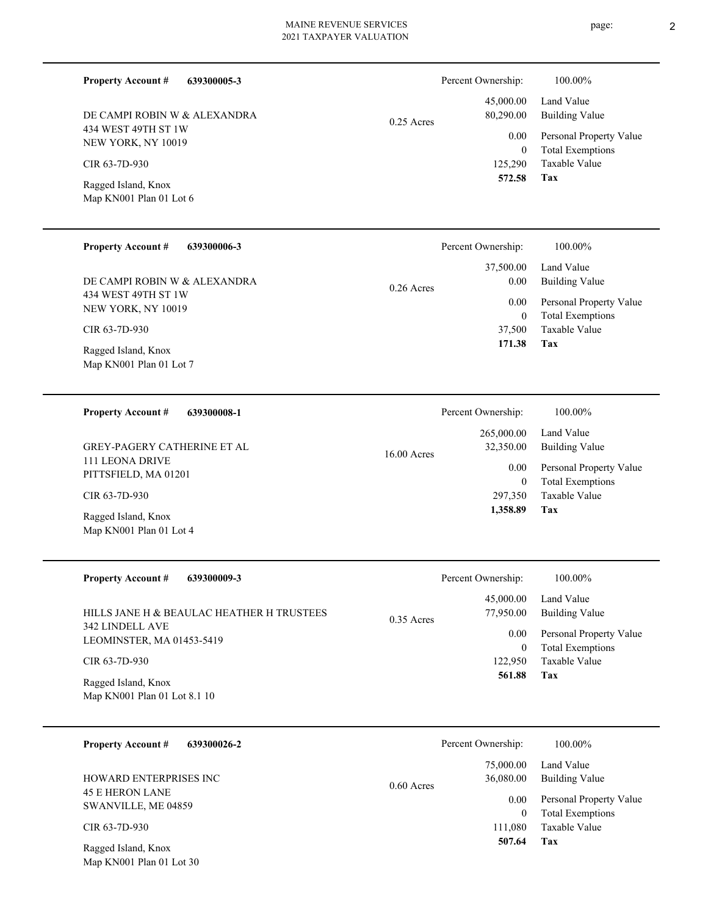**Property Account #** **639300005-3**

DE CAMPI ROBIN W & ALEXANDRA
434 WEST 49TH ST 1W
NEW YORK, NY 10019

CIR 63-7D-930

Ragged Island, Knox
Map KN001 Plan 01 Lot 6

0.25 Acres

| Percent Ownership: | 100.00% |
|---|---|
| 45,000.00 | Land Value |
| 80,290.00 | Building Value |
| 0.00 | Personal Property Value |
| 0 | Total Exemptions |
| 125,290 | Taxable Value |
| **572.58** | **Tax** |

---

**Property Account #** **639300006-3**

DE CAMPI ROBIN W & ALEXANDRA
434 WEST 49TH ST 1W
NEW YORK, NY 10019

CIR 63-7D-930

Ragged Island, Knox
Map KN001 Plan 01 Lot 7

0.26 Acres

| Percent Ownership: | 100.00% |
|---|---|
| 37,500.00 | Land Value |
| 0.00 | Building Value |
| 0.00 | Personal Property Value |
| 0 | Total Exemptions |
| 37,500 | Taxable Value |
| **171.38** | **Tax** |

---

**Property Account #** **639300008-1**

GREY-PAGERY CATHERINE ET AL
111 LEONA DRIVE
PITTSFIELD, MA 01201

CIR 63-7D-930

Ragged Island, Knox
Map KN001 Plan 01 Lot 4

16.00 Acres

| Percent Ownership: | 100.00% |
|---|---|
| 265,000.00 | Land Value |
| 32,350.00 | Building Value |
| 0.00 | Personal Property Value |
| 0 | Total Exemptions |
| 297,350 | Taxable Value |
| **1,358.89** | **Tax** |

---

**Property Account #** **639300009-3**

HILLS JANE H & BEAULAC HEATHER H TRUSTEES
342 LINDELL AVE
LEOMINSTER, MA 01453-5419

CIR 63-7D-930

Ragged Island, Knox
Map KN001 Plan 01 Lot 8.1 10

0.35 Acres

| Percent Ownership: | 100.00% |
|---|---|
| 45,000.00 | Land Value |
| 77,950.00 | Building Value |
| 0.00 | Personal Property Value |
| 0 | Total Exemptions |
| 122,950 | Taxable Value |
| **561.88** | **Tax** |

---

**Property Account #** **639300026-2**

HOWARD ENTERPRISES INC
45 E HERON LANE
SWANVILLE, ME 04859

CIR 63-7D-930

Ragged Island, Knox
Map KN001 Plan 01 Lot 30

0.60 Acres

| Percent Ownership: | 100.00% |
|---|---|
| 75,000.00 | Land Value |
| 36,080.00 | Building Value |
| 0.00 | Personal Property Value |
| 0 | Total Exemptions |
| 111,080 | Taxable Value |
| **507.64** | **Tax** |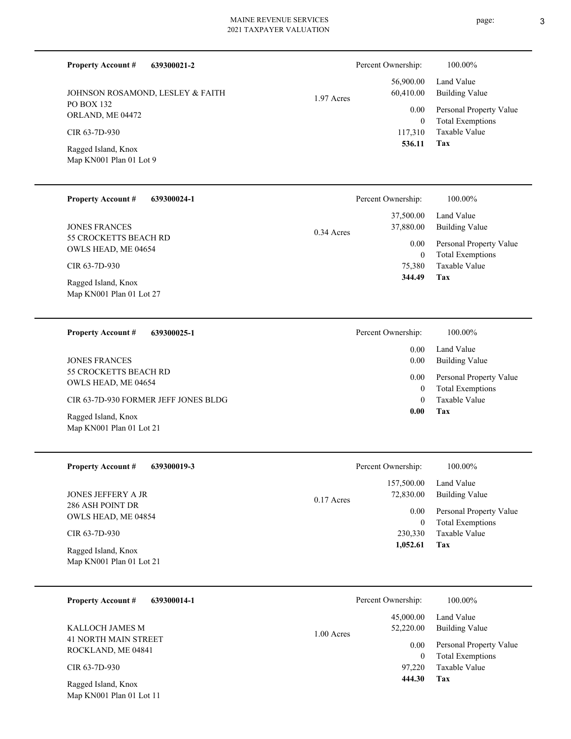**Property Account #** **639300021-2**

Percent Ownership: 100.00%

JOHNSON ROSAMOND, LESLEY & FAITH
PO BOX 132
ORLAND, ME 04472

CIR 63-7D-930

Ragged Island, Knox
Map KN001 Plan 01 Lot 9

1.97 Acres

| | |
|---|---|
| 56,900.00 | Land Value |
| 60,410.00 | Building Value |
| 0.00 | Personal Property Value |
| 0 | Total Exemptions |
| 117,310 | Taxable Value |
| **536.11** | **Tax** |

---

**Property Account #** **639300024-1**

Percent Ownership: 100.00%

JONES FRANCES
55 CROCKETTS BEACH RD
OWLS HEAD, ME 04654

CIR 63-7D-930

Ragged Island, Knox
Map KN001 Plan 01 Lot 27

0.34 Acres

| | |
|---|---|
| 37,500.00 | Land Value |
| 37,880.00 | Building Value |
| 0.00 | Personal Property Value |
| 0 | Total Exemptions |
| 75,380 | Taxable Value |
| **344.49** | **Tax** |

---

**Property Account #** **639300025-1**

Percent Ownership: 100.00%

JONES FRANCES
55 CROCKETTS BEACH RD
OWLS HEAD, ME 04654

CIR 63-7D-930 FORMER JEFF JONES BLDG

Ragged Island, Knox
Map KN001 Plan 01 Lot 21

| | |
|---|---|
| 0.00 | Land Value |
| 0.00 | Building Value |
| 0.00 | Personal Property Value |
| 0 | Total Exemptions |
| 0 | Taxable Value |
| **0.00** | **Tax** |

---

**Property Account #** **639300019-3**

Percent Ownership: 100.00%

JONES JEFFERY A JR
286 ASH POINT DR
OWLS HEAD, ME 04854

CIR 63-7D-930

Ragged Island, Knox
Map KN001 Plan 01 Lot 21

0.17 Acres

| | |
|---|---|
| 157,500.00 | Land Value |
| 72,830.00 | Building Value |
| 0.00 | Personal Property Value |
| 0 | Total Exemptions |
| 230,330 | Taxable Value |
| **1,052.61** | **Tax** |

---

**Property Account #** **639300014-1**

Percent Ownership: 100.00%

KALLOCH JAMES M
41 NORTH MAIN STREET
ROCKLAND, ME 04841

CIR 63-7D-930

Ragged Island, Knox
Map KN001 Plan 01 Lot 11

1.00 Acres

| | |
|---|---|
| 45,000.00 | Land Value |
| 52,220.00 | Building Value |
| 0.00 | Personal Property Value |
| 0 | Total Exemptions |
| 97,220 | Taxable Value |
| **444.30** | **Tax** |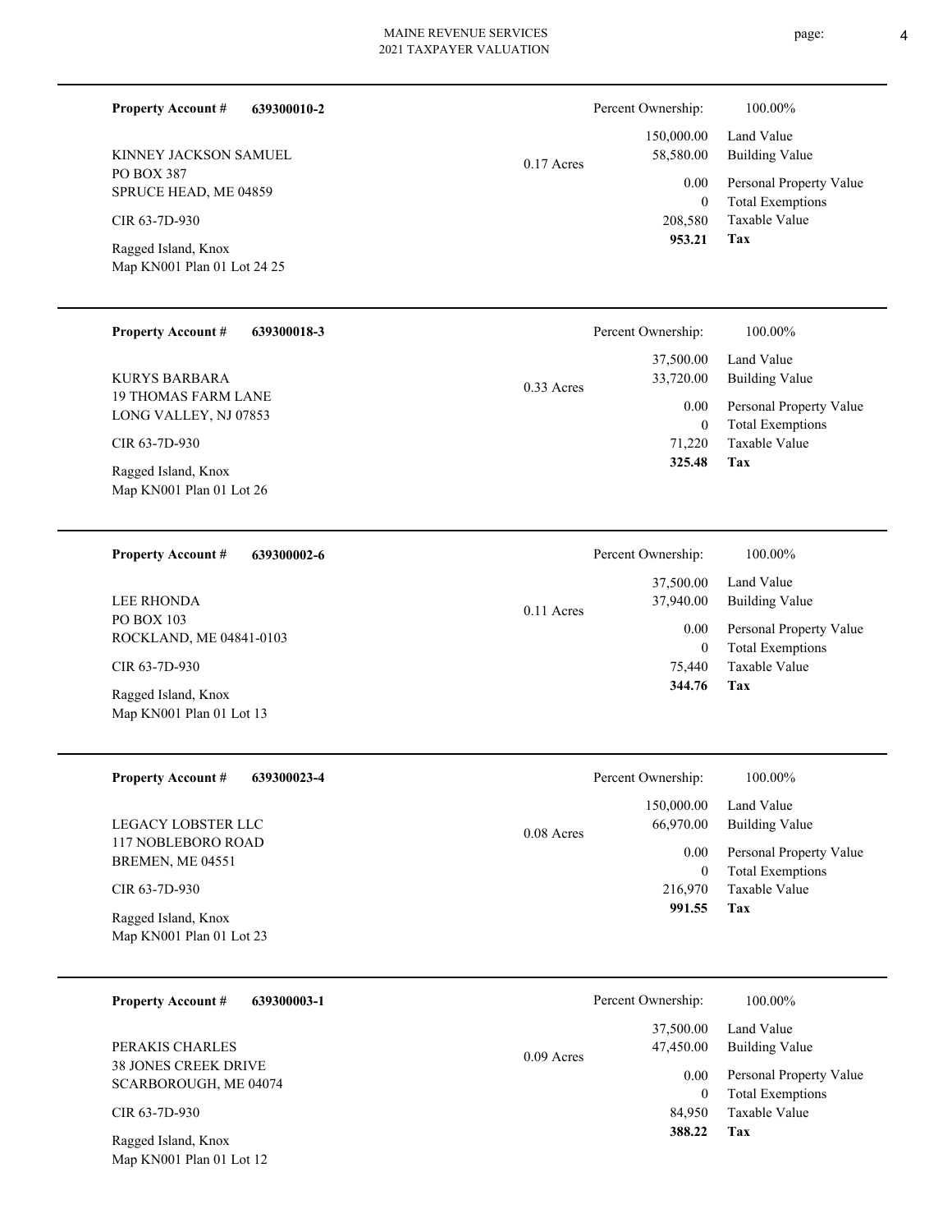| Property Account # | 639300010-2 | | Percent Ownership: | 100.00% |
|---|---|---|---|---|
| KINNEY JACKSON SAMUEL | | 0.17 Acres | 150,000.00 | Land Value |
| PO BOX 387 | | | 58,580.00 | Building Value |
| SPRUCE HEAD, ME 04859 | | | 0.00 | Personal Property Value |
| CIR 63-7D-930 | | | 0 | Total Exemptions |
| Ragged Island, Knox | | | 208,580 | Taxable Value |
| Map KN001 Plan 01 Lot 24 25 | | | **953.21** | **Tax** |

| Property Account # | 639300018-3 | | Percent Ownership: | 100.00% |
|---|---|---|---|---|
| KURYS BARBARA | | 0.33 Acres | 37,500.00 | Land Value |
| 19 THOMAS FARM LANE | | | 33,720.00 | Building Value |
| LONG VALLEY, NJ 07853 | | | 0.00 | Personal Property Value |
| CIR 63-7D-930 | | | 0 | Total Exemptions |
| Ragged Island, Knox | | | 71,220 | Taxable Value |
| Map KN001 Plan 01 Lot 26 | | | **325.48** | **Tax** |

| Property Account # | 639300002-6 | | Percent Ownership: | 100.00% |
|---|---|---|---|---|
| LEE RHONDA | | 0.11 Acres | 37,500.00 | Land Value |
| PO BOX 103 | | | 37,940.00 | Building Value |
| ROCKLAND, ME 04841-0103 | | | 0.00 | Personal Property Value |
| CIR 63-7D-930 | | | 0 | Total Exemptions |
| Ragged Island, Knox | | | 75,440 | Taxable Value |
| Map KN001 Plan 01 Lot 13 | | | **344.76** | **Tax** |

| Property Account # | 639300023-4 | | Percent Ownership: | 100.00% |
|---|---|---|---|---|
| LEGACY LOBSTER LLC | | 0.08 Acres | 150,000.00 | Land Value |
| 117 NOBLEBORO ROAD | | | 66,970.00 | Building Value |
| BREMEN, ME 04551 | | | 0.00 | Personal Property Value |
| CIR 63-7D-930 | | | 0 | Total Exemptions |
| Ragged Island, Knox | | | 216,970 | Taxable Value |
| Map KN001 Plan 01 Lot 23 | | | **991.55** | **Tax** |

| Property Account # | 639300003-1 | | Percent Ownership: | 100.00% |
|---|---|---|---|---|
| PERAKIS CHARLES | | 0.09 Acres | 37,500.00 | Land Value |
| 38 JONES CREEK DRIVE | | | 47,450.00 | Building Value |
| SCARBOROUGH, ME 04074 | | | 0.00 | Personal Property Value |
| CIR 63-7D-930 | | | 0 | Total Exemptions |
| Ragged Island, Knox | | | 84,950 | Taxable Value |
| Map KN001 Plan 01 Lot 12 | | | **388.22** | **Tax** |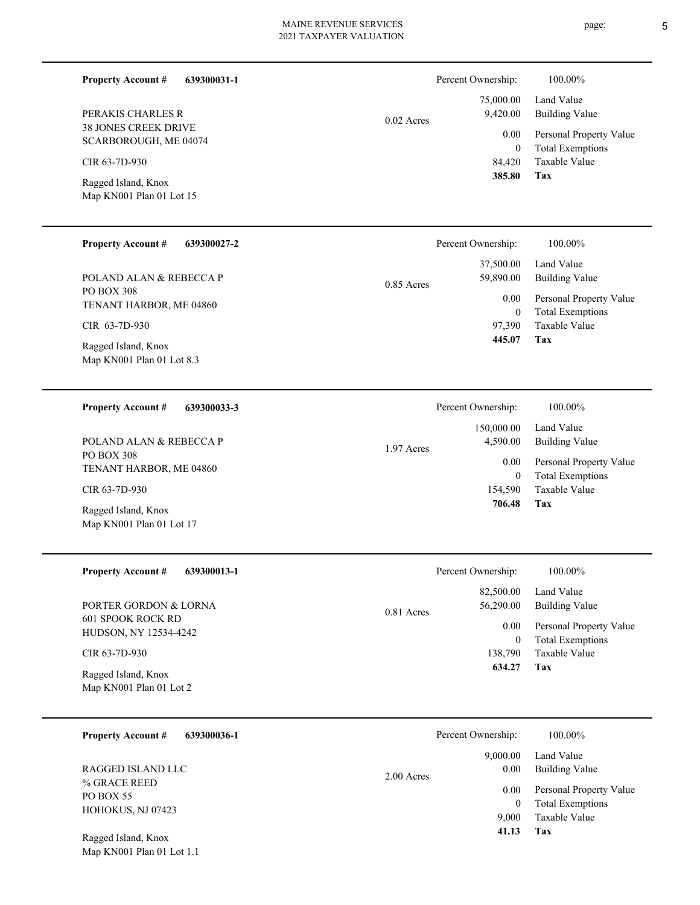**Property Account #** **639300031-1**

PERAKIS CHARLES R
38 JONES CREEK DRIVE
SCARBOROUGH, ME 04074

CIR 63-7D-930

Ragged Island, Knox
Map KN001 Plan 01 Lot 15

0.02 Acres

| Percent Ownership: | 100.00% |
|---|---|
| 75,000.00 | Land Value |
| 9,420.00 | Building Value |
| 0.00 | Personal Property Value |
| 0 | Total Exemptions |
| 84,420 | Taxable Value |
| **385.80** | **Tax** |

---

**Property Account #** **639300027-2**

POLAND ALAN & REBECCA P
PO BOX 308
TENANT HARBOR, ME 04860

CIR 63-7D-930

Ragged Island, Knox
Map KN001 Plan 01 Lot 8.3

0.85 Acres

| Percent Ownership: | 100.00% |
|---|---|
| 37,500.00 | Land Value |
| 59,890.00 | Building Value |
| 0.00 | Personal Property Value |
| 0 | Total Exemptions |
| 97,390 | Taxable Value |
| **445.07** | **Tax** |

---

**Property Account #** **639300033-3**

POLAND ALAN & REBECCA P
PO BOX 308
TENANT HARBOR, ME 04860

CIR 63-7D-930

Ragged Island, Knox
Map KN001 Plan 01 Lot 17

1.97 Acres

| Percent Ownership: | 100.00% |
|---|---|
| 150,000.00 | Land Value |
| 4,590.00 | Building Value |
| 0.00 | Personal Property Value |
| 0 | Total Exemptions |
| 154,590 | Taxable Value |
| **706.48** | **Tax** |

---

**Property Account #** **639300013-1**

PORTER GORDON & LORNA
601 SPOOK ROCK RD
HUDSON, NY 12534-4242

CIR 63-7D-930

Ragged Island, Knox
Map KN001 Plan 01 Lot 2

0.81 Acres

| Percent Ownership: | 100.00% |
|---|---|
| 82,500.00 | Land Value |
| 56,290.00 | Building Value |
| 0.00 | Personal Property Value |
| 0 | Total Exemptions |
| 138,790 | Taxable Value |
| **634.27** | **Tax** |

---

**Property Account #** **639300036-1**

RAGGED ISLAND LLC
% GRACE REED
PO BOX 55
HOHOKUS, NJ 07423

Ragged Island, Knox
Map KN001 Plan 01 Lot 1.1

2.00 Acres

| Percent Ownership: | 100.00% |
|---|---|
| 9,000.00 | Land Value |
| 0.00 | Building Value |
| 0.00 | Personal Property Value |
| 0 | Total Exemptions |
| 9,000 | Taxable Value |
| **41.13** | **Tax** |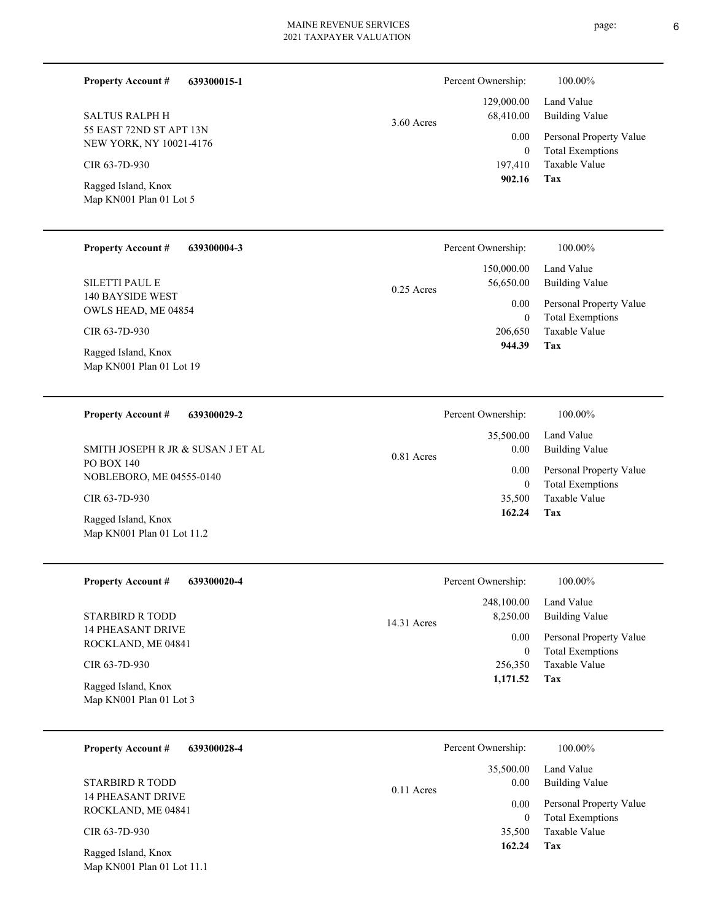**Property Account #** **639300015-1**

SALTUS RALPH H
55 EAST 72ND ST APT 13N
NEW YORK, NY 10021-4176

CIR 63-7D-930

Ragged Island, Knox
Map KN001 Plan 01 Lot 5

3.60 Acres

| Percent Ownership: | 100.00% |
|---|---|
| 129,000.00 | Land Value |
| 68,410.00 | Building Value |
| 0.00 | Personal Property Value |
| 0 | Total Exemptions |
| 197,410 | Taxable Value |
| **902.16** | **Tax** |

---

**Property Account #** **639300004-3**

SILETTI PAUL E
140 BAYSIDE WEST
OWLS HEAD, ME 04854

CIR 63-7D-930

Ragged Island, Knox
Map KN001 Plan 01 Lot 19

0.25 Acres

| Percent Ownership: | 100.00% |
|---|---|
| 150,000.00 | Land Value |
| 56,650.00 | Building Value |
| 0.00 | Personal Property Value |
| 0 | Total Exemptions |
| 206,650 | Taxable Value |
| **944.39** | **Tax** |

---

**Property Account #** **639300029-2**

SMITH JOSEPH R JR & SUSAN J ET AL
PO BOX 140
NOBLEBORO, ME 04555-0140

CIR 63-7D-930

Ragged Island, Knox
Map KN001 Plan 01 Lot 11.2

0.81 Acres

| Percent Ownership: | 100.00% |
|---|---|
| 35,500.00 | Land Value |
| 0.00 | Building Value |
| 0.00 | Personal Property Value |
| 0 | Total Exemptions |
| 35,500 | Taxable Value |
| **162.24** | **Tax** |

---

**Property Account #** **639300020-4**

STARBIRD R TODD
14 PHEASANT DRIVE
ROCKLAND, ME 04841

CIR 63-7D-930

Ragged Island, Knox
Map KN001 Plan 01 Lot 3

14.31 Acres

| Percent Ownership: | 100.00% |
|---|---|
| 248,100.00 | Land Value |
| 8,250.00 | Building Value |
| 0.00 | Personal Property Value |
| 0 | Total Exemptions |
| 256,350 | Taxable Value |
| **1,171.52** | **Tax** |

---

**Property Account #** **639300028-4**

STARBIRD R TODD
14 PHEASANT DRIVE
ROCKLAND, ME 04841

CIR 63-7D-930

Ragged Island, Knox
Map KN001 Plan 01 Lot 11.1

0.11 Acres

| Percent Ownership: | 100.00% |
|---|---|
| 35,500.00 | Land Value |
| 0.00 | Building Value |
| 0.00 | Personal Property Value |
| 0 | Total Exemptions |
| 35,500 | Taxable Value |
| **162.24** | **Tax** |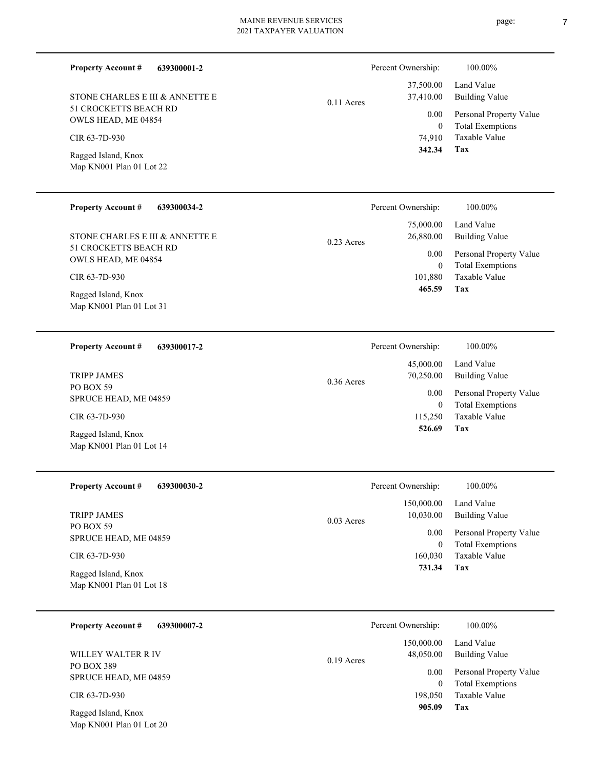**Property Account #** **639300001-2**

STONE CHARLES E III & ANNETTE E
51 CROCKETTS BEACH RD
OWLS HEAD, ME 04854

CIR 63-7D-930

Ragged Island, Knox
Map KN001 Plan 01 Lot 22

0.11 Acres

| Percent Ownership: | 100.00% |
|---|---|
| 37,500.00 | Land Value |
| 37,410.00 | Building Value |
| 0.00 | Personal Property Value |
| 0 | Total Exemptions |
| 74,910 | Taxable Value |
| **342.34** | **Tax** |

---

**Property Account #** **639300034-2**

STONE CHARLES E III & ANNETTE E
51 CROCKETTS BEACH RD
OWLS HEAD, ME 04854

CIR 63-7D-930

Ragged Island, Knox
Map KN001 Plan 01 Lot 31

0.23 Acres

| Percent Ownership: | 100.00% |
|---|---|
| 75,000.00 | Land Value |
| 26,880.00 | Building Value |
| 0.00 | Personal Property Value |
| 0 | Total Exemptions |
| 101,880 | Taxable Value |
| **465.59** | **Tax** |

---

**Property Account #** **639300017-2**

TRIPP JAMES
PO BOX 59
SPRUCE HEAD, ME 04859

CIR 63-7D-930

Ragged Island, Knox
Map KN001 Plan 01 Lot 14

0.36 Acres

| Percent Ownership: | 100.00% |
|---|---|
| 45,000.00 | Land Value |
| 70,250.00 | Building Value |
| 0.00 | Personal Property Value |
| 0 | Total Exemptions |
| 115,250 | Taxable Value |
| **526.69** | **Tax** |

---

**Property Account #** **639300030-2**

TRIPP JAMES
PO BOX 59
SPRUCE HEAD, ME 04859

CIR 63-7D-930

Ragged Island, Knox
Map KN001 Plan 01 Lot 18

0.03 Acres

| Percent Ownership: | 100.00% |
|---|---|
| 150,000.00 | Land Value |
| 10,030.00 | Building Value |
| 0.00 | Personal Property Value |
| 0 | Total Exemptions |
| 160,030 | Taxable Value |
| **731.34** | **Tax** |

---

**Property Account #** **639300007-2**

WILLEY WALTER R IV
PO BOX 389
SPRUCE HEAD, ME 04859

CIR 63-7D-930

Ragged Island, Knox
Map KN001 Plan 01 Lot 20

0.19 Acres

| Percent Ownership: | 100.00% |
|---|---|
| 150,000.00 | Land Value |
| 48,050.00 | Building Value |
| 0.00 | Personal Property Value |
| 0 | Total Exemptions |
| 198,050 | Taxable Value |
| **905.09** | **Tax** |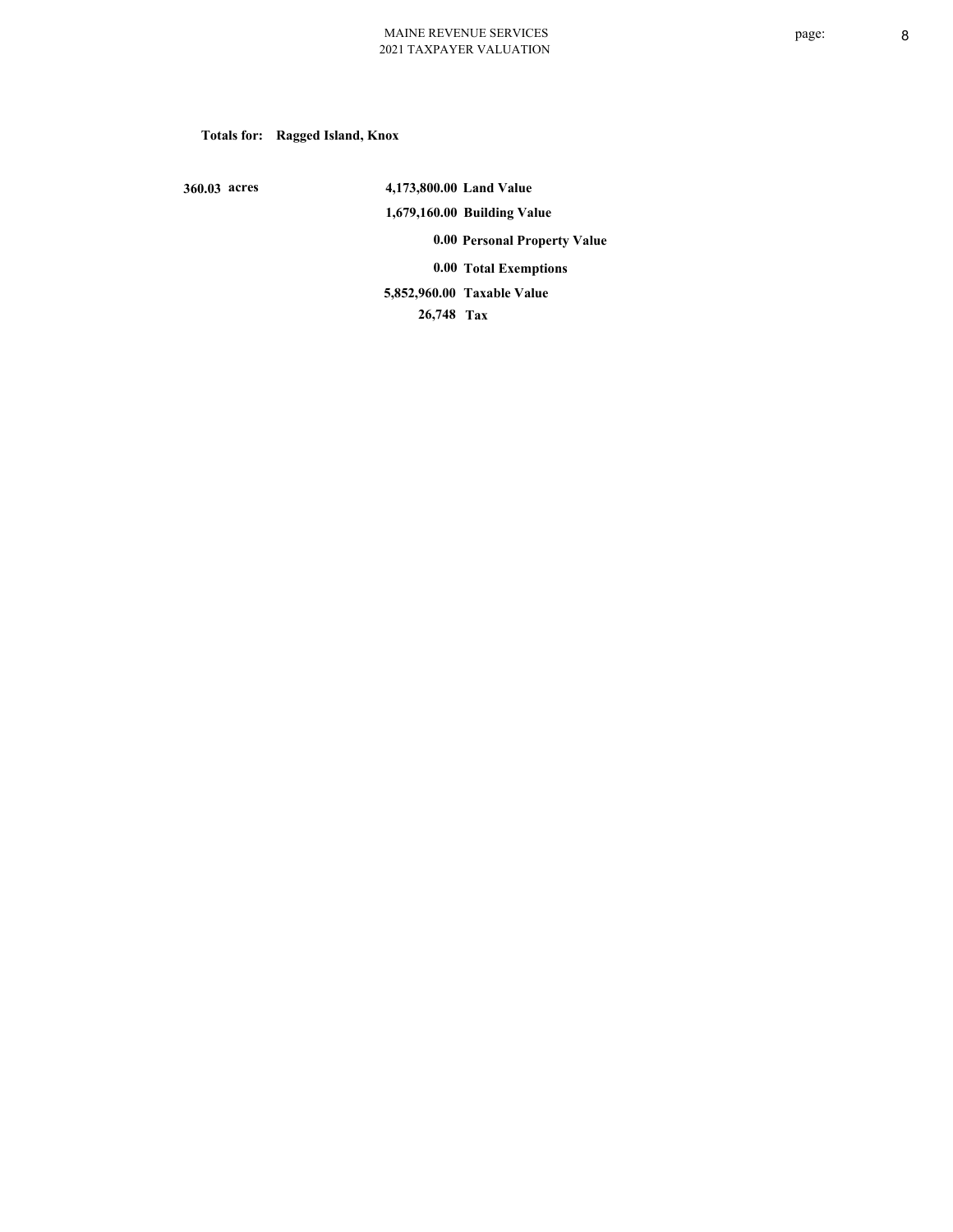**Totals for: Ragged Island, Knox**

| | | |
|---|---|---|
| **360.03 acres** | **4,173,800.00** | **Land Value** |
| | **1,679,160.00** | **Building Value** |
| | **0.00** | **Personal Property Value** |
| | **0.00** | **Total Exemptions** |
| | **5,852,960.00** | **Taxable Value** |
| | **26,748** | **Tax** |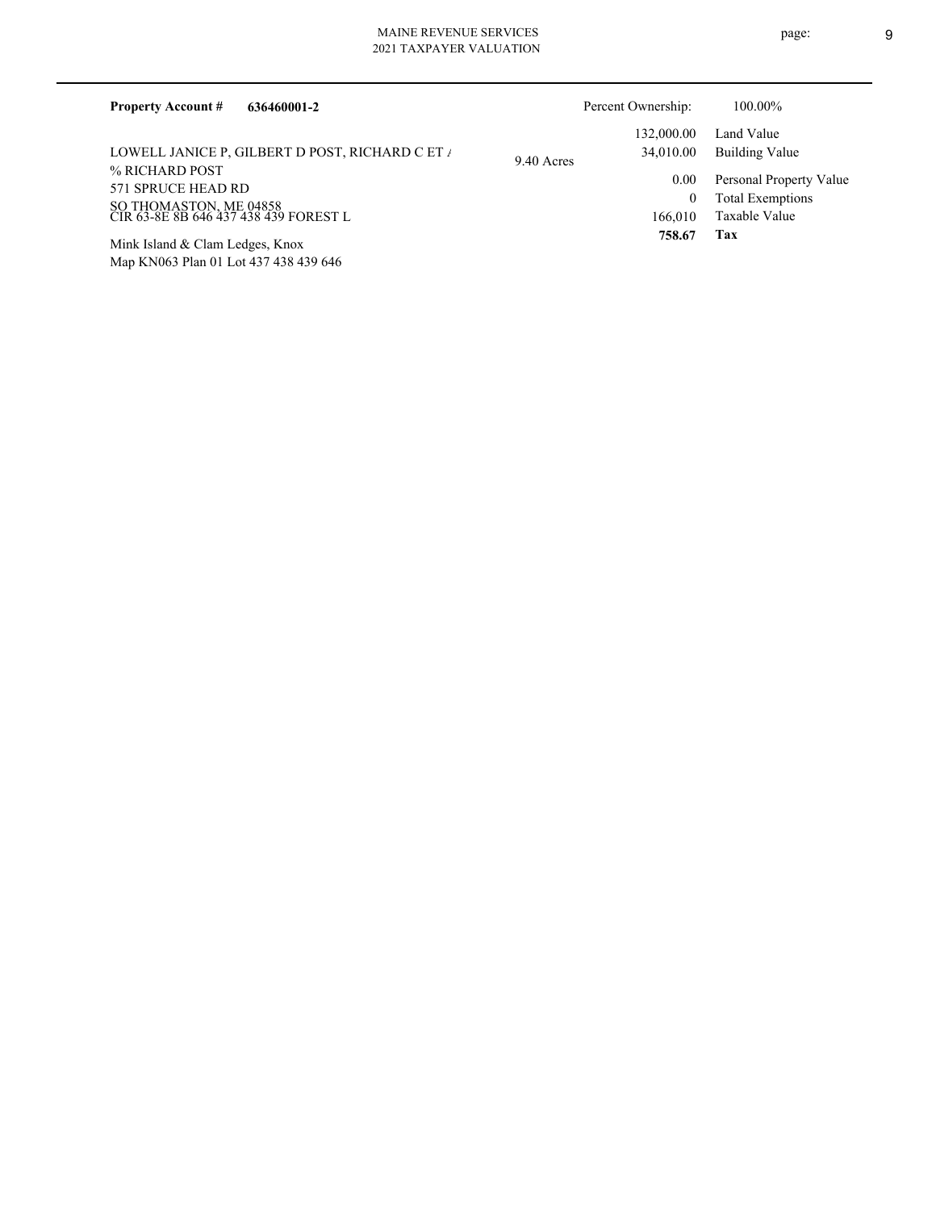**Property Account #** **636460001-2**

Percent Ownership: 100.00%

LOWELL JANICE P, GILBERT D POST, RICHARD C ET A
% RICHARD POST
571 SPRUCE HEAD RD
SO THOMASTON, ME 04858
CIR 63-8E 8B 646 437 438 439 FOREST L

Mink Island & Clam Ledges, Knox
Map KN063 Plan 01 Lot 437 438 439 646

9.40 Acres

| | |
|---|---|
| 132,000.00 | Land Value |
| 34,010.00 | Building Value |
| 0.00 | Personal Property Value |
| 0 | Total Exemptions |
| 166,010 | Taxable Value |
| **758.67** | **Tax** |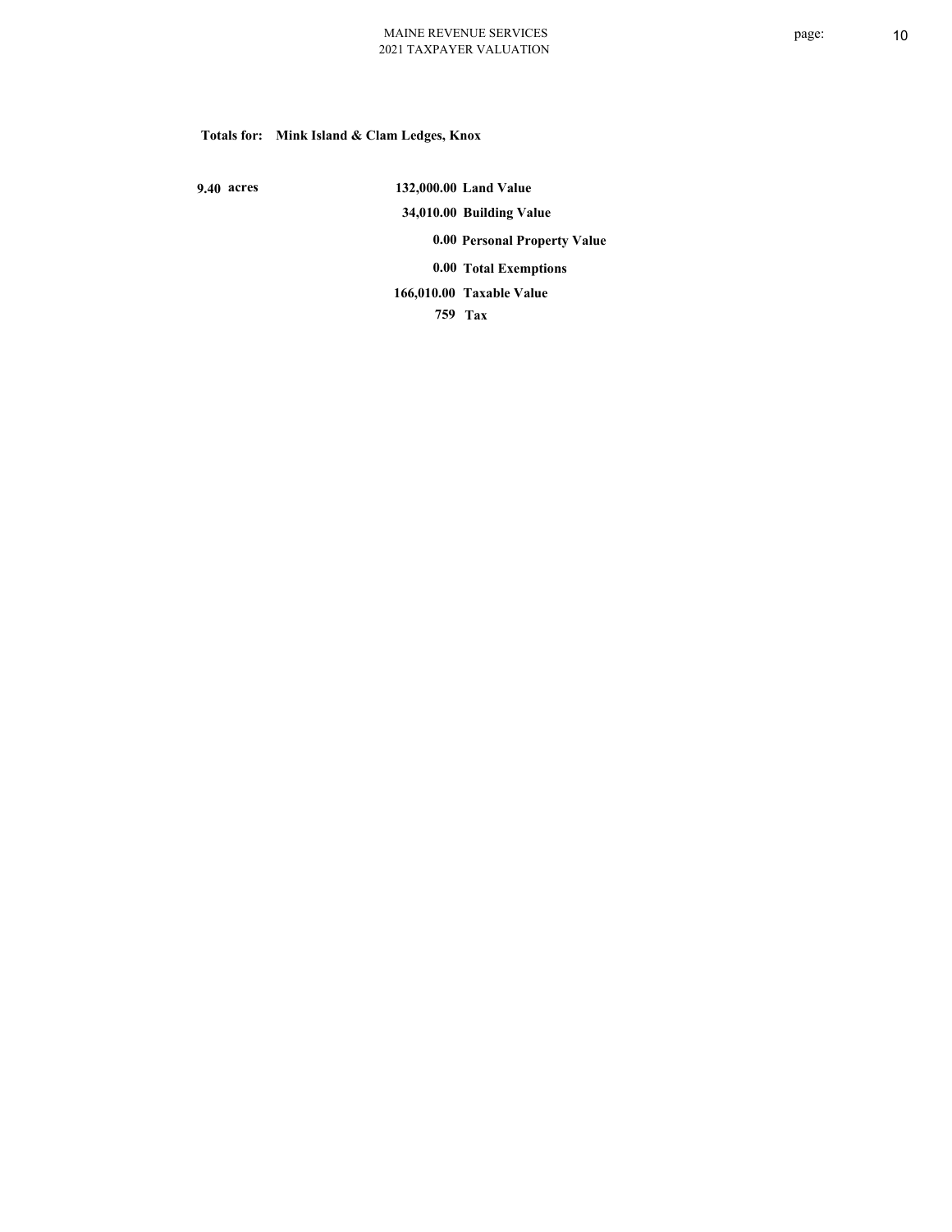**Totals for: Mink Island & Clam Ledges, Knox**

| | | |
|---|---|---|
| **9.40 acres** | **132,000.00** | **Land Value** |
| | **34,010.00** | **Building Value** |
| | **0.00** | **Personal Property Value** |
| | **0.00** | **Total Exemptions** |
| | **166,010.00** | **Taxable Value** |
| | **759** | **Tax** |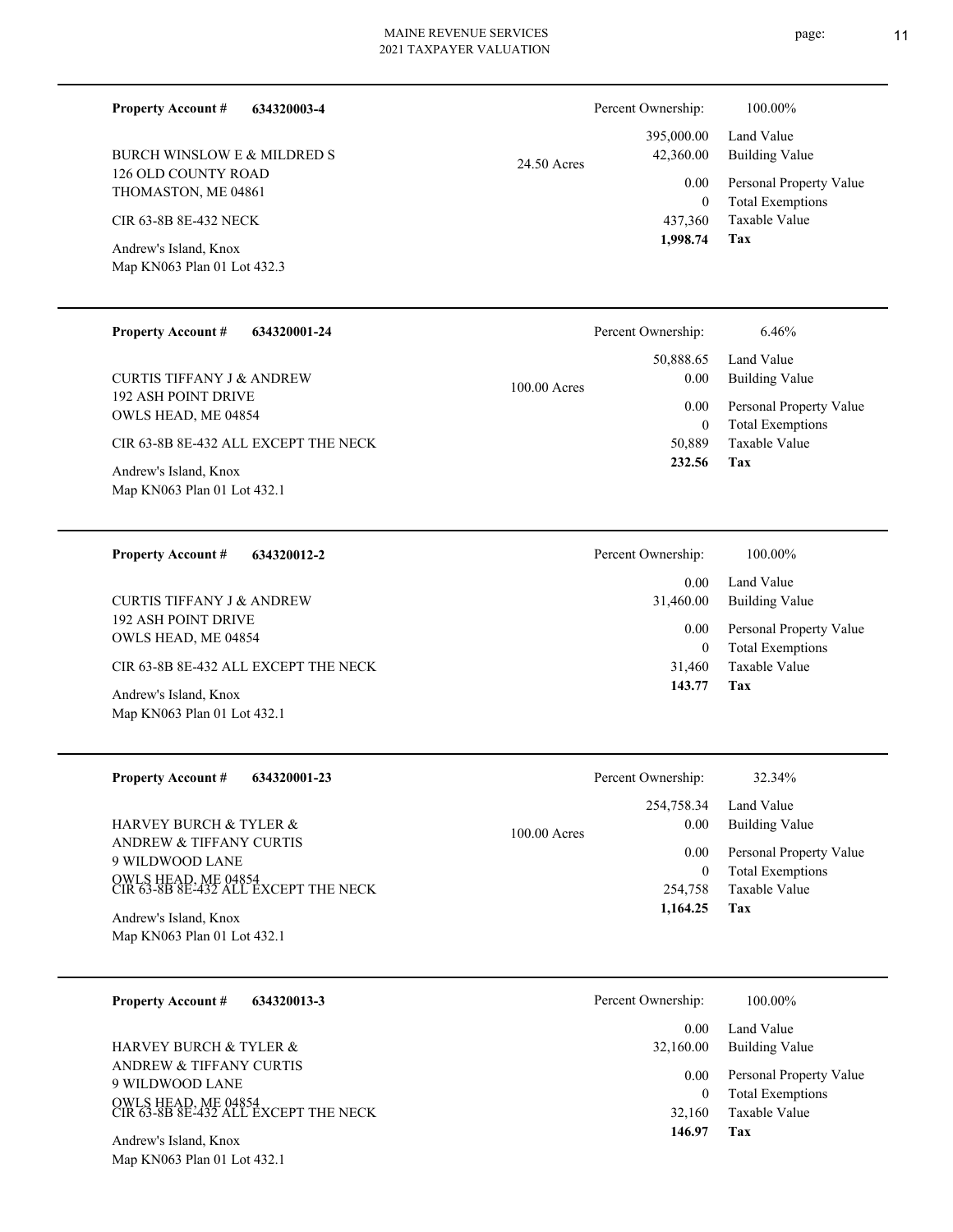**Property Account #** **634320003-4**

BURCH WINSLOW E & MILDRED S
126 OLD COUNTY ROAD
THOMASTON, ME 04861

CIR 63-8B 8E-432 NECK

Andrew's Island, Knox
Map KN063 Plan 01 Lot 432.3

24.50 Acres

| Percent Ownership: | 100.00% |
|---|---|
| 395,000.00 | Land Value |
| 42,360.00 | Building Value |
| 0.00 | Personal Property Value |
| 0 | Total Exemptions |
| 437,360 | Taxable Value |
| **1,998.74** | **Tax** |

---

**Property Account #** **634320001-24**

CURTIS TIFFANY J & ANDREW
192 ASH POINT DRIVE
OWLS HEAD, ME 04854

CIR 63-8B 8E-432 ALL EXCEPT THE NECK

Andrew's Island, Knox
Map KN063 Plan 01 Lot 432.1

100.00 Acres

| Percent Ownership: | 6.46% |
|---|---|
| 50,888.65 | Land Value |
| 0.00 | Building Value |
| 0.00 | Personal Property Value |
| 0 | Total Exemptions |
| 50,889 | Taxable Value |
| **232.56** | **Tax** |

---

**Property Account #** **634320012-2**

CURTIS TIFFANY J & ANDREW
192 ASH POINT DRIVE
OWLS HEAD, ME 04854

CIR 63-8B 8E-432 ALL EXCEPT THE NECK

Andrew's Island, Knox
Map KN063 Plan 01 Lot 432.1

| Percent Ownership: | 100.00% |
|---|---|
| 0.00 | Land Value |
| 31,460.00 | Building Value |
| 0.00 | Personal Property Value |
| 0 | Total Exemptions |
| 31,460 | Taxable Value |
| **143.77** | **Tax** |

---

**Property Account #** **634320001-23**

HARVEY BURCH & TYLER &
ANDREW & TIFFANY CURTIS
9 WILDWOOD LANE
OWLS HEAD, ME 04854

CIR 63-8B 8E-432 ALL EXCEPT THE NECK

Andrew's Island, Knox
Map KN063 Plan 01 Lot 432.1

100.00 Acres

| Percent Ownership: | 32.34% |
|---|---|
| 254,758.34 | Land Value |
| 0.00 | Building Value |
| 0.00 | Personal Property Value |
| 0 | Total Exemptions |
| 254,758 | Taxable Value |
| **1,164.25** | **Tax** |

---

**Property Account #** **634320013-3**

HARVEY BURCH & TYLER &
ANDREW & TIFFANY CURTIS
9 WILDWOOD LANE
OWLS HEAD, ME 04854

CIR 63-8B 8E-432 ALL EXCEPT THE NECK

Andrew's Island, Knox
Map KN063 Plan 01 Lot 432.1

| Percent Ownership: | 100.00% |
|---|---|
| 0.00 | Land Value |
| 32,160.00 | Building Value |
| 0.00 | Personal Property Value |
| 0 | Total Exemptions |
| 32,160 | Taxable Value |
| **146.97** | **Tax** |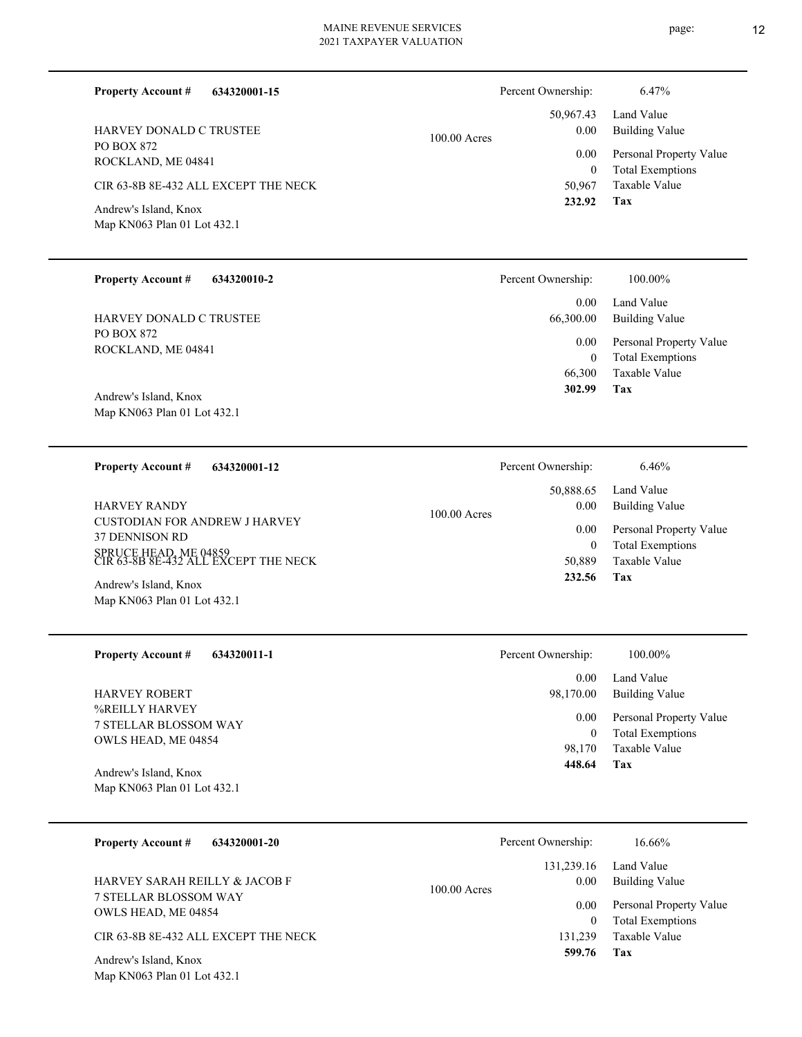**Property Account #** **634320001-15**

HARVEY DONALD C TRUSTEE
PO BOX 872
ROCKLAND, ME 04841

CIR 63-8B 8E-432 ALL EXCEPT THE NECK

Andrew's Island, Knox
Map KN063 Plan 01 Lot 432.1

100.00 Acres

| Percent Ownership: | 6.47% |
|---|---|
| 50,967.43 | Land Value |
| 0.00 | Building Value |
| 0.00 | Personal Property Value |
| 0 | Total Exemptions |
| 50,967 | Taxable Value |
| **232.92** | **Tax** |

---

**Property Account #** **634320010-2**

HARVEY DONALD C TRUSTEE
PO BOX 872
ROCKLAND, ME 04841

Andrew's Island, Knox
Map KN063 Plan 01 Lot 432.1

| Percent Ownership: | 100.00% |
|---|---|
| 0.00 | Land Value |
| 66,300.00 | Building Value |
| 0.00 | Personal Property Value |
| 0 | Total Exemptions |
| 66,300 | Taxable Value |
| **302.99** | **Tax** |

---

**Property Account #** **634320001-12**

HARVEY RANDY
CUSTODIAN FOR ANDREW J HARVEY
37 DENNISON RD
SPRUCE HEAD, ME 04859
CIR 63-8B 8E-432 ALL EXCEPT THE NECK

Andrew's Island, Knox
Map KN063 Plan 01 Lot 432.1

100.00 Acres

| Percent Ownership: | 6.46% |
|---|---|
| 50,888.65 | Land Value |
| 0.00 | Building Value |
| 0.00 | Personal Property Value |
| 0 | Total Exemptions |
| 50,889 | Taxable Value |
| **232.56** | **Tax** |

---

**Property Account #** **634320011-1**

HARVEY ROBERT
%REILLY HARVEY
7 STELLAR BLOSSOM WAY
OWLS HEAD, ME 04854

Andrew's Island, Knox
Map KN063 Plan 01 Lot 432.1

| Percent Ownership: | 100.00% |
|---|---|
| 0.00 | Land Value |
| 98,170.00 | Building Value |
| 0.00 | Personal Property Value |
| 0 | Total Exemptions |
| 98,170 | Taxable Value |
| **448.64** | **Tax** |

---

**Property Account #** **634320001-20**

HARVEY SARAH REILLY & JACOB F
7 STELLAR BLOSSOM WAY
OWLS HEAD, ME 04854

CIR 63-8B 8E-432 ALL EXCEPT THE NECK

Andrew's Island, Knox
Map KN063 Plan 01 Lot 432.1

100.00 Acres

| Percent Ownership: | 16.66% |
|---|---|
| 131,239.16 | Land Value |
| 0.00 | Building Value |
| 0.00 | Personal Property Value |
| 0 | Total Exemptions |
| 131,239 | Taxable Value |
| **599.76** | **Tax** |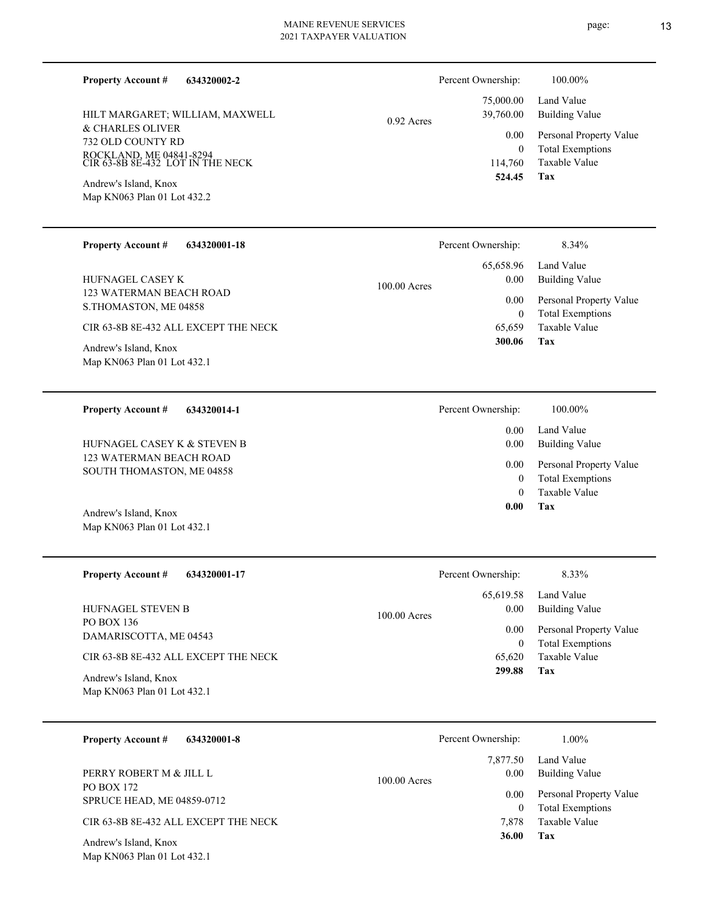**Property Account #** **634320002-2**

HILT MARGARET; WILLIAM, MAXWELL & CHARLES OLIVER
732 OLD COUNTY RD
ROCKLAND, ME 04841-8294
CIR 63-8B 8E-432 LOT IN THE NECK

Andrew's Island, Knox
Map KN063 Plan 01 Lot 432.2

0.92 Acres

| Percent Ownership: | 100.00% |
|---|---|
| 75,000.00 | Land Value |
| 39,760.00 | Building Value |
| 0.00 | Personal Property Value |
| 0 | Total Exemptions |
| 114,760 | Taxable Value |
| **524.45** | **Tax** |

---

**Property Account #** **634320001-18**

HUFNAGEL CASEY K
123 WATERMAN BEACH ROAD
S.THOMASTON, ME 04858

CIR 63-8B 8E-432 ALL EXCEPT THE NECK

Andrew's Island, Knox
Map KN063 Plan 01 Lot 432.1

100.00 Acres

| Percent Ownership: | 8.34% |
|---|---|
| 65,658.96 | Land Value |
| 0.00 | Building Value |
| 0.00 | Personal Property Value |
| 0 | Total Exemptions |
| 65,659 | Taxable Value |
| **300.06** | **Tax** |

---

**Property Account #** **634320014-1**

HUFNAGEL CASEY K & STEVEN B
123 WATERMAN BEACH ROAD
SOUTH THOMASTON, ME 04858

Andrew's Island, Knox
Map KN063 Plan 01 Lot 432.1

| Percent Ownership: | 100.00% |
|---|---|
| 0.00 | Land Value |
| 0.00 | Building Value |
| 0.00 | Personal Property Value |
| 0 | Total Exemptions |
| 0 | Taxable Value |
| **0.00** | **Tax** |

---

**Property Account #** **634320001-17**

HUFNAGEL STEVEN B
PO BOX 136
DAMARISCOTTA, ME 04543

CIR 63-8B 8E-432 ALL EXCEPT THE NECK

Andrew's Island, Knox
Map KN063 Plan 01 Lot 432.1

100.00 Acres

| Percent Ownership: | 8.33% |
|---|---|
| 65,619.58 | Land Value |
| 0.00 | Building Value |
| 0.00 | Personal Property Value |
| 0 | Total Exemptions |
| 65,620 | Taxable Value |
| **299.88** | **Tax** |

---

**Property Account #** **634320001-8**

PERRY ROBERT M & JILL L
PO BOX 172
SPRUCE HEAD, ME 04859-0712

CIR 63-8B 8E-432 ALL EXCEPT THE NECK

Andrew's Island, Knox
Map KN063 Plan 01 Lot 432.1

100.00 Acres

| Percent Ownership: | 1.00% |
|---|---|
| 7,877.50 | Land Value |
| 0.00 | Building Value |
| 0.00 | Personal Property Value |
| 0 | Total Exemptions |
| 7,878 | Taxable Value |
| **36.00** | **Tax** |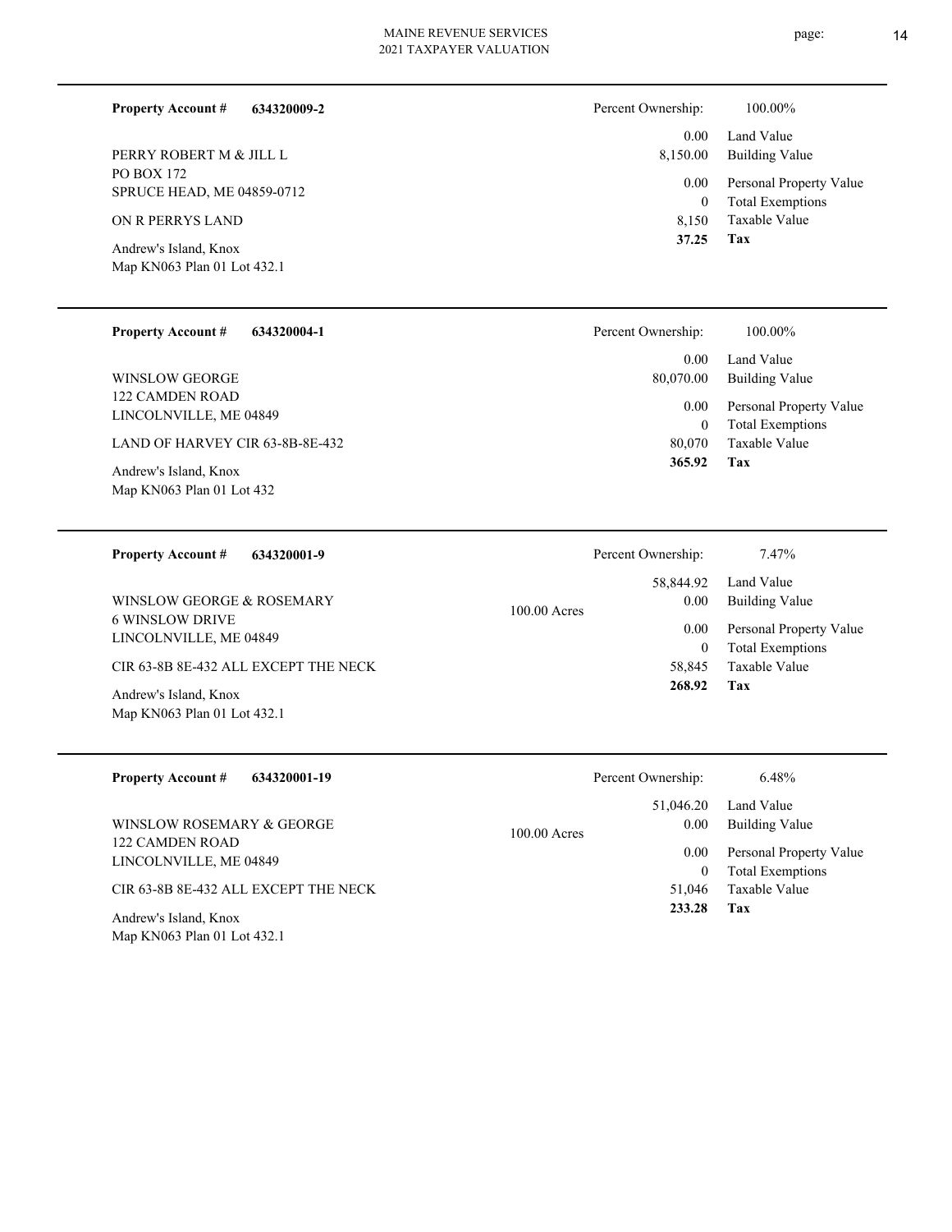**Property Account #** **634320009-2**

PERRY ROBERT M & JILL L
PO BOX 172
SPRUCE HEAD, ME 04859-0712

ON R PERRYS LAND

Andrew's Island, Knox
Map KN063 Plan 01 Lot 432.1

| Percent Ownership: | 100.00% |
|---|---|
| 0.00 | Land Value |
| 8,150.00 | Building Value |
| 0.00 | Personal Property Value |
| 0 | Total Exemptions |
| 8,150 | Taxable Value |
| **37.25** | **Tax** |

---

**Property Account #** **634320004-1**

WINSLOW GEORGE
122 CAMDEN ROAD
LINCOLNVILLE, ME 04849

LAND OF HARVEY CIR 63-8B-8E-432

Andrew's Island, Knox
Map KN063 Plan 01 Lot 432

| Percent Ownership: | 100.00% |
|---|---|
| 0.00 | Land Value |
| 80,070.00 | Building Value |
| 0.00 | Personal Property Value |
| 0 | Total Exemptions |
| 80,070 | Taxable Value |
| **365.92** | **Tax** |

---

**Property Account #** **634320001-9**

WINSLOW GEORGE & ROSEMARY
6 WINSLOW DRIVE
LINCOLNVILLE, ME 04849

CIR 63-8B 8E-432 ALL EXCEPT THE NECK

Andrew's Island, Knox
Map KN063 Plan 01 Lot 432.1

100.00 Acres

| Percent Ownership: | 7.47% |
|---|---|
| 58,844.92 | Land Value |
| 0.00 | Building Value |
| 0.00 | Personal Property Value |
| 0 | Total Exemptions |
| 58,845 | Taxable Value |
| **268.92** | **Tax** |

---

**Property Account #** **634320001-19**

WINSLOW ROSEMARY & GEORGE
122 CAMDEN ROAD
LINCOLNVILLE, ME 04849

CIR 63-8B 8E-432 ALL EXCEPT THE NECK

Andrew's Island, Knox
Map KN063 Plan 01 Lot 432.1

100.00 Acres

| Percent Ownership: | 6.48% |
|---|---|
| 51,046.20 | Land Value |
| 0.00 | Building Value |
| 0.00 | Personal Property Value |
| 0 | Total Exemptions |
| 51,046 | Taxable Value |
| **233.28** | **Tax** |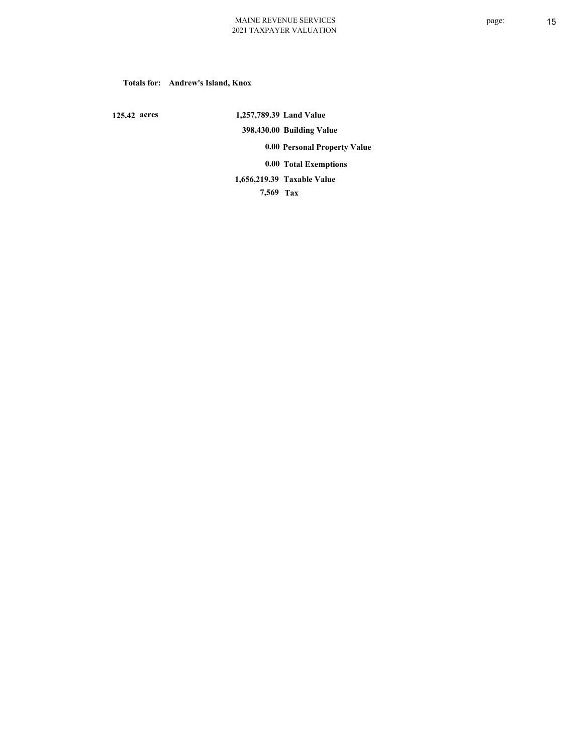**Totals for: Andrew's Island, Knox**

| | | |
|---|---|---|
| **125.42 acres** | **1,257,789.39** | **Land Value** |
| | **398,430.00** | **Building Value** |
| | **0.00** | **Personal Property Value** |
| | **0.00** | **Total Exemptions** |
| | **1,656,219.39** | **Taxable Value** |
| | **7,569** | **Tax** |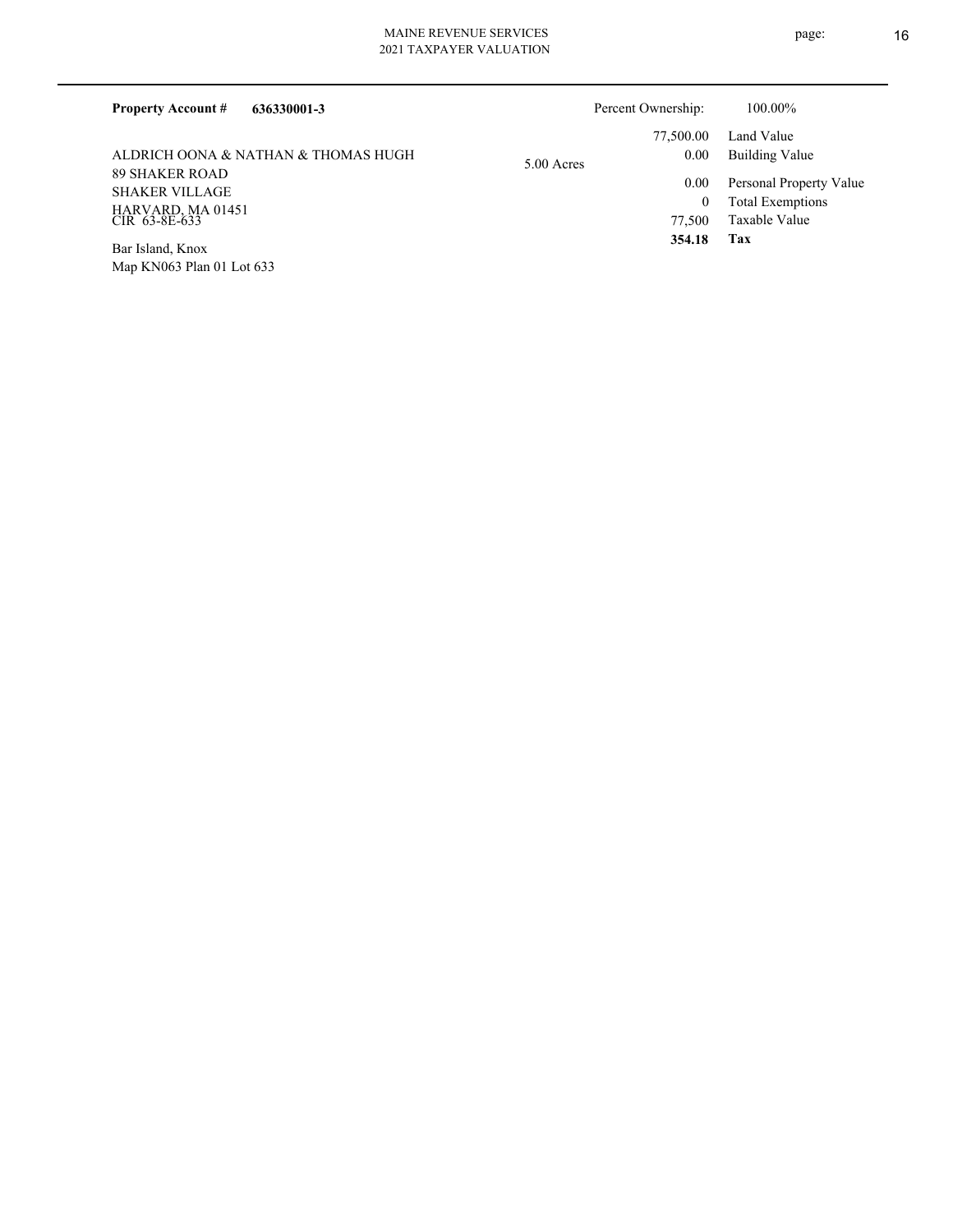**Property Account #** **636330001-3**

Percent Ownership: 100.00%

ALDRICH OONA & NATHAN & THOMAS HUGH
89 SHAKER ROAD
SHAKER VILLAGE
HARVARD, MA 01451
CIR 63-8E-633

Bar Island, Knox
Map KN063 Plan 01 Lot 633

5.00 Acres

| | |
|---|---|
| 77,500.00 | Land Value |
| 0.00 | Building Value |
| 0.00 | Personal Property Value |
| 0 | Total Exemptions |
| 77,500 | Taxable Value |
| **354.18** | **Tax** |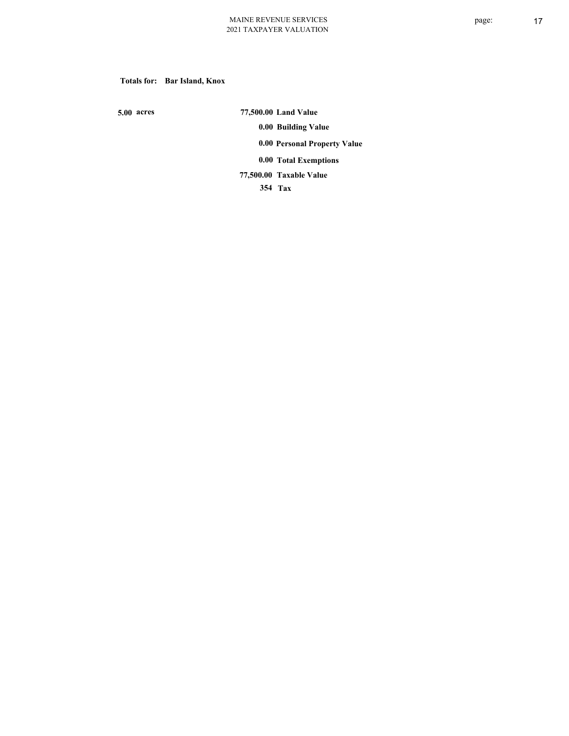**Totals for: Bar Island, Knox**

| | | |
|---|---|---|
| 5.00 acres | 77,500.00 | Land Value |
| | 0.00 | Building Value |
| | 0.00 | Personal Property Value |
| | 0.00 | Total Exemptions |
| | 77,500.00 | Taxable Value |
| | 354 | Tax |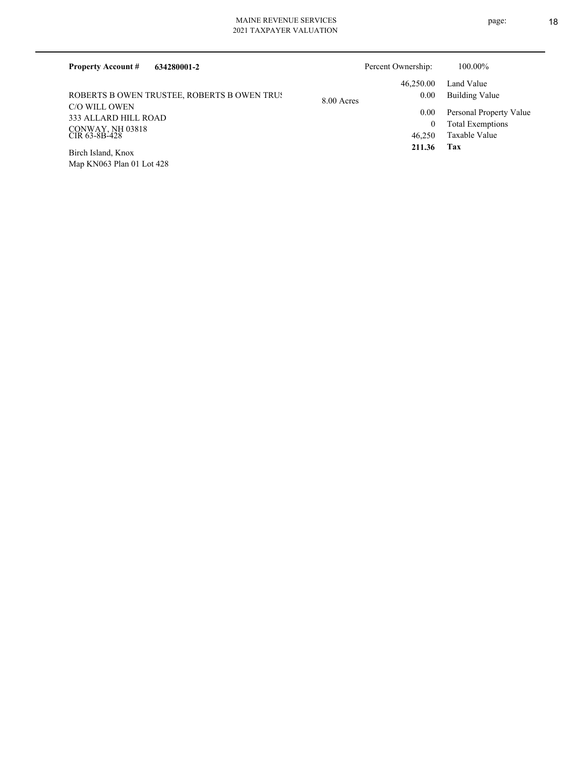**Property Account #** **634280001-2**

Percent Ownership: 100.00%

ROBERTS B OWEN TRUSTEE, ROBERTS B OWEN TRU!
C/O WILL OWEN
333 ALLARD HILL ROAD
CONWAY, NH 03818
CIR 63-8B-428

Birch Island, Knox
Map KN063 Plan 01 Lot 428

8.00 Acres

| | |
|---|---|
| 46,250.00 | Land Value |
| 0.00 | Building Value |
| 0.00 | Personal Property Value |
| 0 | Total Exemptions |
| 46,250 | Taxable Value |
| **211.36** | **Tax** |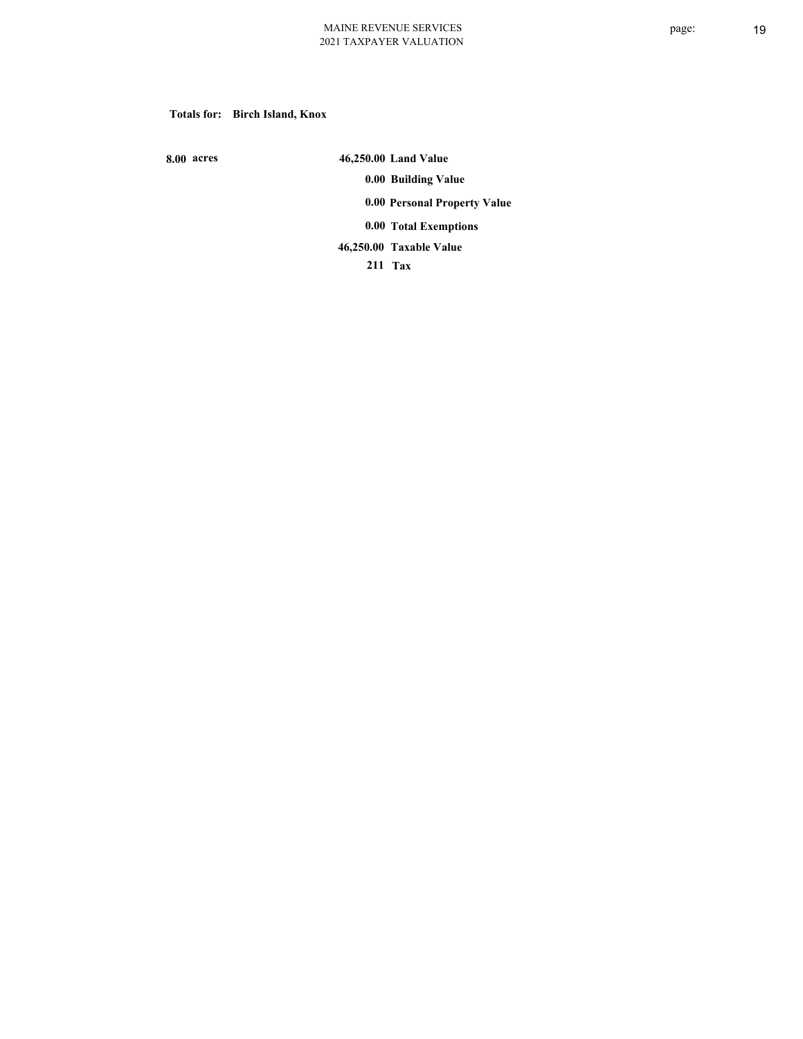**Totals for: Birch Island, Knox**

| | | |
|---|---|---|
| 8.00 acres | 46,250.00 | Land Value |
| | 0.00 | Building Value |
| | 0.00 | Personal Property Value |
| | 0.00 | Total Exemptions |
| | 46,250.00 | Taxable Value |
| | 211 | Tax |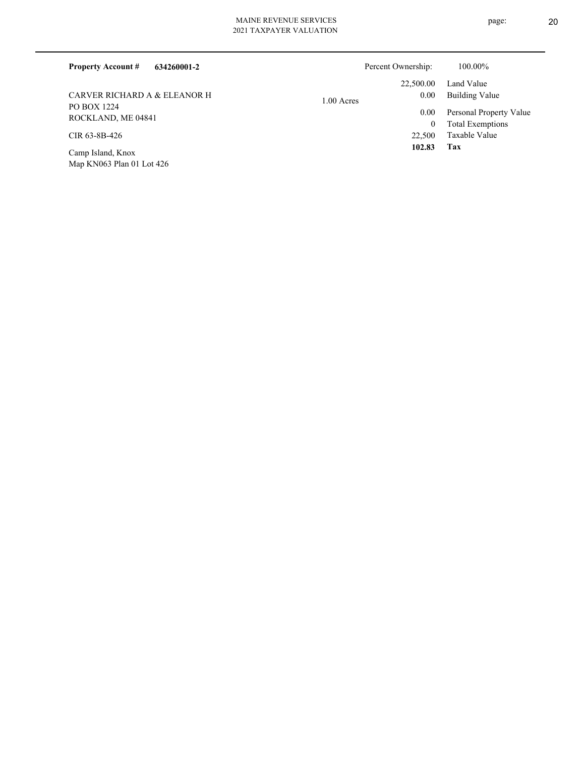**Property Account #** **634260001-2**

Percent Ownership: 100.00%

CARVER RICHARD A & ELEANOR H
PO BOX 1224
ROCKLAND, ME 04841

CIR 63-8B-426

Camp Island, Knox
Map KN063 Plan 01 Lot 426

1.00 Acres

| | |
|---|---|
| 22,500.00 | Land Value |
| 0.00 | Building Value |
| 0.00 | Personal Property Value |
| 0 | Total Exemptions |
| 22,500 | Taxable Value |
| **102.83** | **Tax** |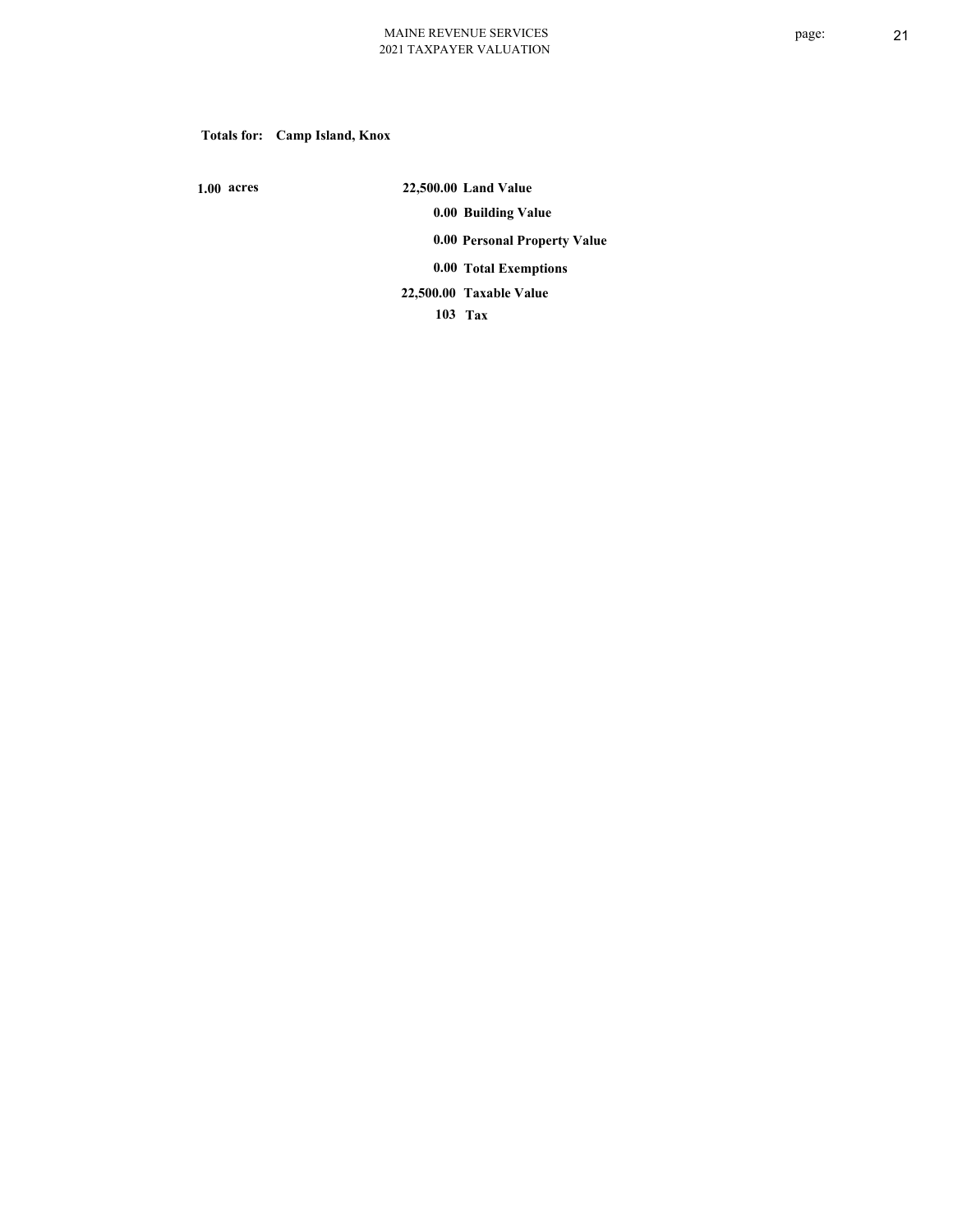**Totals for: Camp Island, Knox**

| | | |
|---|---|---|
| 1.00 acres | 22,500.00 | Land Value |
| | 0.00 | Building Value |
| | 0.00 | Personal Property Value |
| | 0.00 | Total Exemptions |
| | 22,500.00 | Taxable Value |
| | 103 | Tax |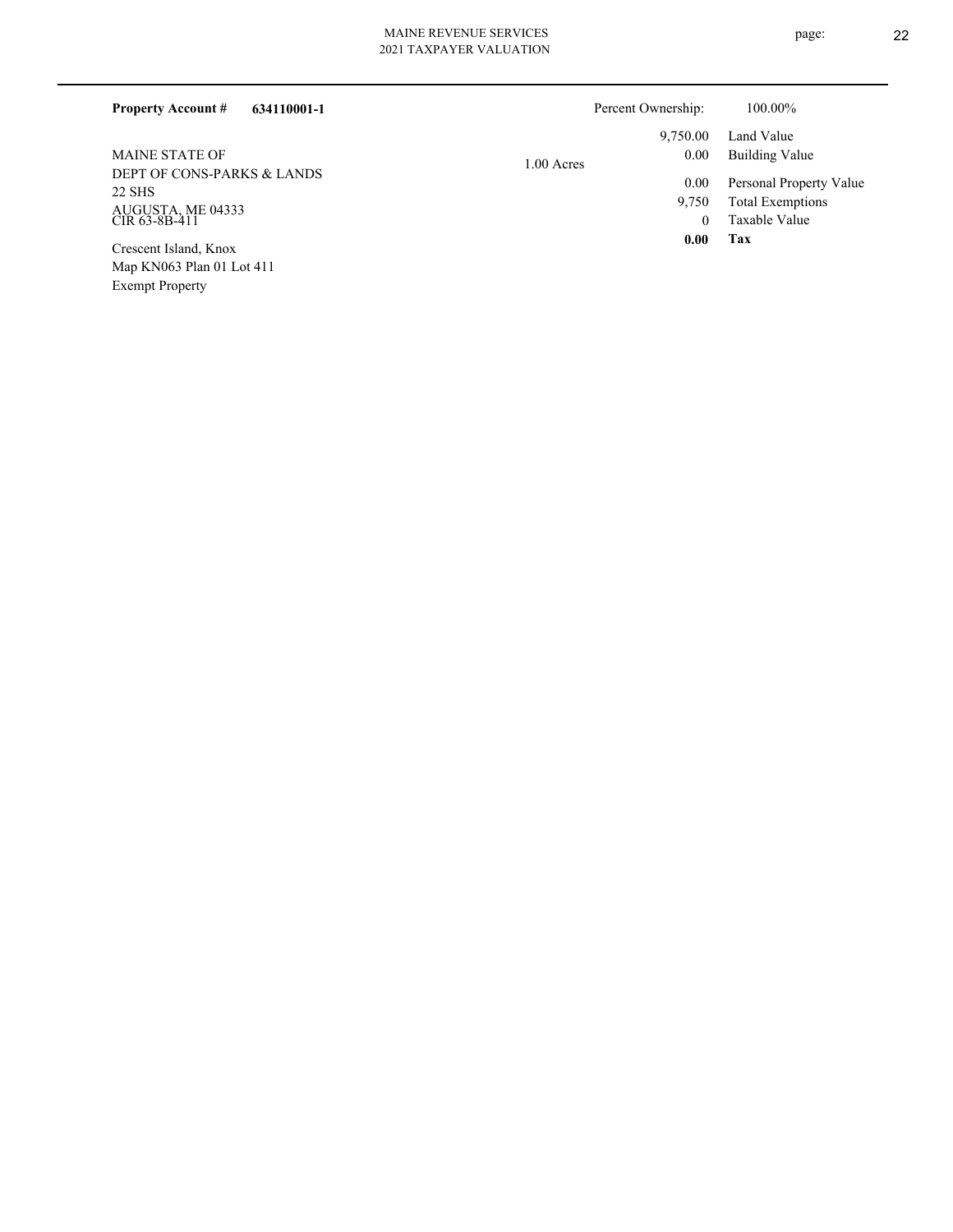**Property Account #** **634110001-1**

Percent Ownership: 100.00%

MAINE STATE OF
DEPT OF CONS-PARKS & LANDS
22 SHS
AUGUSTA, ME 04333
CIR 63-8B-411

Crescent Island, Knox
Map KN063 Plan 01 Lot 411
Exempt Property

1.00 Acres

| | |
|---|---|
| 9,750.00 | Land Value |
| 0.00 | Building Value |
| 0.00 | Personal Property Value |
| 9,750 | Total Exemptions |
| 0 | Taxable Value |
| **0.00** | **Tax** |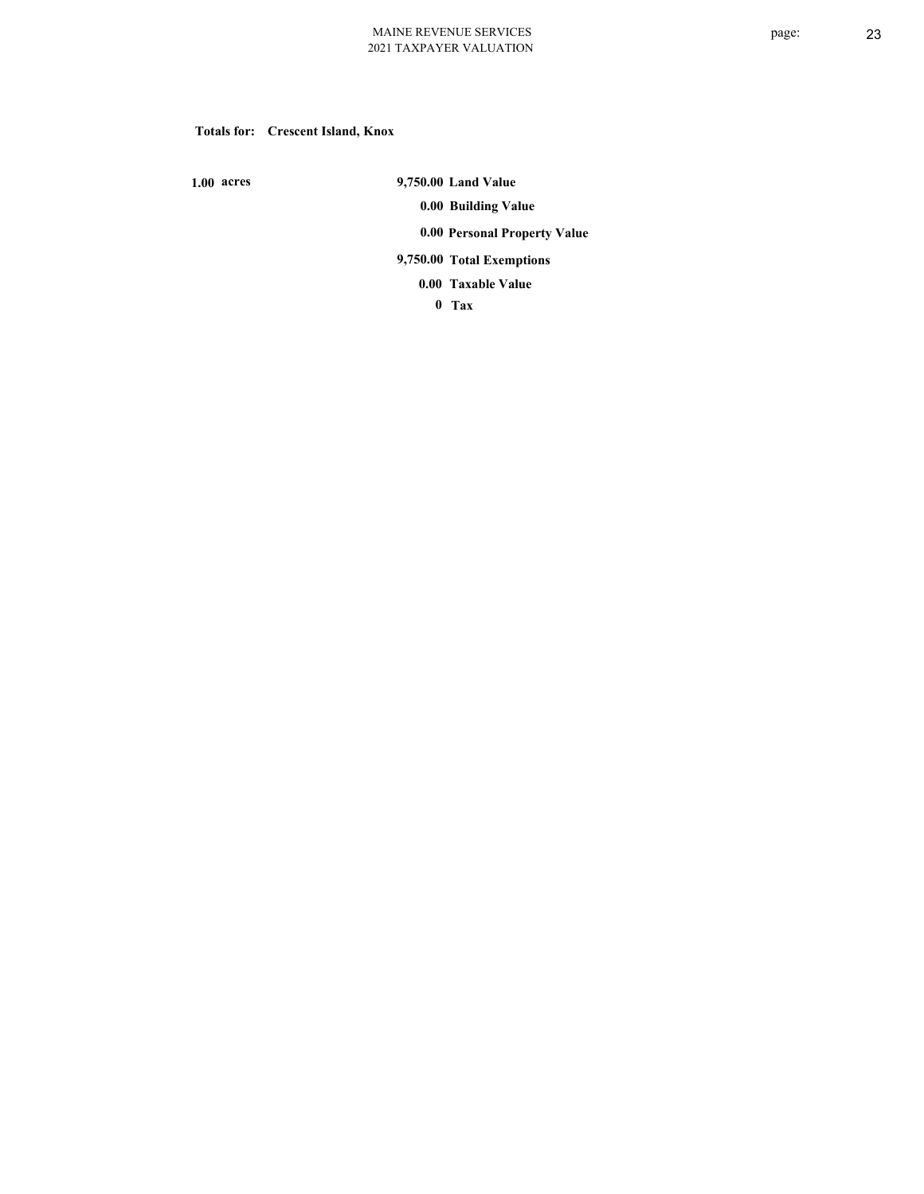**Totals for: Crescent Island, Knox**

| | | |
|---|---|---|
| 1.00 acres | 9,750.00 | Land Value |
| | 0.00 | Building Value |
| | 0.00 | Personal Property Value |
| | 9,750.00 | Total Exemptions |
| | 0.00 | Taxable Value |
| | 0 | Tax |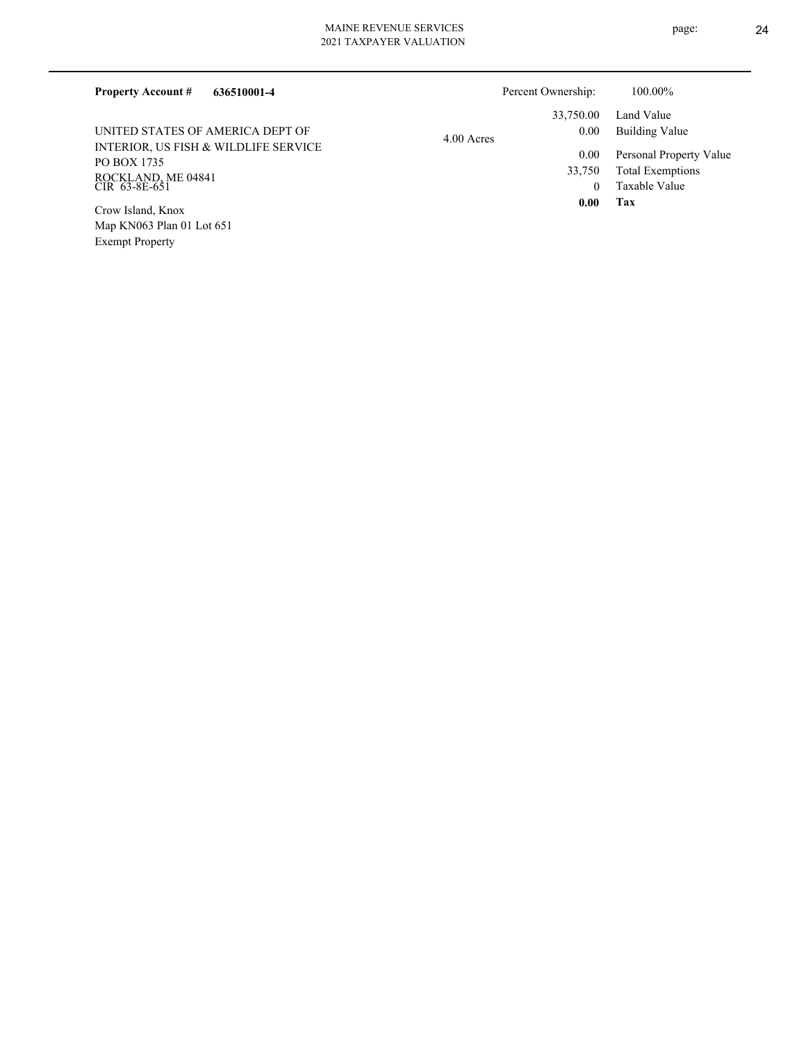**Property Account #** **636510001-4**

Percent Ownership: 100.00%

UNITED STATES OF AMERICA DEPT OF
INTERIOR, US FISH & WILDLIFE SERVICE
PO BOX 1735
ROCKLAND, ME 04841
CIR 63-8E-651

Crow Island, Knox
Map KN063 Plan 01 Lot 651
Exempt Property

4.00 Acres

| | |
|---|---|
| 33,750.00 | Land Value |
| 0.00 | Building Value |
| 0.00 | Personal Property Value |
| 33,750 | Total Exemptions |
| 0 | Taxable Value |
| **0.00** | **Tax** |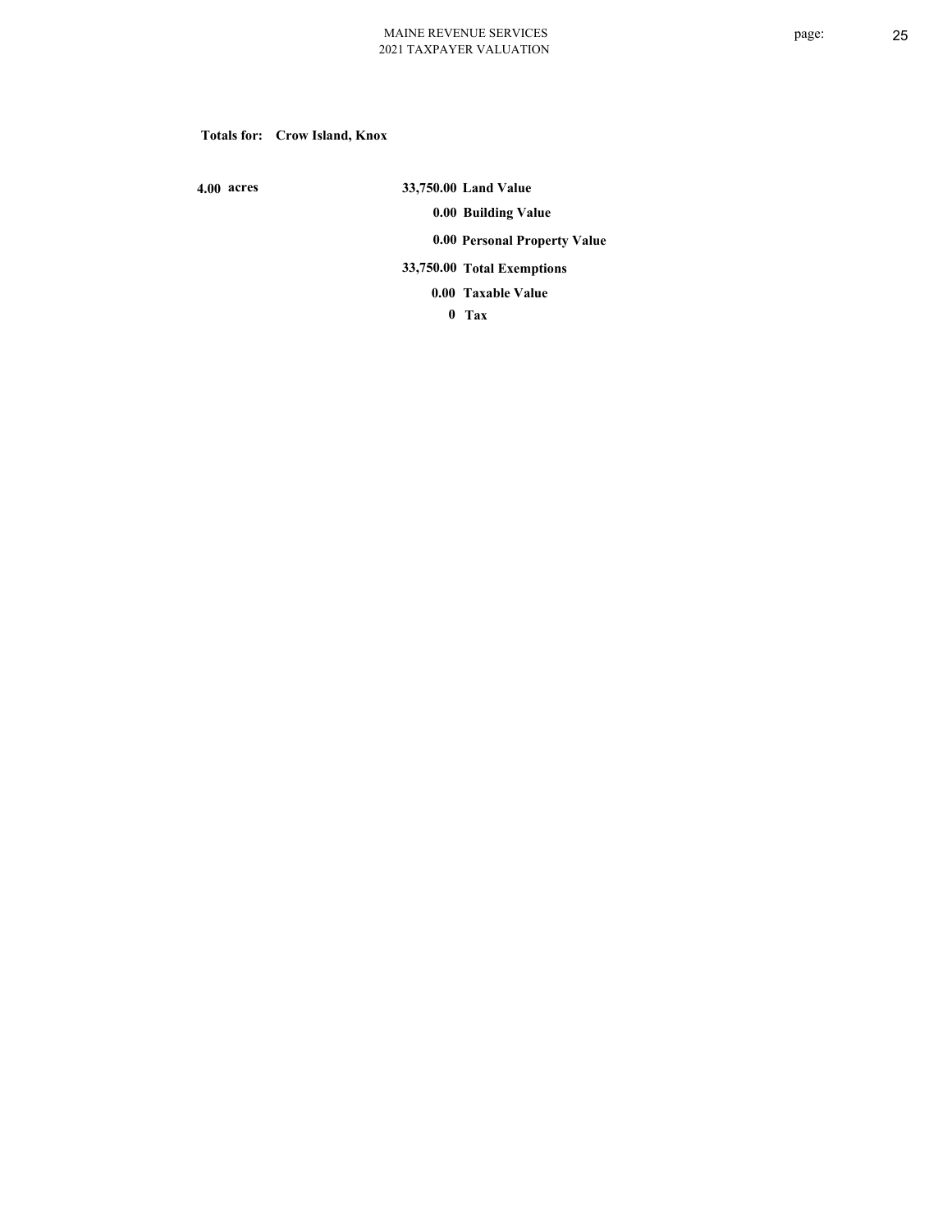**Totals for: Crow Island, Knox**

| | | |
|---|---|---|
| 4.00 acres | 33,750.00 | Land Value |
| | 0.00 | Building Value |
| | 0.00 | Personal Property Value |
| | 33,750.00 | Total Exemptions |
| | 0.00 | Taxable Value |
| | 0 | Tax |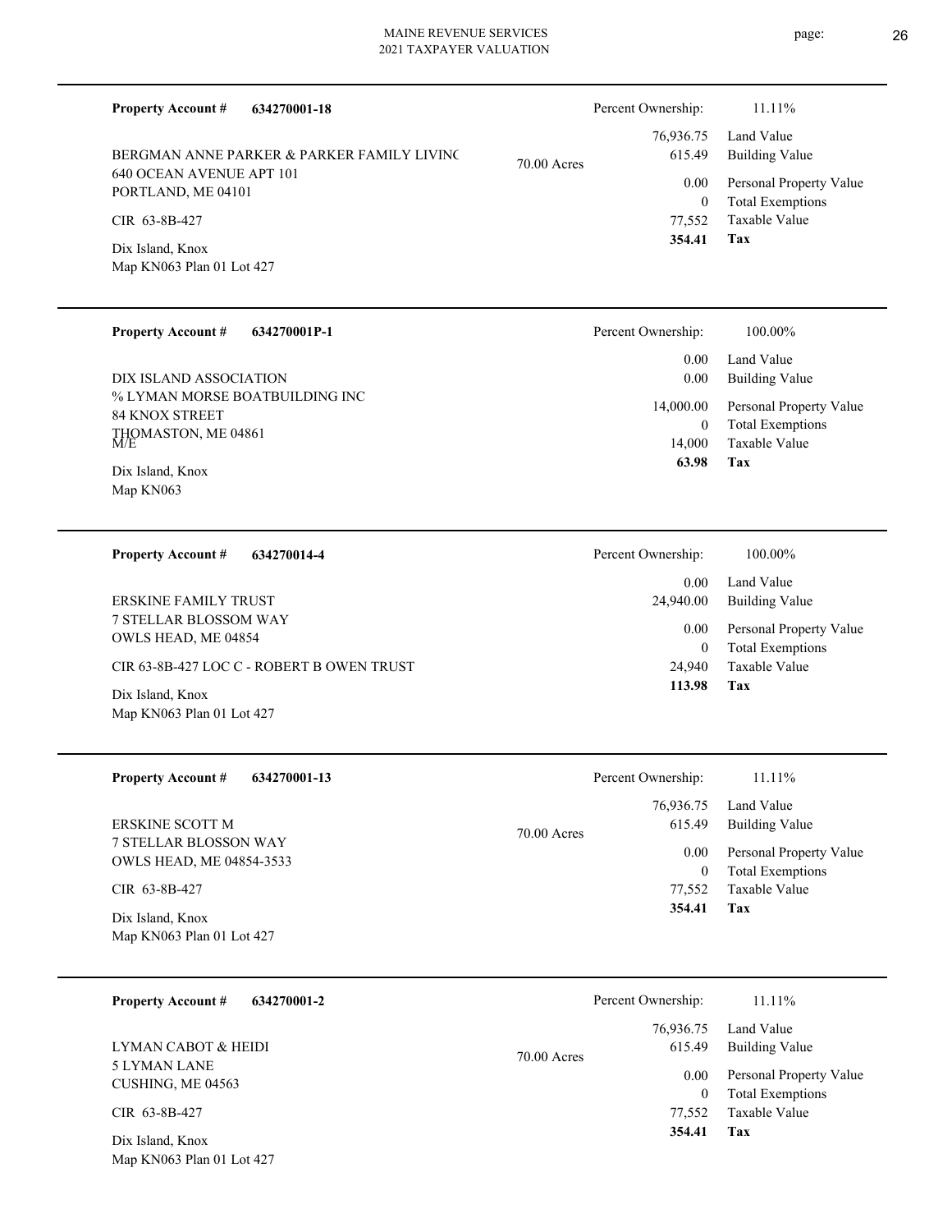**Property Account #** **634270001-18**

BERGMAN ANNE PARKER & PARKER FAMILY LIVINC
640 OCEAN AVENUE APT 101
PORTLAND, ME 04101

CIR 63-8B-427

Dix Island, Knox
Map KN063 Plan 01 Lot 427

70.00 Acres

| | |
|---|---|
| Percent Ownership: | 11.11% |
| 76,936.75 | Land Value |
| 615.49 | Building Value |
| 0.00 | Personal Property Value |
| 0 | Total Exemptions |
| 77,552 | Taxable Value |
| **354.41** | **Tax** |

---

**Property Account #** **634270001P-1**

DIX ISLAND ASSOCIATION
% LYMAN MORSE BOATBUILDING INC
84 KNOX STREET
THOMASTON, ME 04861
M/E

Dix Island, Knox
Map KN063

| | |
|---|---|
| Percent Ownership: | 100.00% |
| 0.00 | Land Value |
| 0.00 | Building Value |
| 14,000.00 | Personal Property Value |
| 0 | Total Exemptions |
| 14,000 | Taxable Value |
| **63.98** | **Tax** |

---

**Property Account #** **634270014-4**

ERSKINE FAMILY TRUST
7 STELLAR BLOSSOM WAY
OWLS HEAD, ME 04854

CIR 63-8B-427 LOC C - ROBERT B OWEN TRUST

Dix Island, Knox
Map KN063 Plan 01 Lot 427

| | |
|---|---|
| Percent Ownership: | 100.00% |
| 0.00 | Land Value |
| 24,940.00 | Building Value |
| 0.00 | Personal Property Value |
| 0 | Total Exemptions |
| 24,940 | Taxable Value |
| **113.98** | **Tax** |

---

**Property Account #** **634270001-13**

ERSKINE SCOTT M
7 STELLAR BLOSSON WAY
OWLS HEAD, ME 04854-3533

CIR 63-8B-427

Dix Island, Knox
Map KN063 Plan 01 Lot 427

70.00 Acres

| | |
|---|---|
| Percent Ownership: | 11.11% |
| 76,936.75 | Land Value |
| 615.49 | Building Value |
| 0.00 | Personal Property Value |
| 0 | Total Exemptions |
| 77,552 | Taxable Value |
| **354.41** | **Tax** |

---

**Property Account #** **634270001-2**

LYMAN CABOT & HEIDI
5 LYMAN LANE
CUSHING, ME 04563

CIR 63-8B-427

Dix Island, Knox
Map KN063 Plan 01 Lot 427

70.00 Acres

| | |
|---|---|
| Percent Ownership: | 11.11% |
| 76,936.75 | Land Value |
| 615.49 | Building Value |
| 0.00 | Personal Property Value |
| 0 | Total Exemptions |
| 77,552 | Taxable Value |
| **354.41** | **Tax** |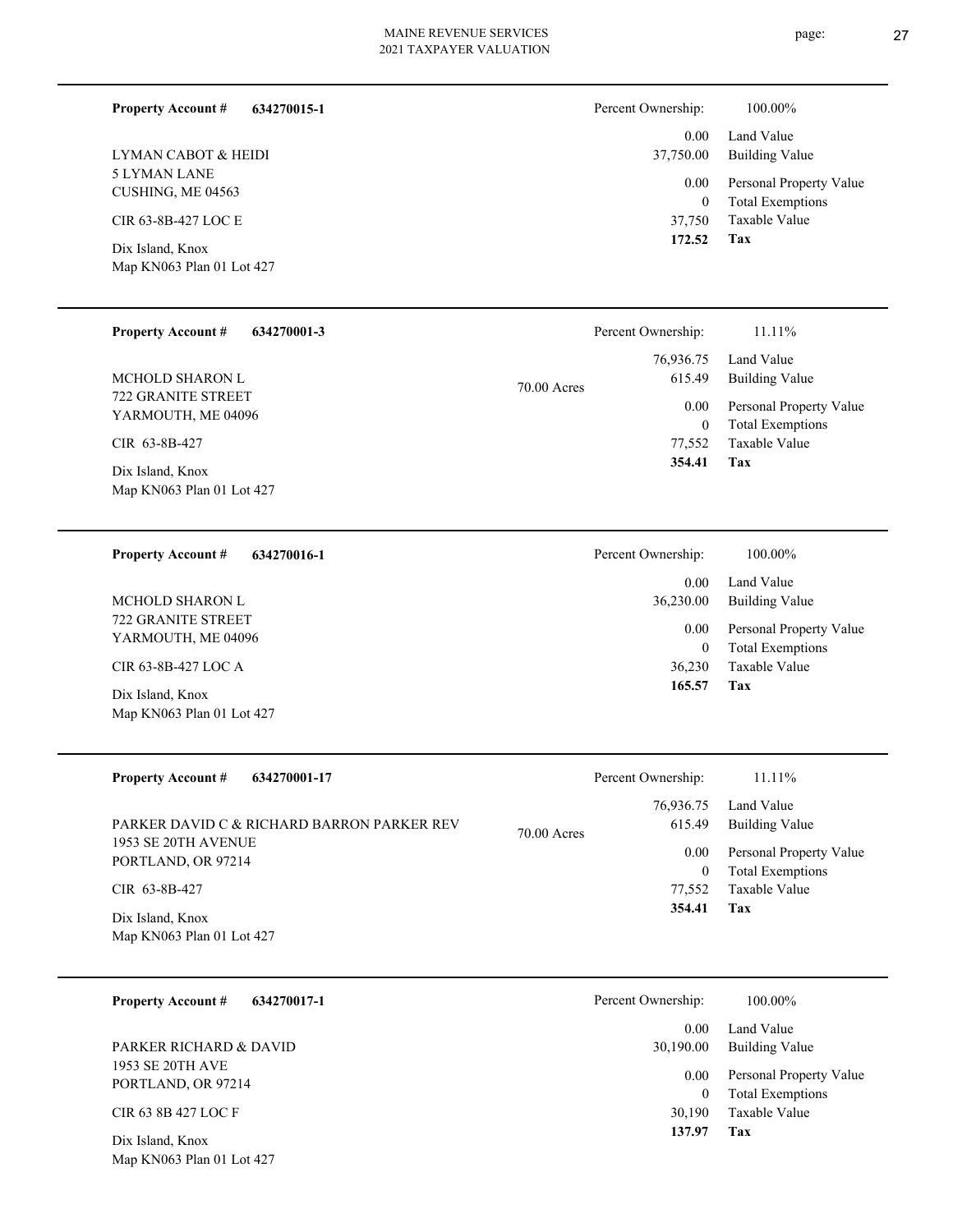**Property Account #** **634270015-1**

LYMAN CABOT & HEIDI
5 LYMAN LANE
CUSHING, ME 04563

CIR 63-8B-427 LOC E

Dix Island, Knox
Map KN063 Plan 01 Lot 427

| Percent Ownership: | 100.00% |
|---|---|
| 0.00 | Land Value |
| 37,750.00 | Building Value |
| 0.00 | Personal Property Value |
| 0 | Total Exemptions |
| 37,750 | Taxable Value |
| **172.52** | **Tax** |

---

**Property Account #** **634270001-3**

MCHOLD SHARON L
722 GRANITE STREET
YARMOUTH, ME 04096

CIR 63-8B-427

Dix Island, Knox
Map KN063 Plan 01 Lot 427

70.00 Acres

| Percent Ownership: | 11.11% |
|---|---|
| 76,936.75 | Land Value |
| 615.49 | Building Value |
| 0.00 | Personal Property Value |
| 0 | Total Exemptions |
| 77,552 | Taxable Value |
| **354.41** | **Tax** |

---

**Property Account #** **634270016-1**

MCHOLD SHARON L
722 GRANITE STREET
YARMOUTH, ME 04096

CIR 63-8B-427 LOC A

Dix Island, Knox
Map KN063 Plan 01 Lot 427

| Percent Ownership: | 100.00% |
|---|---|
| 0.00 | Land Value |
| 36,230.00 | Building Value |
| 0.00 | Personal Property Value |
| 0 | Total Exemptions |
| 36,230 | Taxable Value |
| **165.57** | **Tax** |

---

**Property Account #** **634270001-17**

PARKER DAVID C & RICHARD BARRON PARKER REV
1953 SE 20TH AVENUE
PORTLAND, OR 97214

CIR 63-8B-427

Dix Island, Knox
Map KN063 Plan 01 Lot 427

70.00 Acres

| Percent Ownership: | 11.11% |
|---|---|
| 76,936.75 | Land Value |
| 615.49 | Building Value |
| 0.00 | Personal Property Value |
| 0 | Total Exemptions |
| 77,552 | Taxable Value |
| **354.41** | **Tax** |

---

**Property Account #** **634270017-1**

PARKER RICHARD & DAVID
1953 SE 20TH AVE
PORTLAND, OR 97214

CIR 63 8B 427 LOC F

Dix Island, Knox
Map KN063 Plan 01 Lot 427

| Percent Ownership: | 100.00% |
|---|---|
| 0.00 | Land Value |
| 30,190.00 | Building Value |
| 0.00 | Personal Property Value |
| 0 | Total Exemptions |
| 30,190 | Taxable Value |
| **137.97** | **Tax** |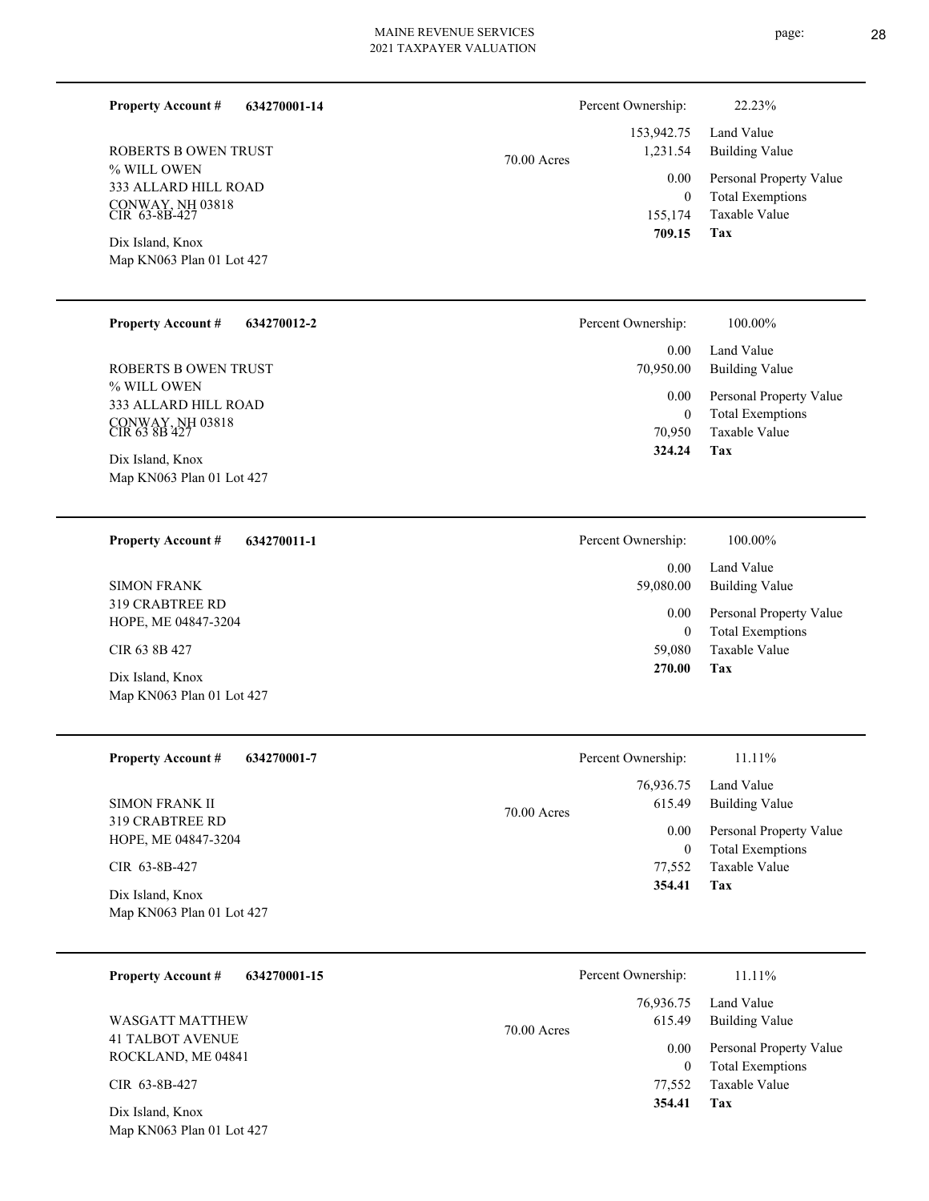**Property Account #** **634270001-14**

ROBERTS B OWEN TRUST
% WILL OWEN
333 ALLARD HILL ROAD
CONWAY, NH 03818
CIR 63-8B-427

Dix Island, Knox
Map KN063 Plan 01 Lot 427

70.00 Acres

| | |
|---|---|
| Percent Ownership: | 22.23% |
| 153,942.75 | Land Value |
| 1,231.54 | Building Value |
| 0.00 | Personal Property Value |
| 0 | Total Exemptions |
| 155,174 | Taxable Value |
| **709.15** | **Tax** |

---

**Property Account #** **634270012-2**

ROBERTS B OWEN TRUST
% WILL OWEN
333 ALLARD HILL ROAD
CONWAY, NH 03818
CIR 63 8B 427

Dix Island, Knox
Map KN063 Plan 01 Lot 427

| | |
|---|---|
| Percent Ownership: | 100.00% |
| 0.00 | Land Value |
| 70,950.00 | Building Value |
| 0.00 | Personal Property Value |
| 0 | Total Exemptions |
| 70,950 | Taxable Value |
| **324.24** | **Tax** |

---

**Property Account #** **634270011-1**

SIMON FRANK
319 CRABTREE RD
HOPE, ME 04847-3204

CIR 63 8B 427

Dix Island, Knox
Map KN063 Plan 01 Lot 427

| | |
|---|---|
| Percent Ownership: | 100.00% |
| 0.00 | Land Value |
| 59,080.00 | Building Value |
| 0.00 | Personal Property Value |
| 0 | Total Exemptions |
| 59,080 | Taxable Value |
| **270.00** | **Tax** |

---

**Property Account #** **634270001-7**

SIMON FRANK II
319 CRABTREE RD
HOPE, ME 04847-3204

CIR 63-8B-427

Dix Island, Knox
Map KN063 Plan 01 Lot 427

70.00 Acres

| | |
|---|---|
| Percent Ownership: | 11.11% |
| 76,936.75 | Land Value |
| 615.49 | Building Value |
| 0.00 | Personal Property Value |
| 0 | Total Exemptions |
| 77,552 | Taxable Value |
| **354.41** | **Tax** |

---

**Property Account #** **634270001-15**

WASGATT MATTHEW
41 TALBOT AVENUE
ROCKLAND, ME 04841

CIR 63-8B-427

Dix Island, Knox
Map KN063 Plan 01 Lot 427

70.00 Acres

| | |
|---|---|
| Percent Ownership: | 11.11% |
| 76,936.75 | Land Value |
| 615.49 | Building Value |
| 0.00 | Personal Property Value |
| 0 | Total Exemptions |
| 77,552 | Taxable Value |
| **354.41** | **Tax** |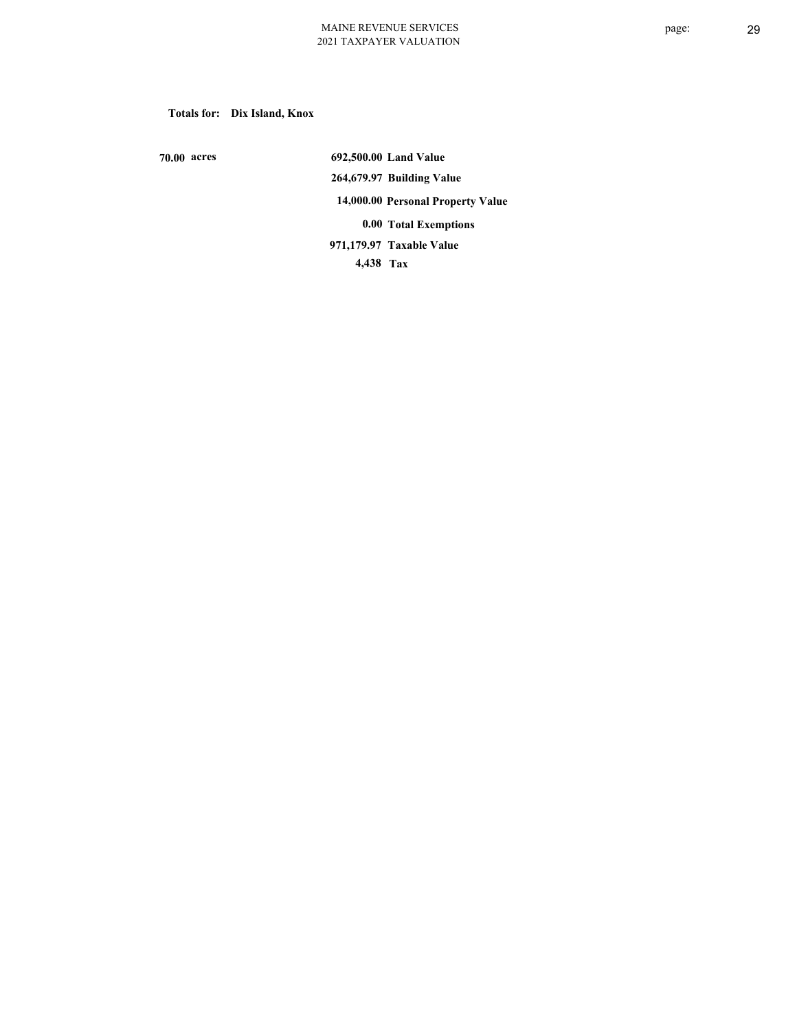**Totals for: Dix Island, Knox**

| | | |
|---|---|---|
| **70.00 acres** | **692,500.00** | **Land Value** |
| | **264,679.97** | **Building Value** |
| | **14,000.00** | **Personal Property Value** |
| | **0.00** | **Total Exemptions** |
| | **971,179.97** | **Taxable Value** |
| | **4,438** | **Tax** |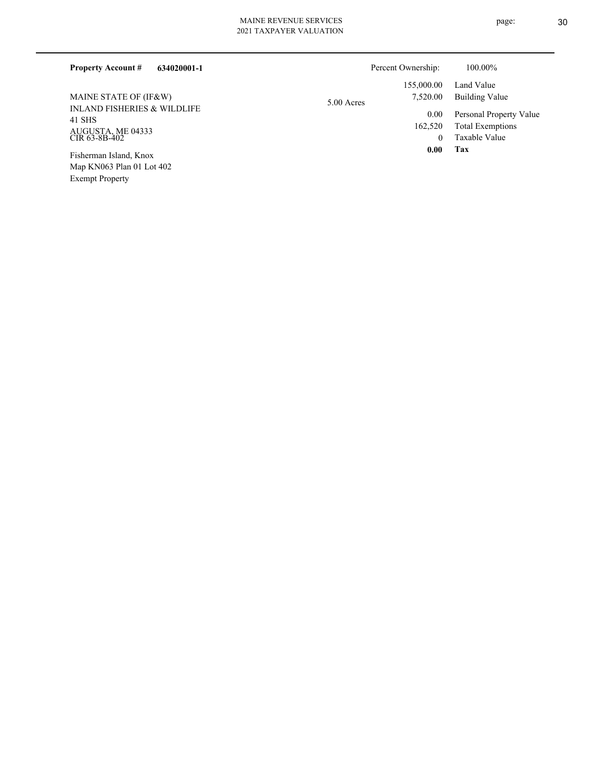**Property Account #** **634020001-1**

Percent Ownership: 100.00%

MAINE STATE OF (IF&W)
INLAND FISHERIES & WILDLIFE
41 SHS
AUGUSTA, ME 04333
CIR 63-8B-402

Fisherman Island, Knox
Map KN063 Plan 01 Lot 402
Exempt Property

5.00 Acres

| | |
|---|---|
| 155,000.00 | Land Value |
| 7,520.00 | Building Value |
| 0.00 | Personal Property Value |
| 162,520 | Total Exemptions |
| 0 | Taxable Value |
| **0.00** | **Tax** |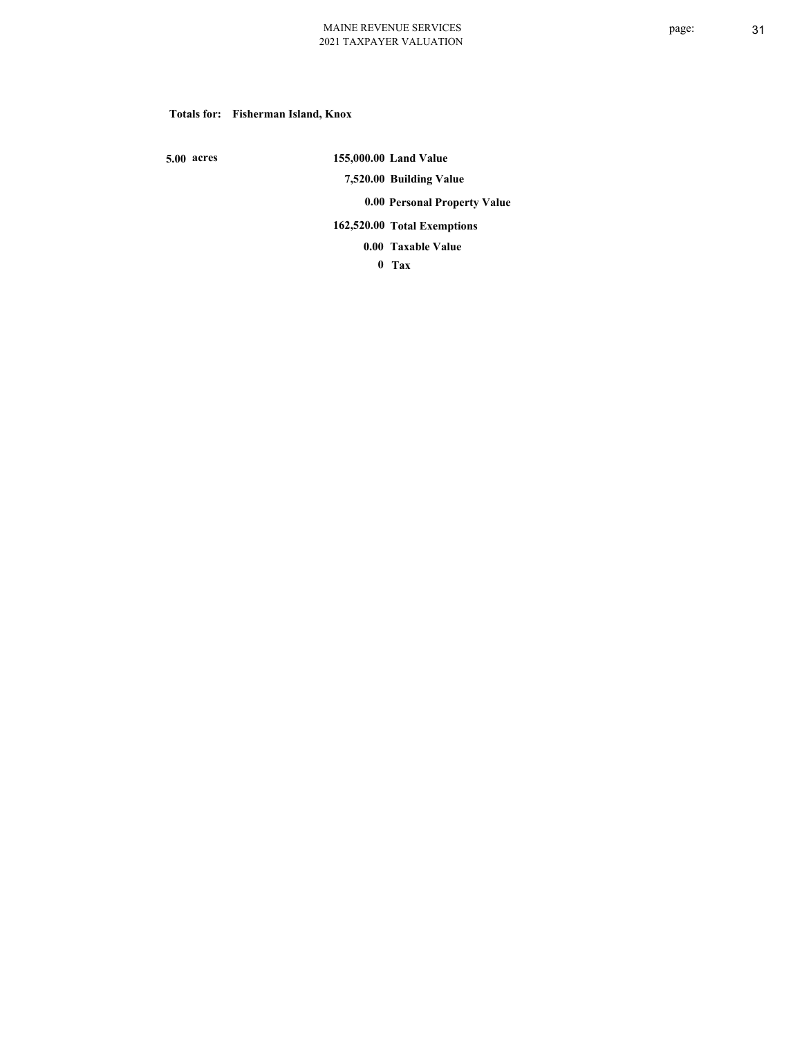**Totals for: Fisherman Island, Knox**

**5.00 acres**

| | |
|---|---|
| **155,000.00** | **Land Value** |
| **7,520.00** | **Building Value** |
| **0.00** | **Personal Property Value** |
| **162,520.00** | **Total Exemptions** |
| **0.00** | **Taxable Value** |
| **0** | **Tax** |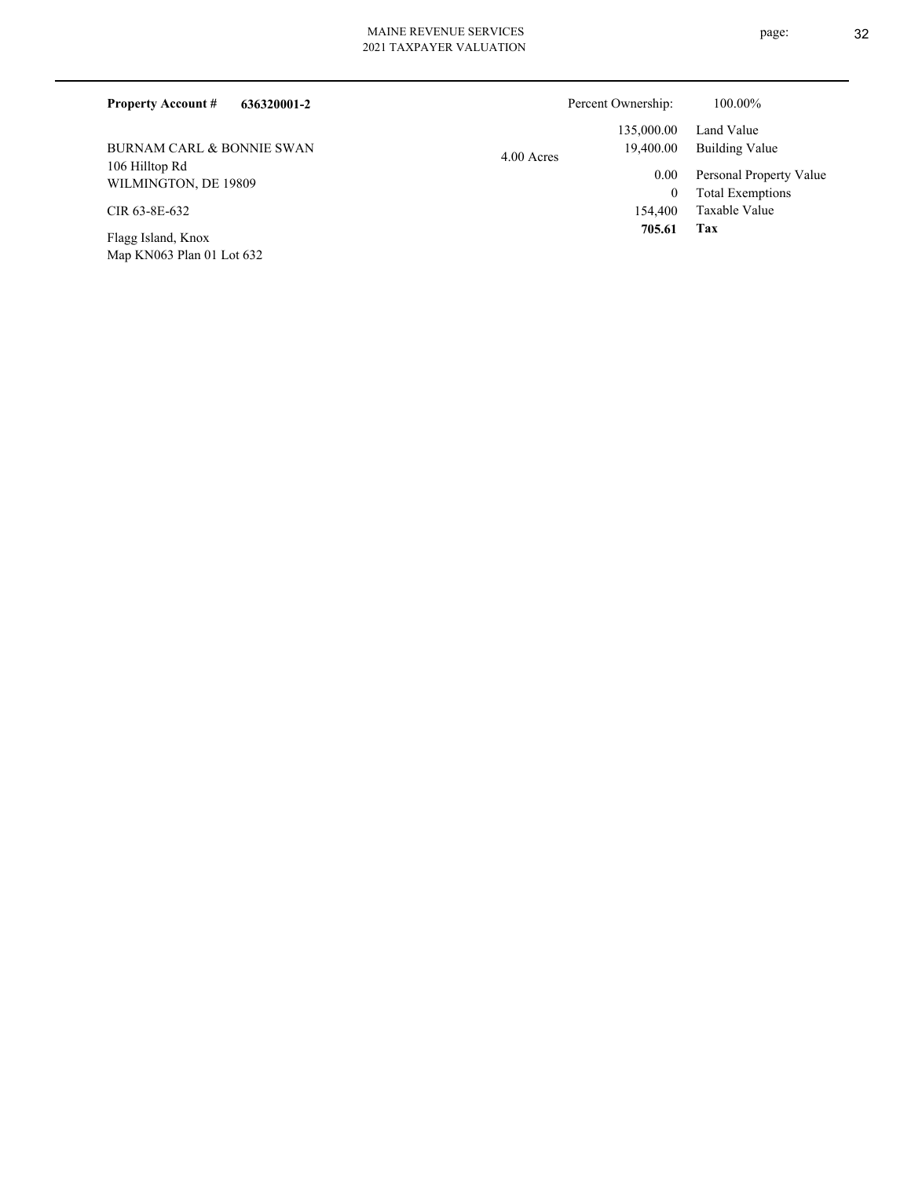**Property Account #** **636320001-2**

Percent Ownership: 100.00%

BURNAM CARL & BONNIE SWAN
106 Hilltop Rd
WILMINGTON, DE 19809

CIR 63-8E-632

Flagg Island, Knox
Map KN063 Plan 01 Lot 632

4.00 Acres

| | |
|---|---|
| 135,000.00 | Land Value |
| 19,400.00 | Building Value |
| 0.00 | Personal Property Value |
| 0 | Total Exemptions |
| 154,400 | Taxable Value |
| **705.61** | **Tax** |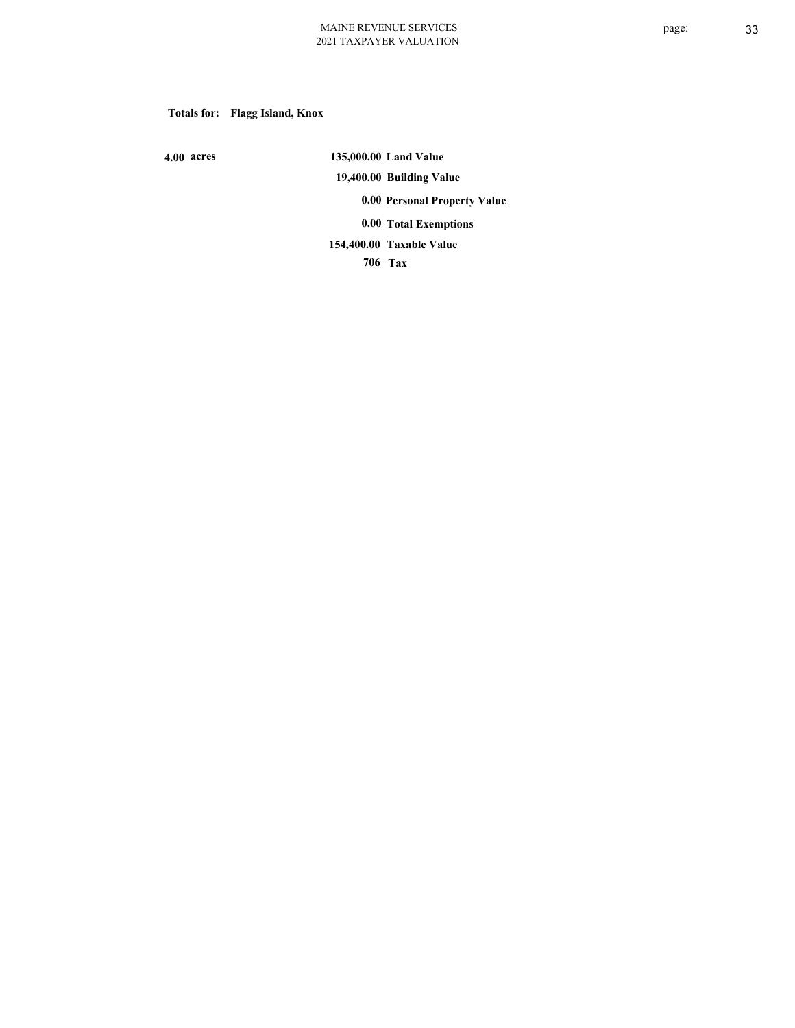**Totals for: Flagg Island, Knox**

| | | |
|---|---|---|
| 4.00 acres | 135,000.00 | Land Value |
| | 19,400.00 | Building Value |
| | 0.00 | Personal Property Value |
| | 0.00 | Total Exemptions |
| | 154,400.00 | Taxable Value |
| | 706 | Tax |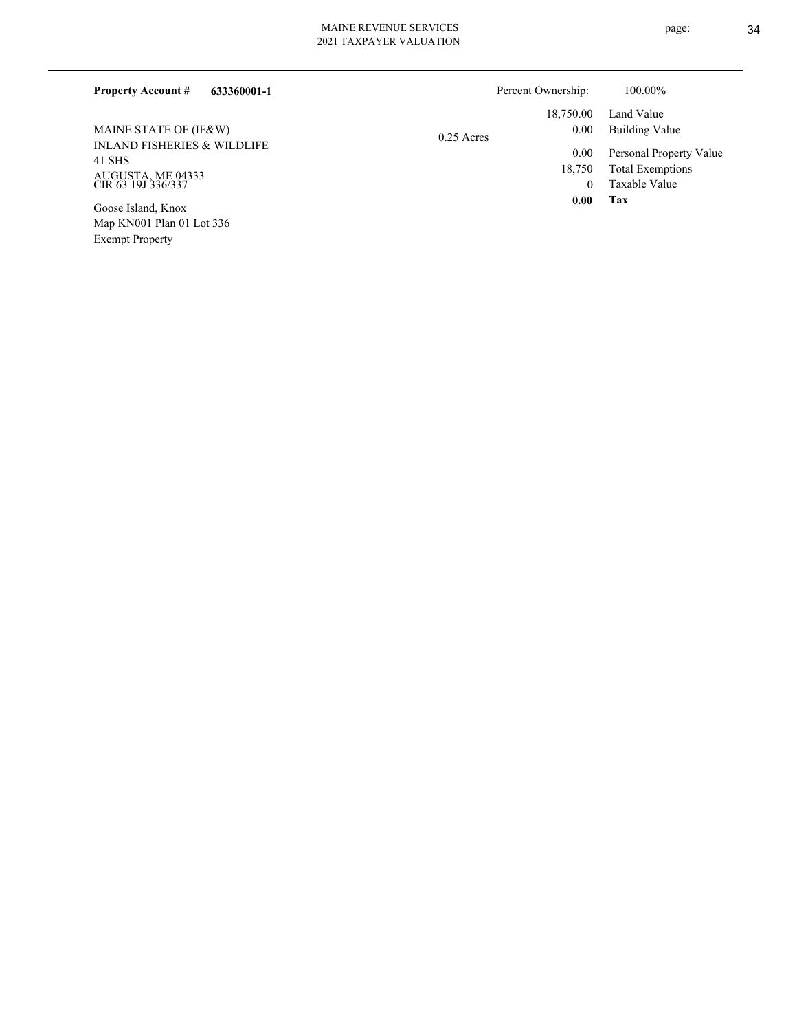**Property Account #** **633360001-1**

Percent Ownership: 100.00%

MAINE STATE OF (IF&W)
INLAND FISHERIES & WILDLIFE
41 SHS
AUGUSTA, ME 04333
CIR 63 19J 336/337

Goose Island, Knox
Map KN001 Plan 01 Lot 336
Exempt Property

0.25 Acres

| | |
|---|---|
| 18,750.00 | Land Value |
| 0.00 | Building Value |
| 0.00 | Personal Property Value |
| 18,750 | Total Exemptions |
| 0 | Taxable Value |
| **0.00** | **Tax** |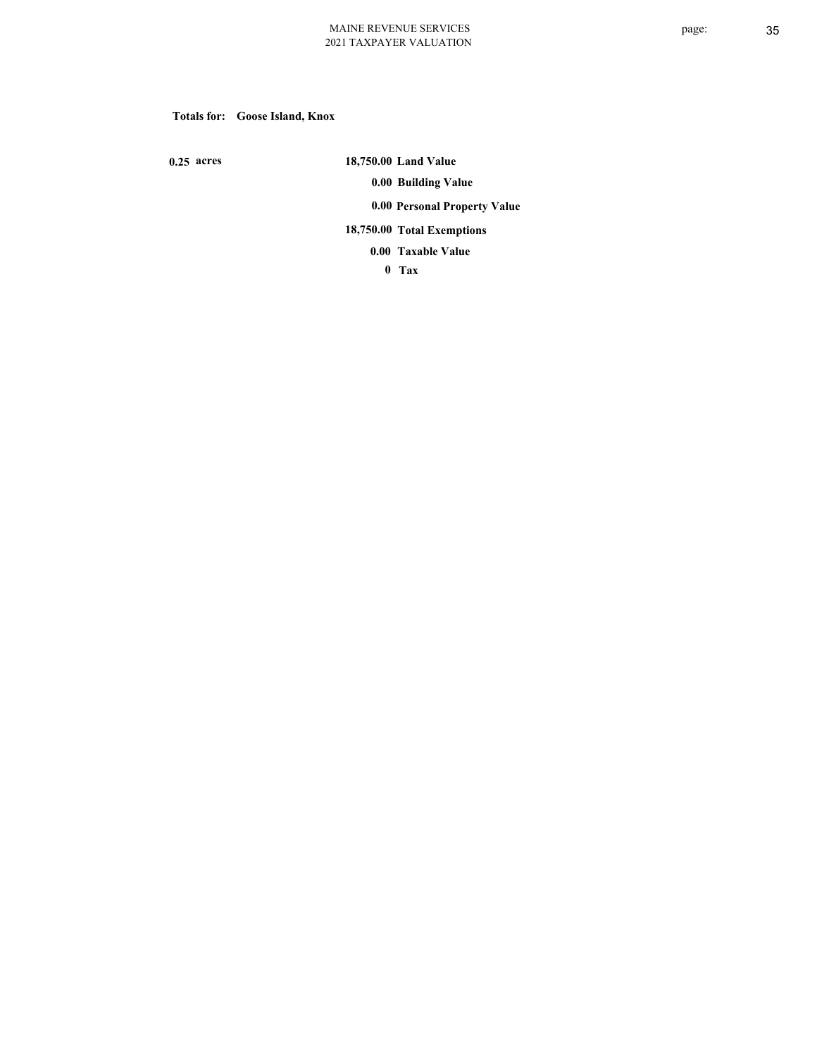**Totals for: Goose Island, Knox**

**0.25 acres**

| | |
|---|---|
| **18,750.00** | **Land Value** |
| **0.00** | **Building Value** |
| **0.00** | **Personal Property Value** |
| **18,750.00** | **Total Exemptions** |
| **0.00** | **Taxable Value** |
| **0** | **Tax** |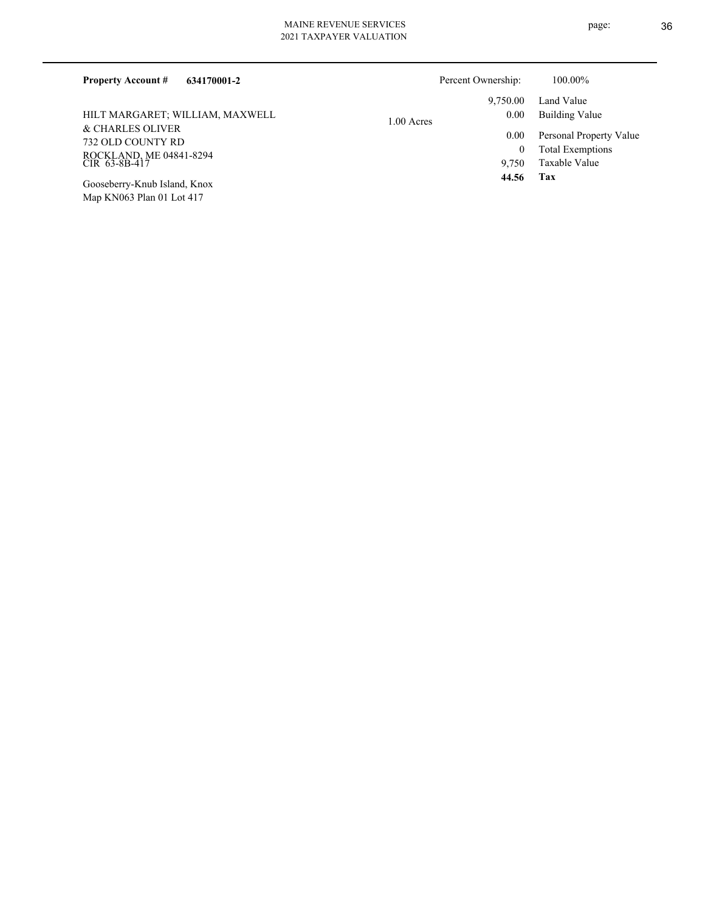**Property Account #** **634170001-2**

Percent Ownership: 100.00%

HILT MARGARET; WILLIAM, MAXWELL
& CHARLES OLIVER
732 OLD COUNTY RD
ROCKLAND, ME 04841-8294
CIR 63-8B-417

Gooseberry-Knub Island, Knox
Map KN063 Plan 01 Lot 417

1.00 Acres

| | |
|---|---|
| 9,750.00 | Land Value |
| 0.00 | Building Value |
| 0.00 | Personal Property Value |
| 0 | Total Exemptions |
| 9,750 | Taxable Value |
| **44.56** | **Tax** |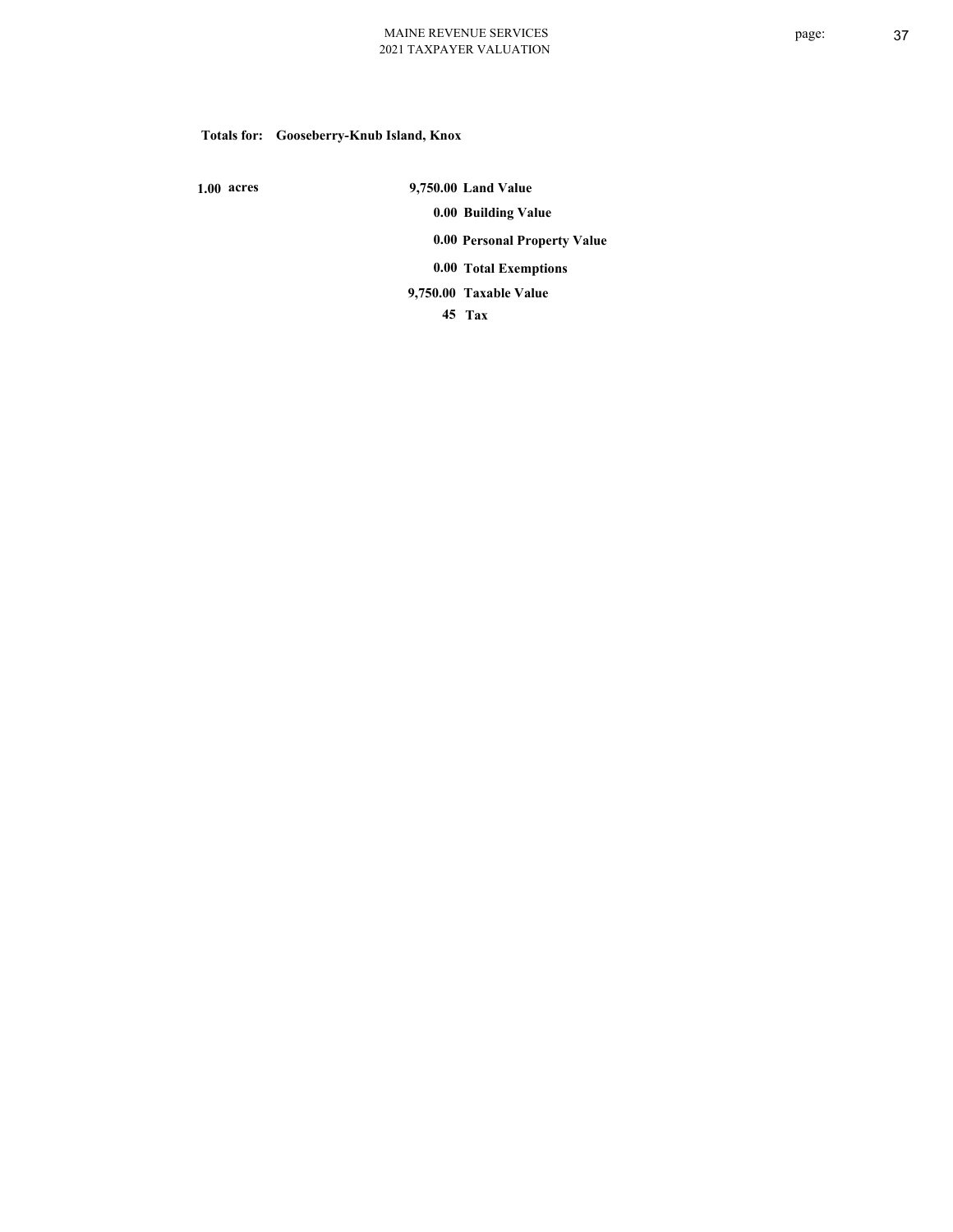**Totals for: Gooseberry-Knub Island, Knox**

| | | |
|---|---|---|
| 1.00 acres | 9,750.00 | Land Value |
| | 0.00 | Building Value |
| | 0.00 | Personal Property Value |
| | 0.00 | Total Exemptions |
| | 9,750.00 | Taxable Value |
| | 45 | Tax |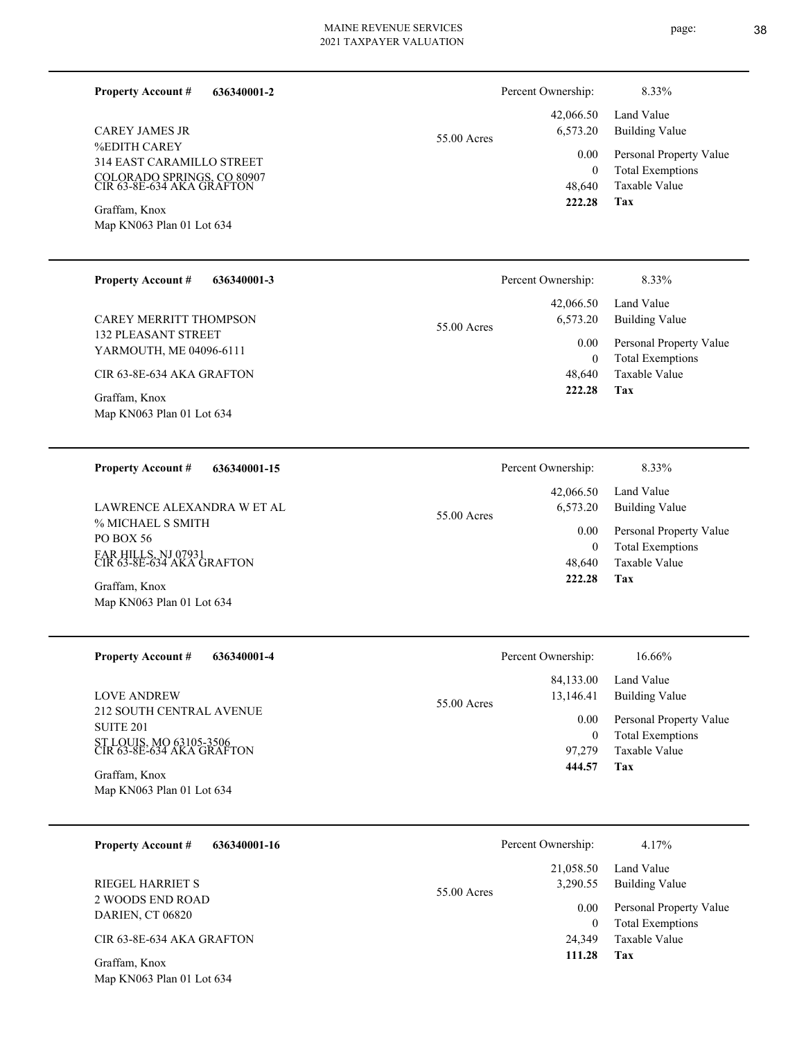**Property Account #** **636340001-2**

CAREY JAMES JR
%EDITH CAREY
314 EAST CARAMILLO STREET
COLORADO SPRINGS, CO 80907
CIR 63-8E-634 AKA GRAFTON

Graffam, Knox
Map KN063 Plan 01 Lot 634

55.00 Acres

| Percent Ownership: | 8.33% |
|---|---|
| 42,066.50 | Land Value |
| 6,573.20 | Building Value |
| 0.00 | Personal Property Value |
| 0 | Total Exemptions |
| 48,640 | Taxable Value |
| **222.28** | **Tax** |

---

**Property Account #** **636340001-3**

CAREY MERRITT THOMPSON
132 PLEASANT STREET
YARMOUTH, ME 04096-6111

CIR 63-8E-634 AKA GRAFTON

Graffam, Knox
Map KN063 Plan 01 Lot 634

55.00 Acres

| Percent Ownership: | 8.33% |
|---|---|
| 42,066.50 | Land Value |
| 6,573.20 | Building Value |
| 0.00 | Personal Property Value |
| 0 | Total Exemptions |
| 48,640 | Taxable Value |
| **222.28** | **Tax** |

---

**Property Account #** **636340001-15**

LAWRENCE ALEXANDRA W ET AL
% MICHAEL S SMITH
PO BOX 56
FAR HILLS, NJ 07931
CIR 63-8E-634 AKA GRAFTON

Graffam, Knox
Map KN063 Plan 01 Lot 634

55.00 Acres

| Percent Ownership: | 8.33% |
|---|---|
| 42,066.50 | Land Value |
| 6,573.20 | Building Value |
| 0.00 | Personal Property Value |
| 0 | Total Exemptions |
| 48,640 | Taxable Value |
| **222.28** | **Tax** |

---

**Property Account #** **636340001-4**

LOVE ANDREW
212 SOUTH CENTRAL AVENUE
SUITE 201
ST LOUIS, MO 63105-3506
CIR 63-8E-634 AKA GRAFTON

Graffam, Knox
Map KN063 Plan 01 Lot 634

55.00 Acres

| Percent Ownership: | 16.66% |
|---|---|
| 84,133.00 | Land Value |
| 13,146.41 | Building Value |
| 0.00 | Personal Property Value |
| 0 | Total Exemptions |
| 97,279 | Taxable Value |
| **444.57** | **Tax** |

---

**Property Account #** **636340001-16**

RIEGEL HARRIET S
2 WOODS END ROAD
DARIEN, CT 06820

CIR 63-8E-634 AKA GRAFTON

Graffam, Knox
Map KN063 Plan 01 Lot 634

55.00 Acres

| Percent Ownership: | 4.17% |
|---|---|
| 21,058.50 | Land Value |
| 3,290.55 | Building Value |
| 0.00 | Personal Property Value |
| 0 | Total Exemptions |
| 24,349 | Taxable Value |
| **111.28** | **Tax** |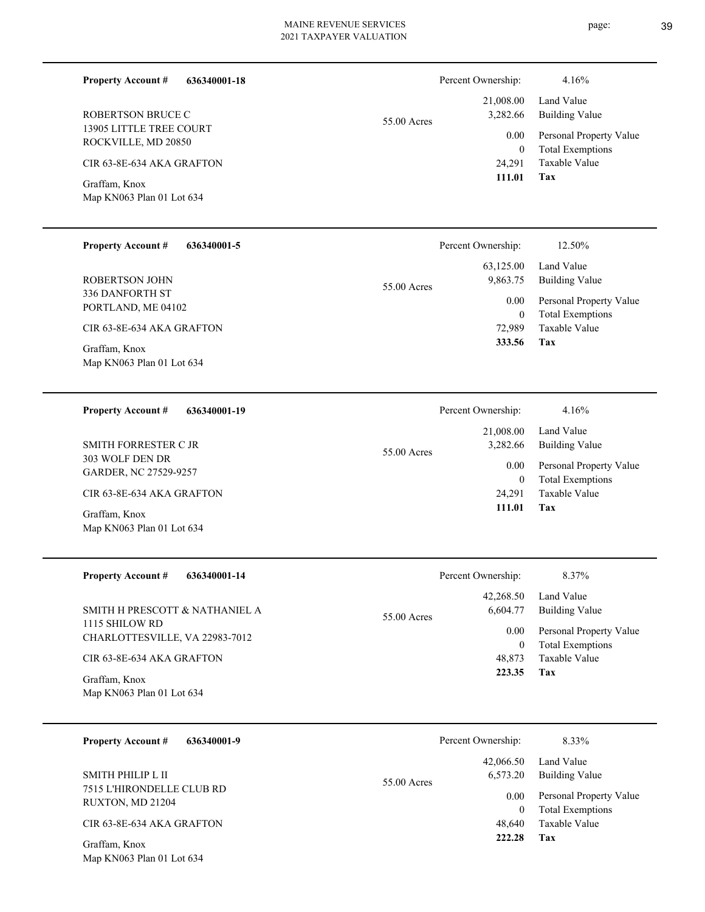| Property Account # | 636340001-18 | | Percent Ownership: | 4.16% |
|---|---|---|---|---|
| ROBERTSON BRUCE C | | 55.00 Acres | 21,008.00 | Land Value |
| 13905 LITTLE TREE COURT | | | 3,282.66 | Building Value |
| ROCKVILLE, MD 20850 | | | 0.00 | Personal Property Value |
| CIR 63-8E-634 AKA GRAFTON | | | 0 | Total Exemptions |
| Graffam, Knox | | | 24,291 | Taxable Value |
| Map KN063 Plan 01 Lot 634 | | | **111.01** | **Tax** |

| Property Account # | 636340001-5 | | Percent Ownership: | 12.50% |
|---|---|---|---|---|
| ROBERTSON JOHN | | 55.00 Acres | 63,125.00 | Land Value |
| 336 DANFORTH ST | | | 9,863.75 | Building Value |
| PORTLAND, ME 04102 | | | 0.00 | Personal Property Value |
| CIR 63-8E-634 AKA GRAFTON | | | 0 | Total Exemptions |
| Graffam, Knox | | | 72,989 | Taxable Value |
| Map KN063 Plan 01 Lot 634 | | | **333.56** | **Tax** |

| Property Account # | 636340001-19 | | Percent Ownership: | 4.16% |
|---|---|---|---|---|
| SMITH FORRESTER C JR | | 55.00 Acres | 21,008.00 | Land Value |
| 303 WOLF DEN DR | | | 3,282.66 | Building Value |
| GARDER, NC 27529-9257 | | | 0.00 | Personal Property Value |
| CIR 63-8E-634 AKA GRAFTON | | | 0 | Total Exemptions |
| Graffam, Knox | | | 24,291 | Taxable Value |
| Map KN063 Plan 01 Lot 634 | | | **111.01** | **Tax** |

| Property Account # | 636340001-14 | | Percent Ownership: | 8.37% |
|---|---|---|---|---|
| SMITH H PRESCOTT & NATHANIEL A | | 55.00 Acres | 42,268.50 | Land Value |
| 1115 SHILOW RD | | | 6,604.77 | Building Value |
| CHARLOTTESVILLE, VA 22983-7012 | | | 0.00 | Personal Property Value |
| CIR 63-8E-634 AKA GRAFTON | | | 0 | Total Exemptions |
| Graffam, Knox | | | 48,873 | Taxable Value |
| Map KN063 Plan 01 Lot 634 | | | **223.35** | **Tax** |

| Property Account # | 636340001-9 | | Percent Ownership: | 8.33% |
|---|---|---|---|---|
| SMITH PHILIP L II | | 55.00 Acres | 42,066.50 | Land Value |
| 7515 L'HIRONDELLE CLUB RD | | | 6,573.20 | Building Value |
| RUXTON, MD 21204 | | | 0.00 | Personal Property Value |
| CIR 63-8E-634 AKA GRAFTON | | | 0 | Total Exemptions |
| Graffam, Knox | | | 48,640 | Taxable Value |
| Map KN063 Plan 01 Lot 634 | | | **222.28** | **Tax** |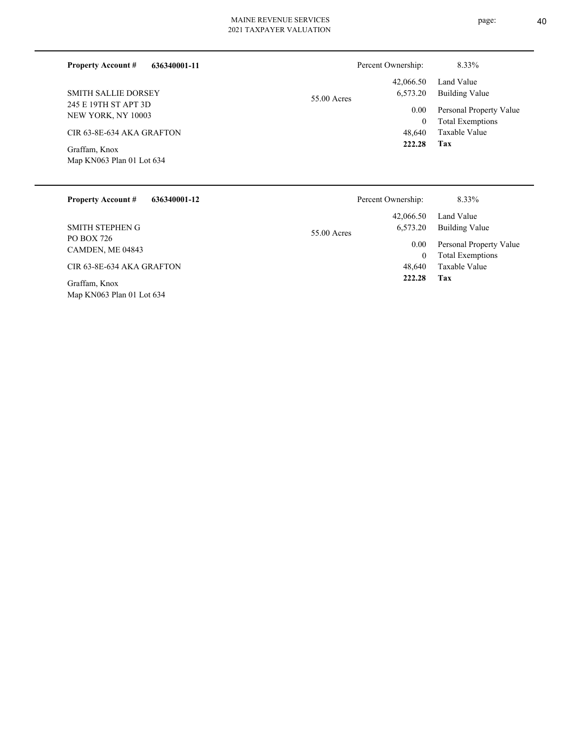**Property Account #** **636340001-11**

SMITH SALLIE DORSEY
245 E 19TH ST APT 3D
NEW YORK, NY 10003

CIR 63-8E-634 AKA GRAFTON

Graffam, Knox
Map KN063 Plan 01 Lot 634

55.00 Acres

| Percent Ownership: | 8.33% |
|---|---|
| 42,066.50 | Land Value |
| 6,573.20 | Building Value |
| 0.00 | Personal Property Value |
| 0 | Total Exemptions |
| 48,640 | Taxable Value |
| **222.28** | **Tax** |

---

**Property Account #** **636340001-12**

SMITH STEPHEN G
PO BOX 726
CAMDEN, ME 04843

CIR 63-8E-634 AKA GRAFTON

Graffam, Knox
Map KN063 Plan 01 Lot 634

55.00 Acres

| Percent Ownership: | 8.33% |
|---|---|
| 42,066.50 | Land Value |
| 6,573.20 | Building Value |
| 0.00 | Personal Property Value |
| 0 | Total Exemptions |
| 48,640 | Taxable Value |
| **222.28** | **Tax** |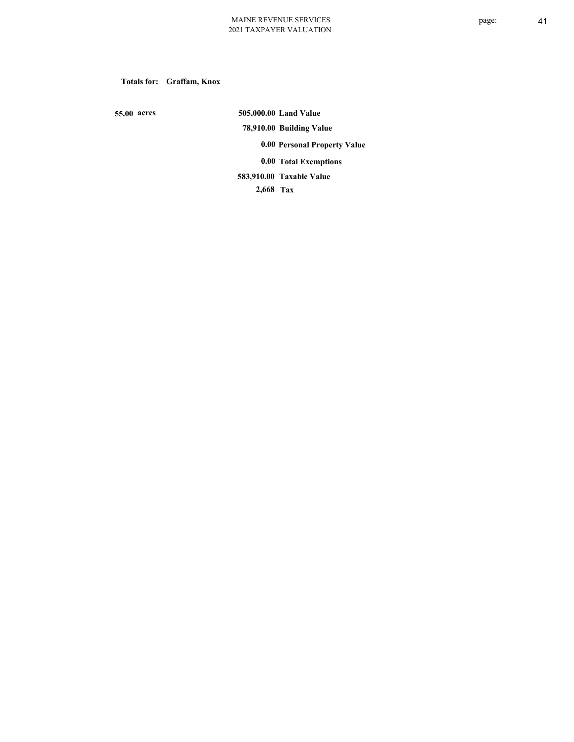**Totals for: Graffam, Knox**

**55.00 acres**

| | |
|---|---|
| **505,000.00** | **Land Value** |
| **78,910.00** | **Building Value** |
| **0.00** | **Personal Property Value** |
| **0.00** | **Total Exemptions** |
| **583,910.00** | **Taxable Value** |
| **2,668** | **Tax** |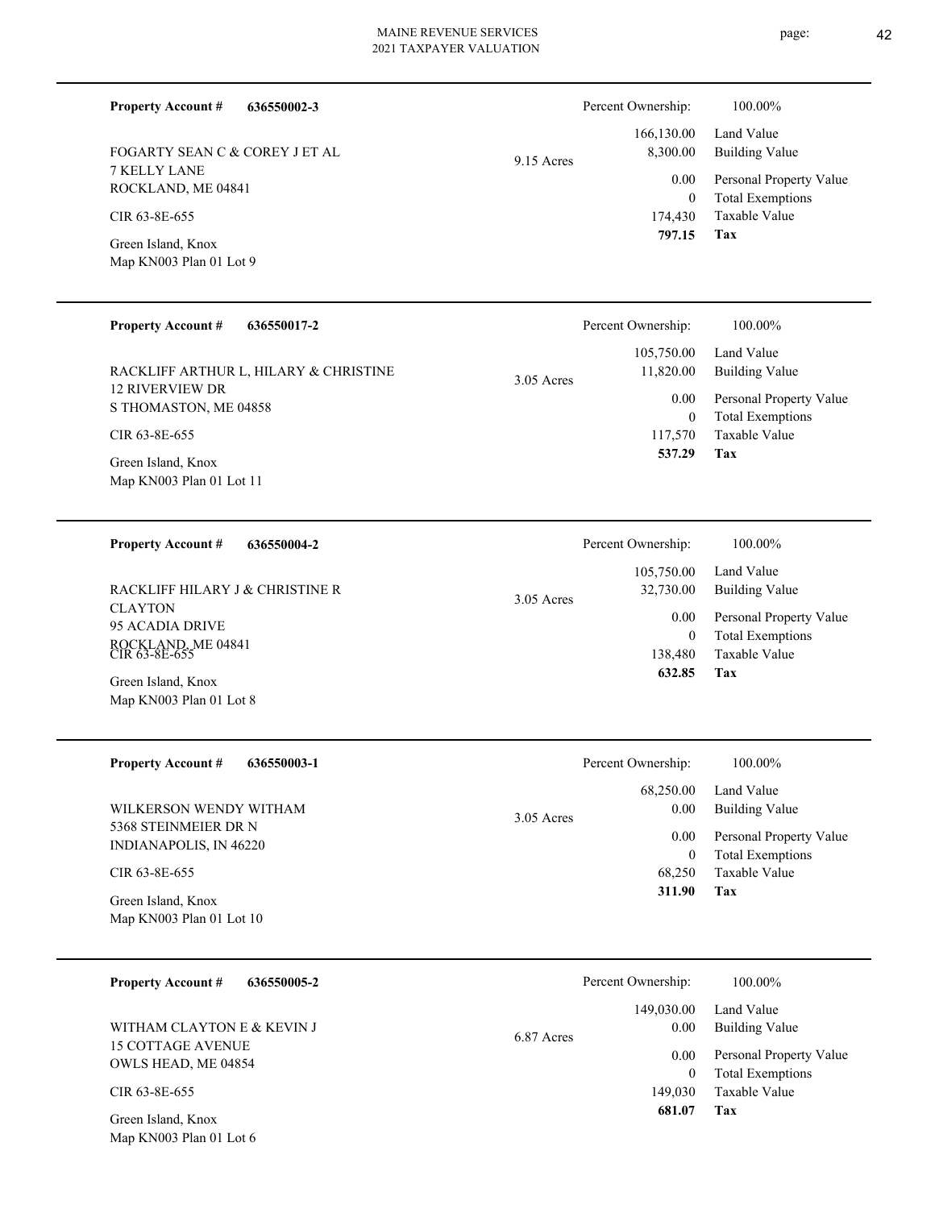**Property Account #** **636550002-3**

FOGARTY SEAN C & COREY J ET AL
7 KELLY LANE
ROCKLAND, ME 04841

CIR 63-8E-655

Green Island, Knox
Map KN003 Plan 01 Lot 9

9.15 Acres

| Percent Ownership: | 100.00% |
|---|---|
| 166,130.00 | Land Value |
| 8,300.00 | Building Value |
| 0.00 | Personal Property Value |
| 0 | Total Exemptions |
| 174,430 | Taxable Value |
| **797.15** | **Tax** |

---

**Property Account #** **636550017-2**

RACKLIFF ARTHUR L, HILARY & CHRISTINE
12 RIVERVIEW DR
S THOMASTON, ME 04858

CIR 63-8E-655

Green Island, Knox
Map KN003 Plan 01 Lot 11

3.05 Acres

| Percent Ownership: | 100.00% |
|---|---|
| 105,750.00 | Land Value |
| 11,820.00 | Building Value |
| 0.00 | Personal Property Value |
| 0 | Total Exemptions |
| 117,570 | Taxable Value |
| **537.29** | **Tax** |

---

**Property Account #** **636550004-2**

RACKLIFF HILARY J & CHRISTINE R
CLAYTON
95 ACADIA DRIVE
ROCKLAND, ME 04841

CIR 63-8E-655

Green Island, Knox
Map KN003 Plan 01 Lot 8

3.05 Acres

| Percent Ownership: | 100.00% |
|---|---|
| 105,750.00 | Land Value |
| 32,730.00 | Building Value |
| 0.00 | Personal Property Value |
| 0 | Total Exemptions |
| 138,480 | Taxable Value |
| **632.85** | **Tax** |

---

**Property Account #** **636550003-1**

WILKERSON WENDY WITHAM
5368 STEINMEIER DR N
INDIANAPOLIS, IN 46220

CIR 63-8E-655

Green Island, Knox
Map KN003 Plan 01 Lot 10

3.05 Acres

| Percent Ownership: | 100.00% |
|---|---|
| 68,250.00 | Land Value |
| 0.00 | Building Value |
| 0.00 | Personal Property Value |
| 0 | Total Exemptions |
| 68,250 | Taxable Value |
| **311.90** | **Tax** |

---

**Property Account #** **636550005-2**

WITHAM CLAYTON E & KEVIN J
15 COTTAGE AVENUE
OWLS HEAD, ME 04854

CIR 63-8E-655

Green Island, Knox
Map KN003 Plan 01 Lot 6

6.87 Acres

| Percent Ownership: | 100.00% |
|---|---|
| 149,030.00 | Land Value |
| 0.00 | Building Value |
| 0.00 | Personal Property Value |
| 0 | Total Exemptions |
| 149,030 | Taxable Value |
| **681.07** | **Tax** |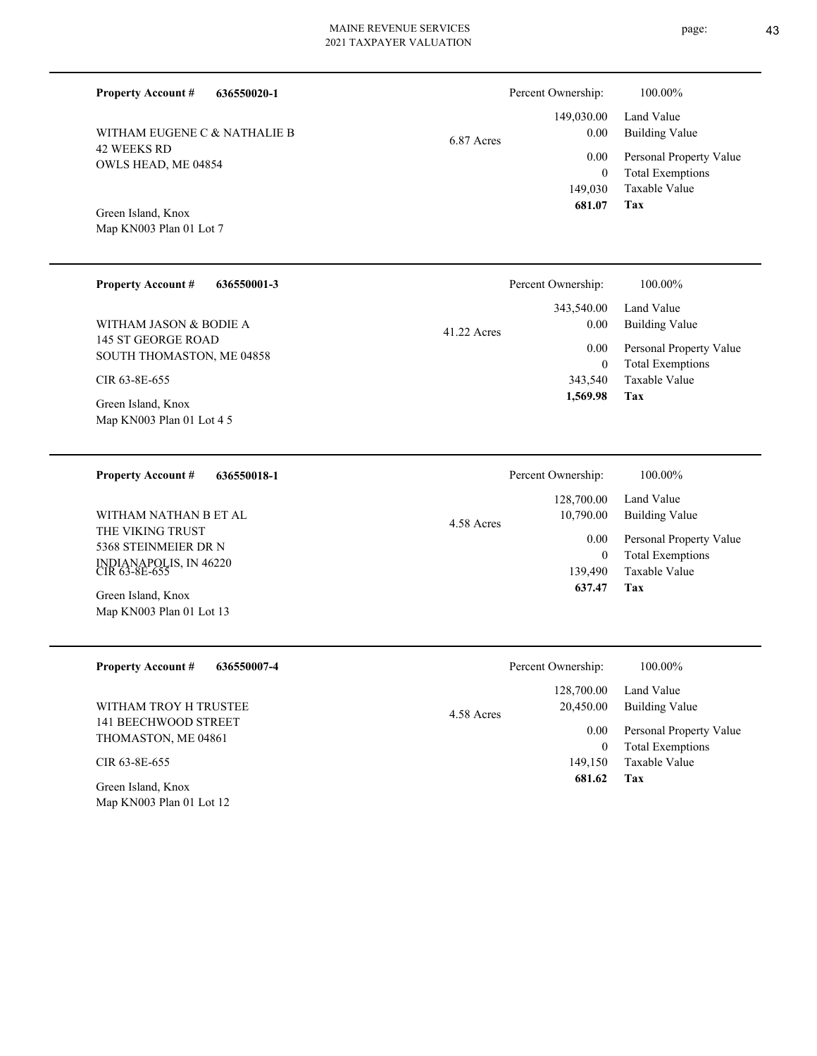**Property Account #** **636550020-1**

WITHAM EUGENE C & NATHALIE B
42 WEEKS RD
OWLS HEAD, ME 04854

Green Island, Knox
Map KN003 Plan 01 Lot 7

6.87 Acres

| Percent Ownership: | 100.00% |
|---|---|
| 149,030.00 | Land Value |
| 0.00 | Building Value |
| 0.00 | Personal Property Value |
| 0 | Total Exemptions |
| 149,030 | Taxable Value |
| **681.07** | **Tax** |

---

**Property Account #** **636550001-3**

WITHAM JASON & BODIE A
145 ST GEORGE ROAD
SOUTH THOMASTON, ME 04858

CIR 63-8E-655

Green Island, Knox
Map KN003 Plan 01 Lot 4 5

41.22 Acres

| Percent Ownership: | 100.00% |
|---|---|
| 343,540.00 | Land Value |
| 0.00 | Building Value |
| 0.00 | Personal Property Value |
| 0 | Total Exemptions |
| 343,540 | Taxable Value |
| **1,569.98** | **Tax** |

---

**Property Account #** **636550018-1**

WITHAM NATHAN B ET AL
THE VIKING TRUST
5368 STEINMEIER DR N
INDIANAPOLIS, IN 46220
CIR 63-8E-655

Green Island, Knox
Map KN003 Plan 01 Lot 13

4.58 Acres

| Percent Ownership: | 100.00% |
|---|---|
| 128,700.00 | Land Value |
| 10,790.00 | Building Value |
| 0.00 | Personal Property Value |
| 0 | Total Exemptions |
| 139,490 | Taxable Value |
| **637.47** | **Tax** |

---

**Property Account #** **636550007-4**

WITHAM TROY H TRUSTEE
141 BEECHWOOD STREET
THOMASTON, ME 04861

CIR 63-8E-655

Green Island, Knox
Map KN003 Plan 01 Lot 12

4.58 Acres

| Percent Ownership: | 100.00% |
|---|---|
| 128,700.00 | Land Value |
| 20,450.00 | Building Value |
| 0.00 | Personal Property Value |
| 0 | Total Exemptions |
| 149,150 | Taxable Value |
| **681.62** | **Tax** |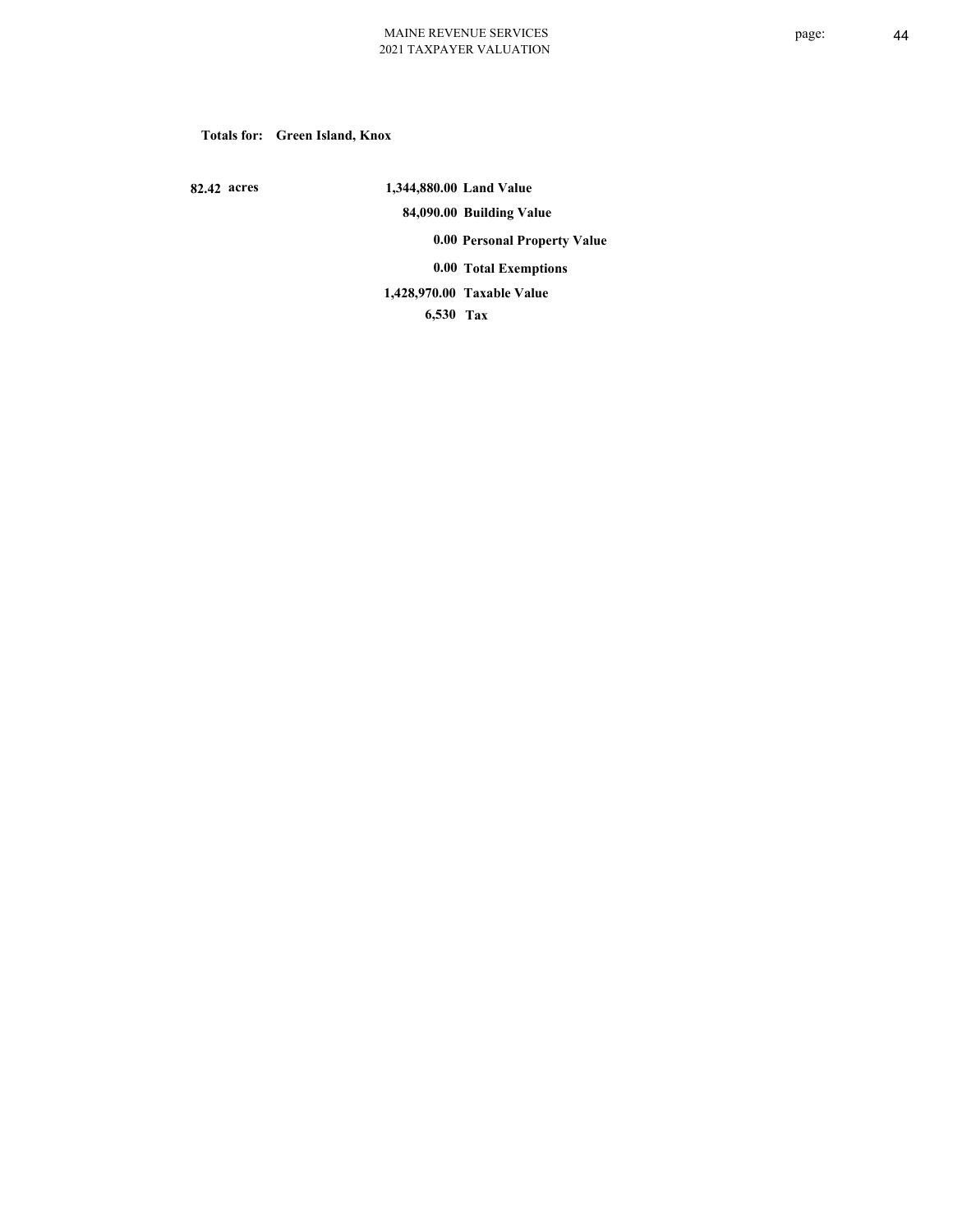**Totals for: Green Island, Knox**

| | | |
|---|---|---|
| **82.42 acres** | **1,344,880.00** | **Land Value** |
| | **84,090.00** | **Building Value** |
| | **0.00** | **Personal Property Value** |
| | **0.00** | **Total Exemptions** |
| | **1,428,970.00** | **Taxable Value** |
| | **6,530** | **Tax** |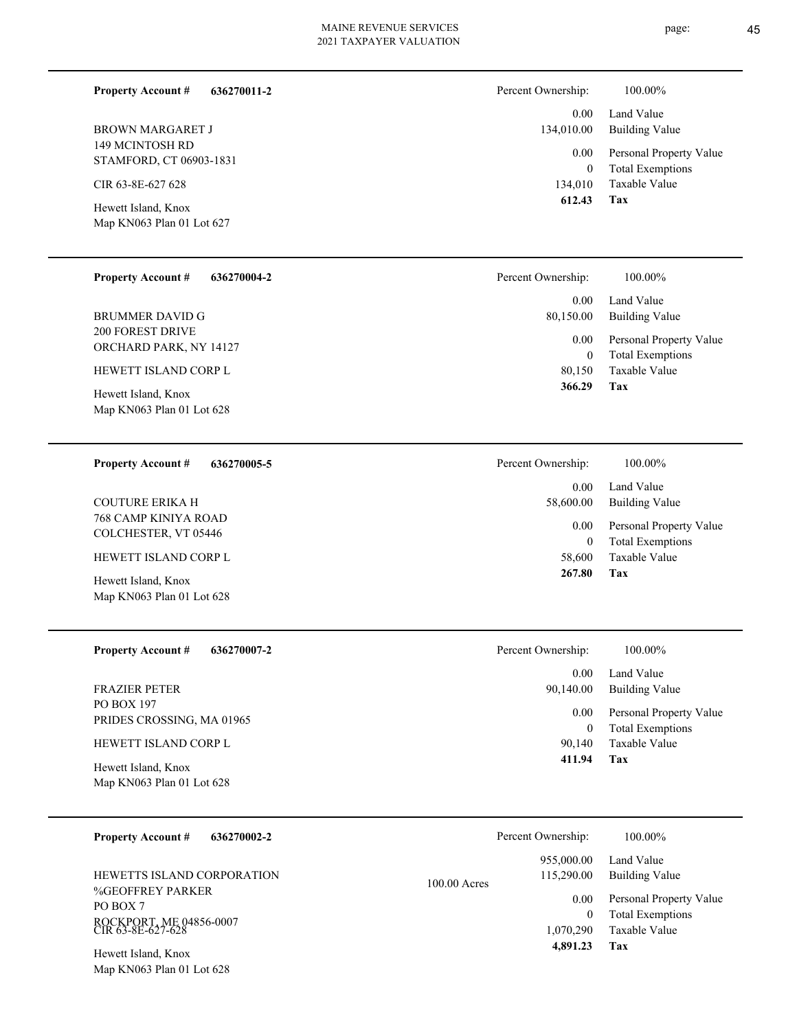**Property Account #** **636270011-2**

BROWN MARGARET J
149 MCINTOSH RD
STAMFORD, CT 06903-1831

CIR 63-8E-627 628

Hewett Island, Knox
Map KN063 Plan 01 Lot 627

| Percent Ownership: | 100.00% |
|---|---|
| 0.00 | Land Value |
| 134,010.00 | Building Value |
| 0.00 | Personal Property Value |
| 0 | Total Exemptions |
| 134,010 | Taxable Value |
| **612.43** | **Tax** |

---

**Property Account #** **636270004-2**

BRUMMER DAVID G
200 FOREST DRIVE
ORCHARD PARK, NY 14127

HEWETT ISLAND CORP L

Hewett Island, Knox
Map KN063 Plan 01 Lot 628

| Percent Ownership: | 100.00% |
|---|---|
| 0.00 | Land Value |
| 80,150.00 | Building Value |
| 0.00 | Personal Property Value |
| 0 | Total Exemptions |
| 80,150 | Taxable Value |
| **366.29** | **Tax** |

---

**Property Account #** **636270005-5**

COUTURE ERIKA H
768 CAMP KINIYA ROAD
COLCHESTER, VT 05446

HEWETT ISLAND CORP L

Hewett Island, Knox
Map KN063 Plan 01 Lot 628

| Percent Ownership: | 100.00% |
|---|---|
| 0.00 | Land Value |
| 58,600.00 | Building Value |
| 0.00 | Personal Property Value |
| 0 | Total Exemptions |
| 58,600 | Taxable Value |
| **267.80** | **Tax** |

---

**Property Account #** **636270007-2**

FRAZIER PETER
PO BOX 197
PRIDES CROSSING, MA 01965

HEWETT ISLAND CORP L

Hewett Island, Knox
Map KN063 Plan 01 Lot 628

| Percent Ownership: | 100.00% |
|---|---|
| 0.00 | Land Value |
| 90,140.00 | Building Value |
| 0.00 | Personal Property Value |
| 0 | Total Exemptions |
| 90,140 | Taxable Value |
| **411.94** | **Tax** |

---

**Property Account #** **636270002-2**

HEWETTS ISLAND CORPORATION
%GEOFFREY PARKER
PO BOX 7
ROCKPORT, ME 04856-0007
CIR 63-8E-627-628

Hewett Island, Knox
Map KN063 Plan 01 Lot 628

100.00 Acres

| Percent Ownership: | 100.00% |
|---|---|
| 955,000.00 | Land Value |
| 115,290.00 | Building Value |
| 0.00 | Personal Property Value |
| 0 | Total Exemptions |
| 1,070,290 | Taxable Value |
| **4,891.23** | **Tax** |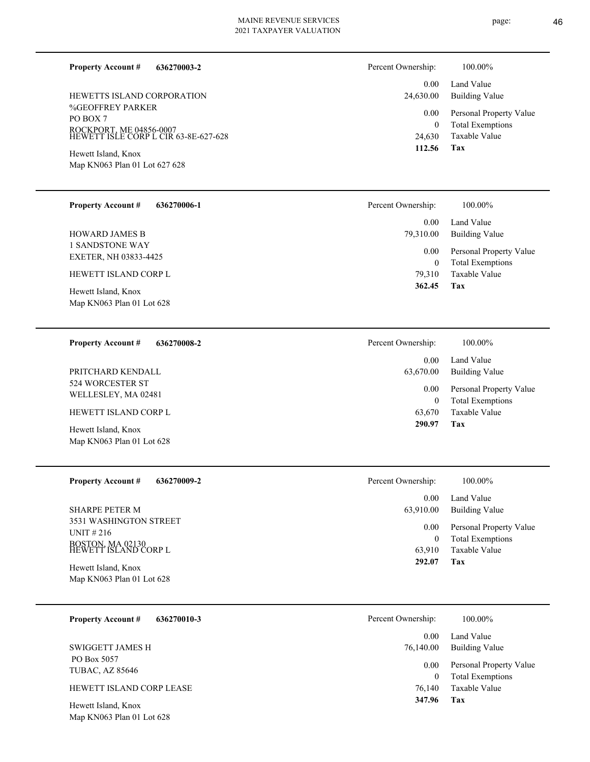**Property Account #** **636270003-2**

HEWETTS ISLAND CORPORATION
%GEOFFREY PARKER
PO BOX 7
ROCKPORT, ME 04856-0007
HEWETT ISLE CORP L CIR 63-8E-627-628

Hewett Island, Knox
Map KN063 Plan 01 Lot 627 628

| Percent Ownership: | 100.00% |
|---|---|
| 0.00 | Land Value |
| 24,630.00 | Building Value |
| 0.00 | Personal Property Value |
| 0 | Total Exemptions |
| 24,630 | Taxable Value |
| **112.56** | **Tax** |

---

**Property Account #** **636270006-1**

HOWARD JAMES B
1 SANDSTONE WAY
EXETER, NH 03833-4425

HEWETT ISLAND CORP L

Hewett Island, Knox
Map KN063 Plan 01 Lot 628

| Percent Ownership: | 100.00% |
|---|---|
| 0.00 | Land Value |
| 79,310.00 | Building Value |
| 0.00 | Personal Property Value |
| 0 | Total Exemptions |
| 79,310 | Taxable Value |
| **362.45** | **Tax** |

---

**Property Account #** **636270008-2**

PRITCHARD KENDALL
524 WORCESTER ST
WELLESLEY, MA 02481

HEWETT ISLAND CORP L

Hewett Island, Knox
Map KN063 Plan 01 Lot 628

| Percent Ownership: | 100.00% |
|---|---|
| 0.00 | Land Value |
| 63,670.00 | Building Value |
| 0.00 | Personal Property Value |
| 0 | Total Exemptions |
| 63,670 | Taxable Value |
| **290.97** | **Tax** |

---

**Property Account #** **636270009-2**

SHARPE PETER M
3531 WASHINGTON STREET
UNIT # 216
BOSTON, MA 02130
HEWETT ISLAND CORP L

Hewett Island, Knox
Map KN063 Plan 01 Lot 628

| Percent Ownership: | 100.00% |
|---|---|
| 0.00 | Land Value |
| 63,910.00 | Building Value |
| 0.00 | Personal Property Value |
| 0 | Total Exemptions |
| 63,910 | Taxable Value |
| **292.07** | **Tax** |

---

**Property Account #** **636270010-3**

SWIGGETT JAMES H
PO Box 5057
TUBAC, AZ 85646

HEWETT ISLAND CORP LEASE

Hewett Island, Knox
Map KN063 Plan 01 Lot 628

| Percent Ownership: | 100.00% |
|---|---|
| 0.00 | Land Value |
| 76,140.00 | Building Value |
| 0.00 | Personal Property Value |
| 0 | Total Exemptions |
| 76,140 | Taxable Value |
| **347.96** | **Tax** |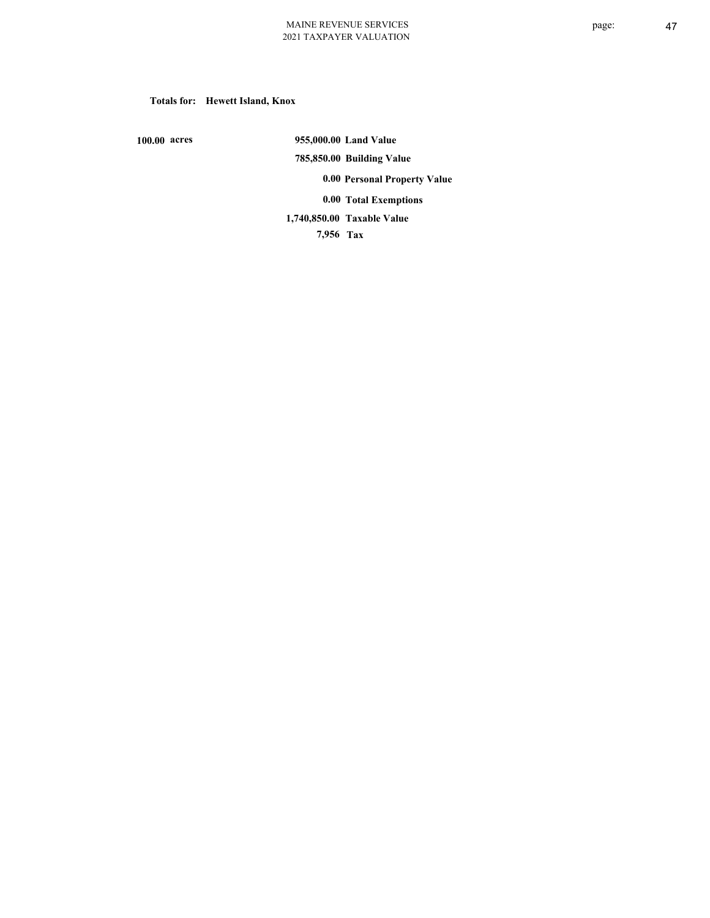**Totals for: Hewett Island, Knox**

| | | |
|---|---|---|
| **100.00 acres** | **955,000.00** | **Land Value** |
| | **785,850.00** | **Building Value** |
| | **0.00** | **Personal Property Value** |
| | **0.00** | **Total Exemptions** |
| | **1,740,850.00** | **Taxable Value** |
| | **7,956** | **Tax** |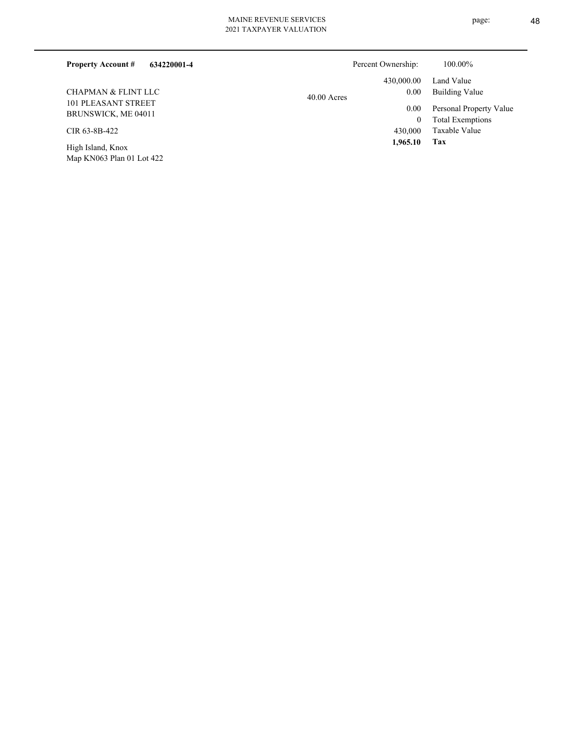**Property Account #** **634220001-4**

Percent Ownership: 100.00%

CHAPMAN & FLINT LLC
101 PLEASANT STREET
BRUNSWICK, ME 04011

CIR 63-8B-422

High Island, Knox
Map KN063 Plan 01 Lot 422

40.00 Acres

| | |
|---:|---|
| 430,000.00 | Land Value |
| 0.00 | Building Value |
| 0.00 | Personal Property Value |
| 0 | Total Exemptions |
| 430,000 | Taxable Value |
| **1,965.10** | **Tax** |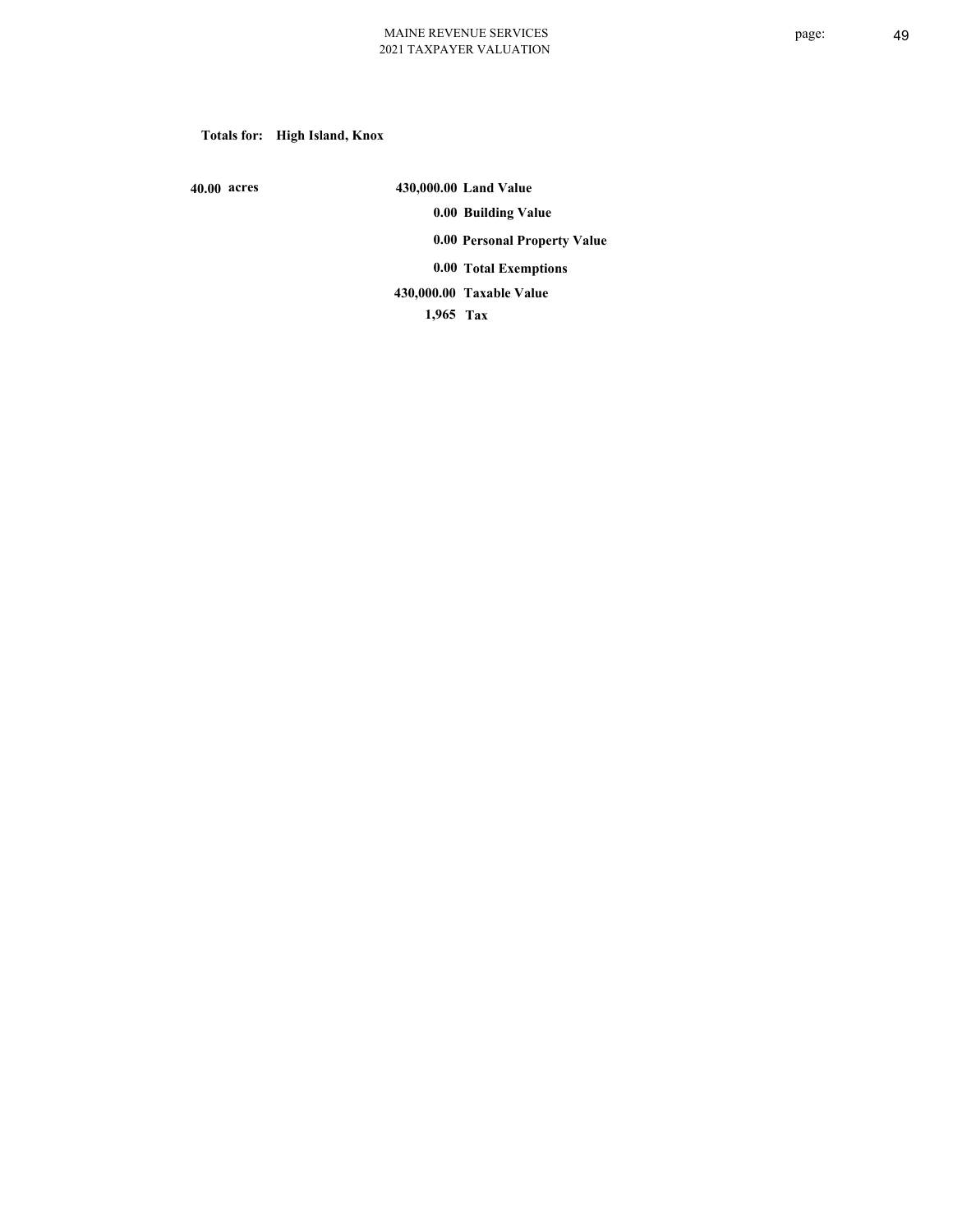**Totals for: High Island, Knox**

**40.00 acres**

| | |
|---|---|
| **430,000.00** | **Land Value** |
| **0.00** | **Building Value** |
| **0.00** | **Personal Property Value** |
| **0.00** | **Total Exemptions** |
| **430,000.00** | **Taxable Value** |
| **1,965** | **Tax** |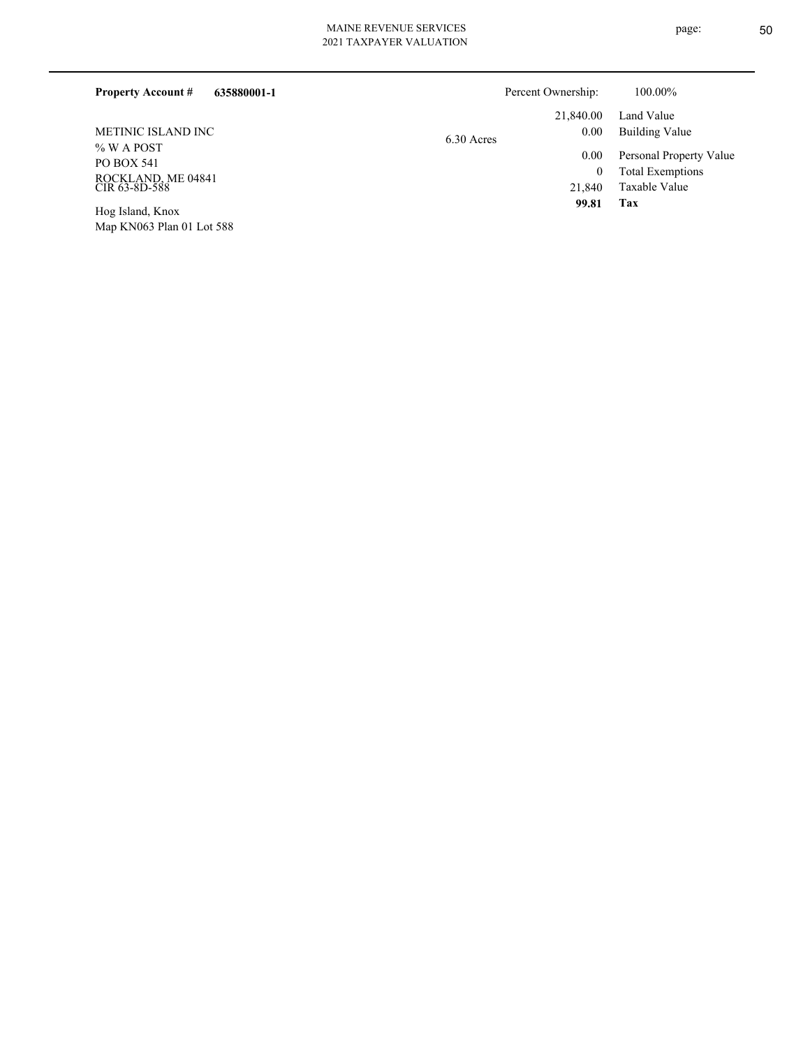**Property Account #** **635880001-1**

Percent Ownership: 100.00%

METINIC ISLAND INC
% W A POST
PO BOX 541
ROCKLAND, ME 04841
CIR 63-8D-588

Hog Island, Knox
Map KN063 Plan 01 Lot 588

6.30 Acres

| | |
|---|---|
| 21,840.00 | Land Value |
| 0.00 | Building Value |
| 0.00 | Personal Property Value |
| 0 | Total Exemptions |
| 21,840 | Taxable Value |
| **99.81** | **Tax** |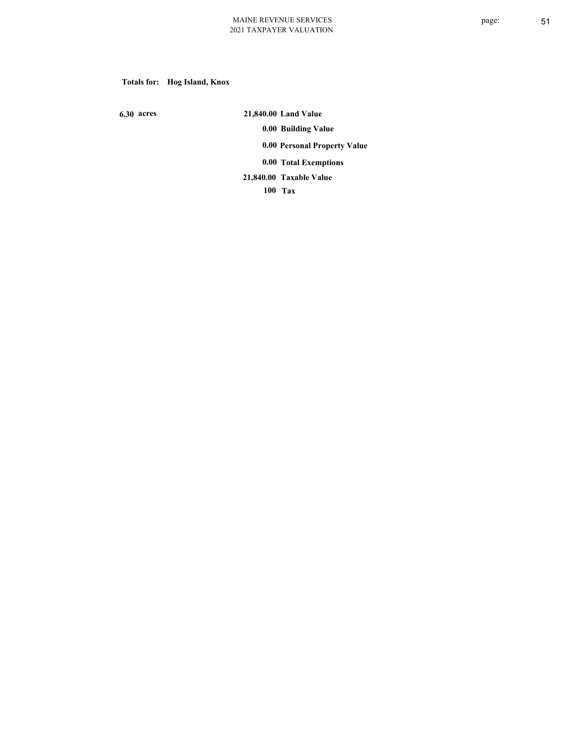**Totals for: Hog Island, Knox**

| | | |
|---|---|---|
| **6.30 acres** | **21,840.00** | **Land Value** |
| | **0.00** | **Building Value** |
| | **0.00** | **Personal Property Value** |
| | **0.00** | **Total Exemptions** |
| | **21,840.00** | **Taxable Value** |
| | **100** | **Tax** |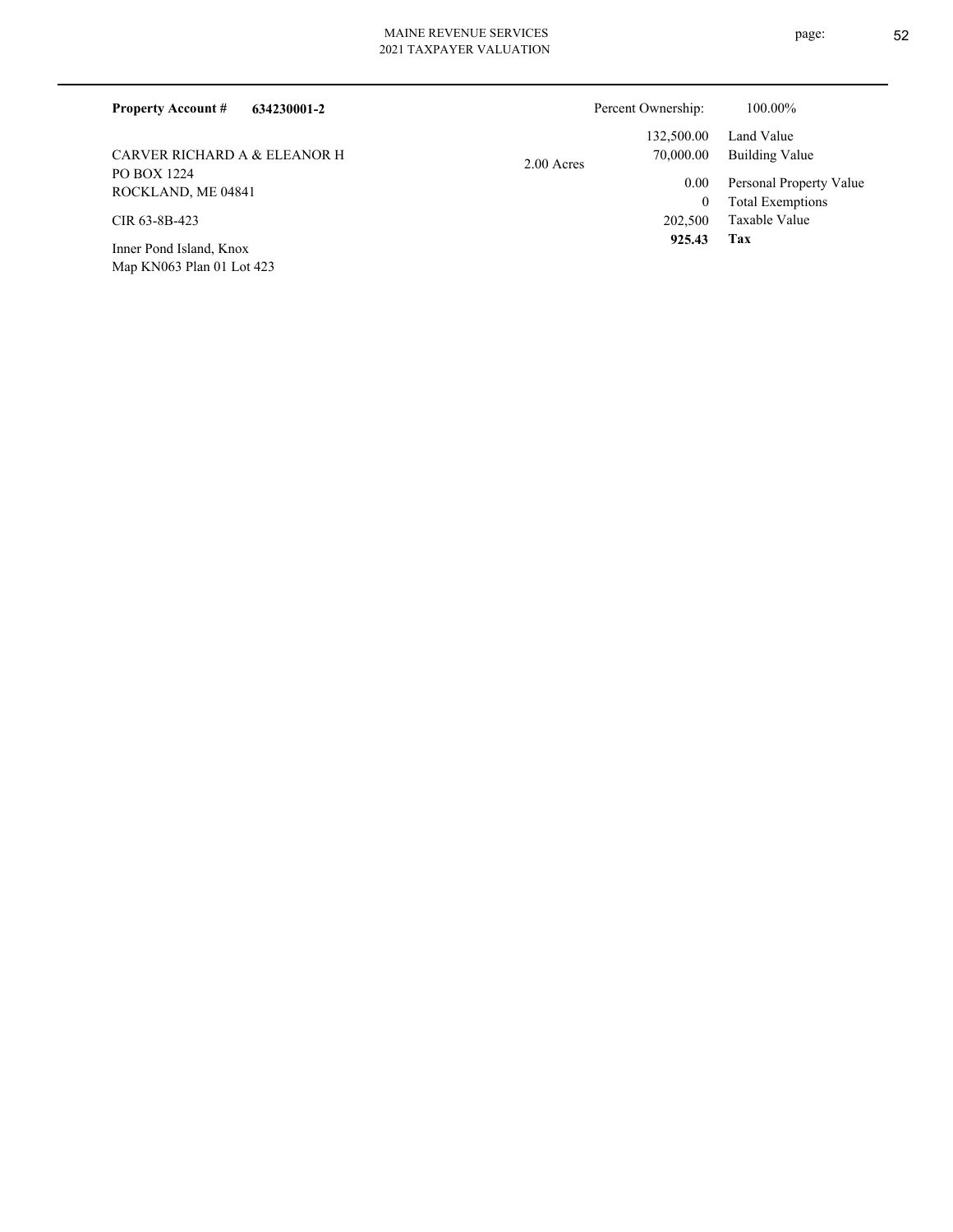**Property Account #** **634230001-2**

Percent Ownership: 100.00%

CARVER RICHARD A & ELEANOR H
PO BOX 1224
ROCKLAND, ME 04841

CIR 63-8B-423

Inner Pond Island, Knox
Map KN063 Plan 01 Lot 423

2.00 Acres

| | |
|---|---|
| 132,500.00 | Land Value |
| 70,000.00 | Building Value |
| 0.00 | Personal Property Value |
| 0 | Total Exemptions |
| 202,500 | Taxable Value |
| **925.43** | **Tax** |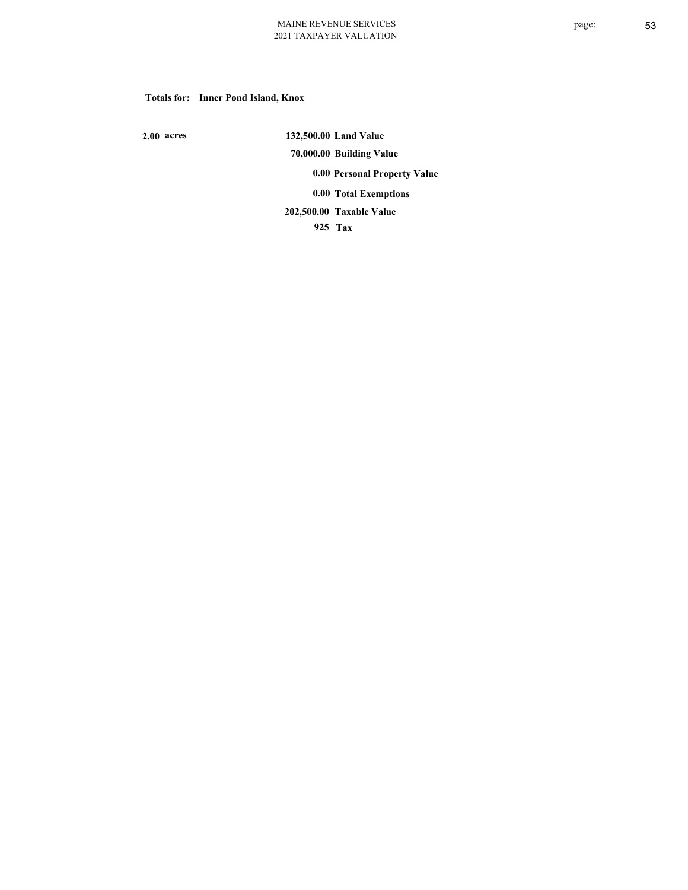**Totals for: Inner Pond Island, Knox**

| | | |
|---|---|---|
| 2.00 acres | 132,500.00 | Land Value |
| | 70,000.00 | Building Value |
| | 0.00 | Personal Property Value |
| | 0.00 | Total Exemptions |
| | 202,500.00 | Taxable Value |
| | 925 | Tax |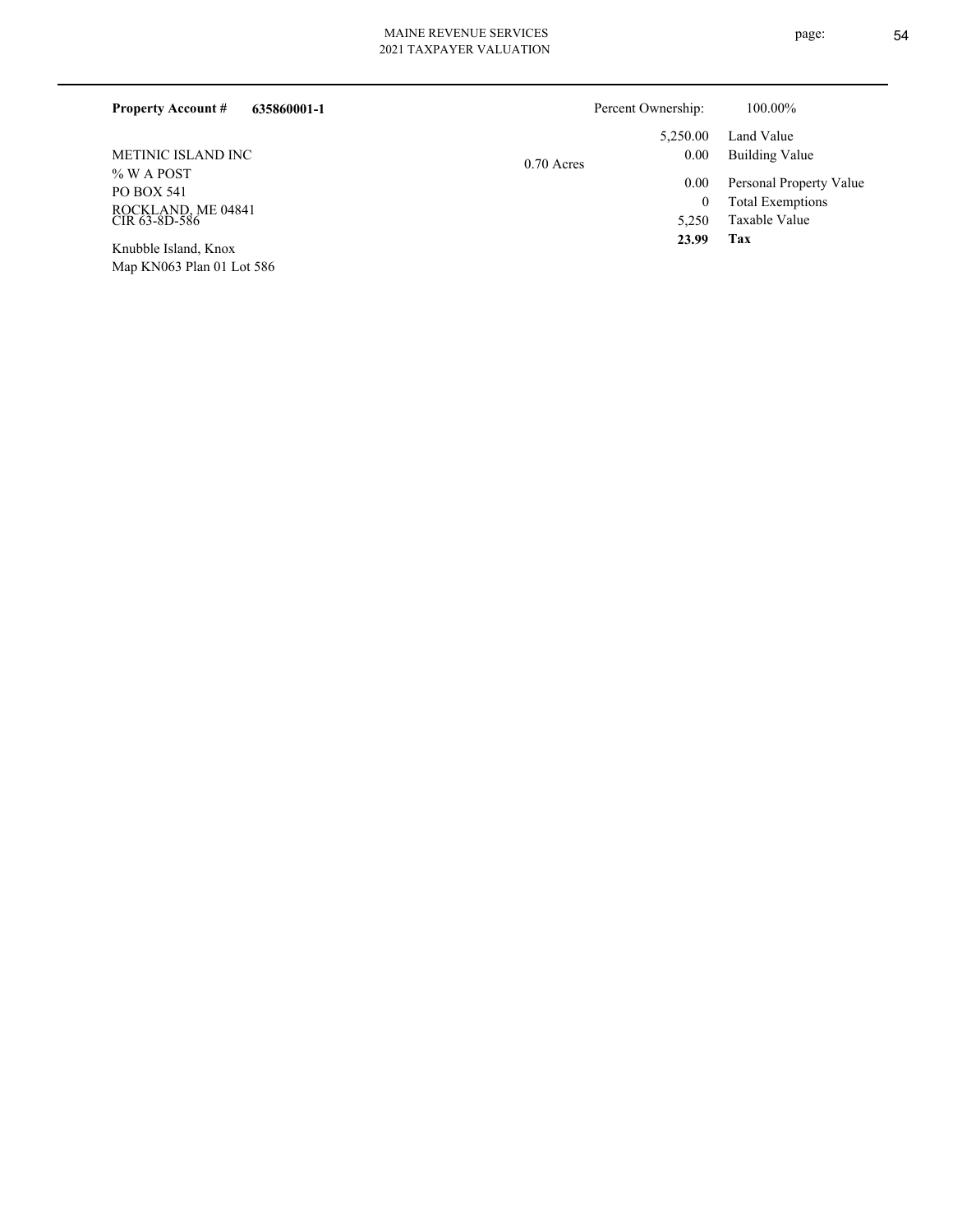**Property Account #** **635860001-1**

Percent Ownership: 100.00%

METINIC ISLAND INC
% W A POST
PO BOX 541
ROCKLAND, ME 04841
CIR 63-8D-586

Knubble Island, Knox
Map KN063 Plan 01 Lot 586

0.70 Acres

| | |
|---|---|
| 5,250.00 | Land Value |
| 0.00 | Building Value |
| 0.00 | Personal Property Value |
| 0 | Total Exemptions |
| 5,250 | Taxable Value |
| **23.99** | **Tax** |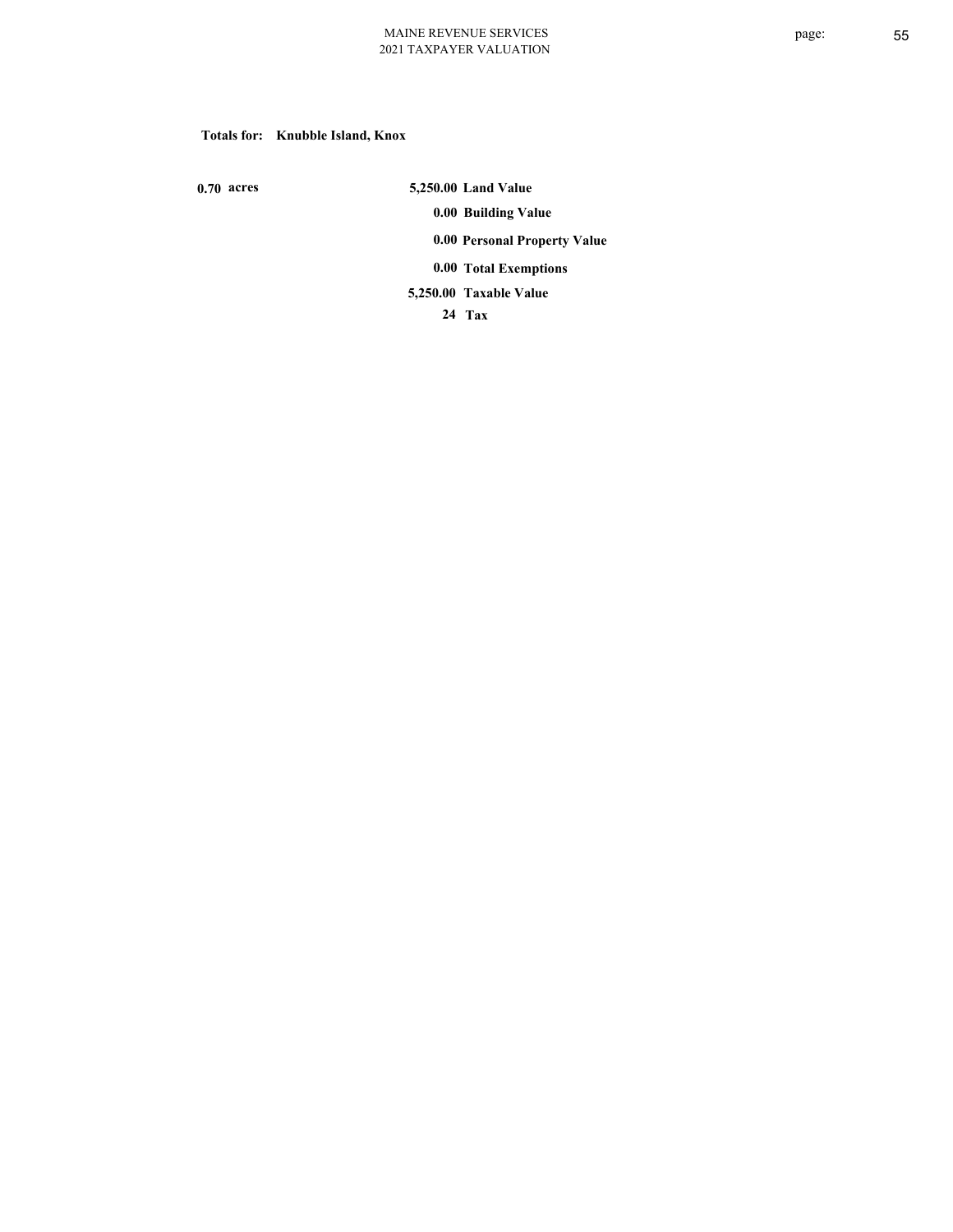**Totals for: Knubble Island, Knox**

| | | |
|---|---|---|
| 0.70 acres | 5,250.00 | Land Value |
| | 0.00 | Building Value |
| | 0.00 | Personal Property Value |
| | 0.00 | Total Exemptions |
| | 5,250.00 | Taxable Value |
| | 24 | Tax |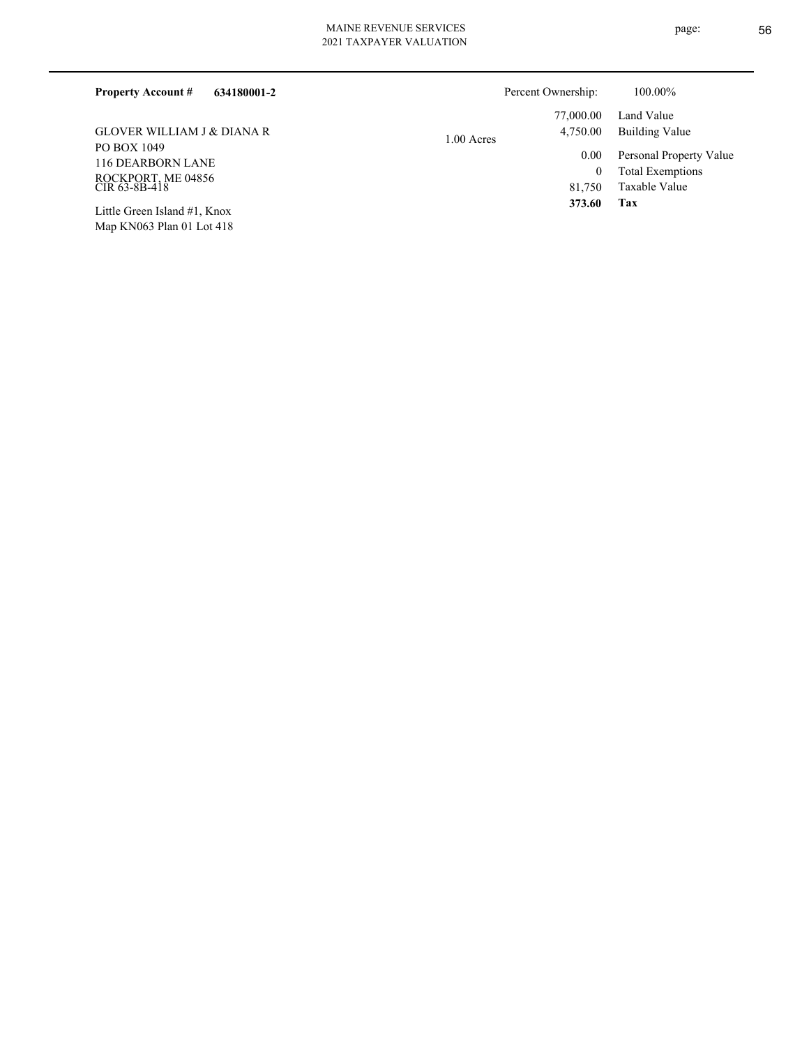**Property Account #** **634180001-2**

GLOVER WILLIAM J & DIANA R
PO BOX 1049
116 DEARBORN LANE
ROCKPORT, ME 04856
CIR 63-8B-418

Little Green Island #1, Knox
Map KN063 Plan 01 Lot 418

1.00 Acres

| | |
|---|---|
| Percent Ownership: | 100.00% |
| 77,000.00 | Land Value |
| 4,750.00 | Building Value |
| 0.00 | Personal Property Value |
| 0 | Total Exemptions |
| 81,750 | Taxable Value |
| **373.60** | **Tax** |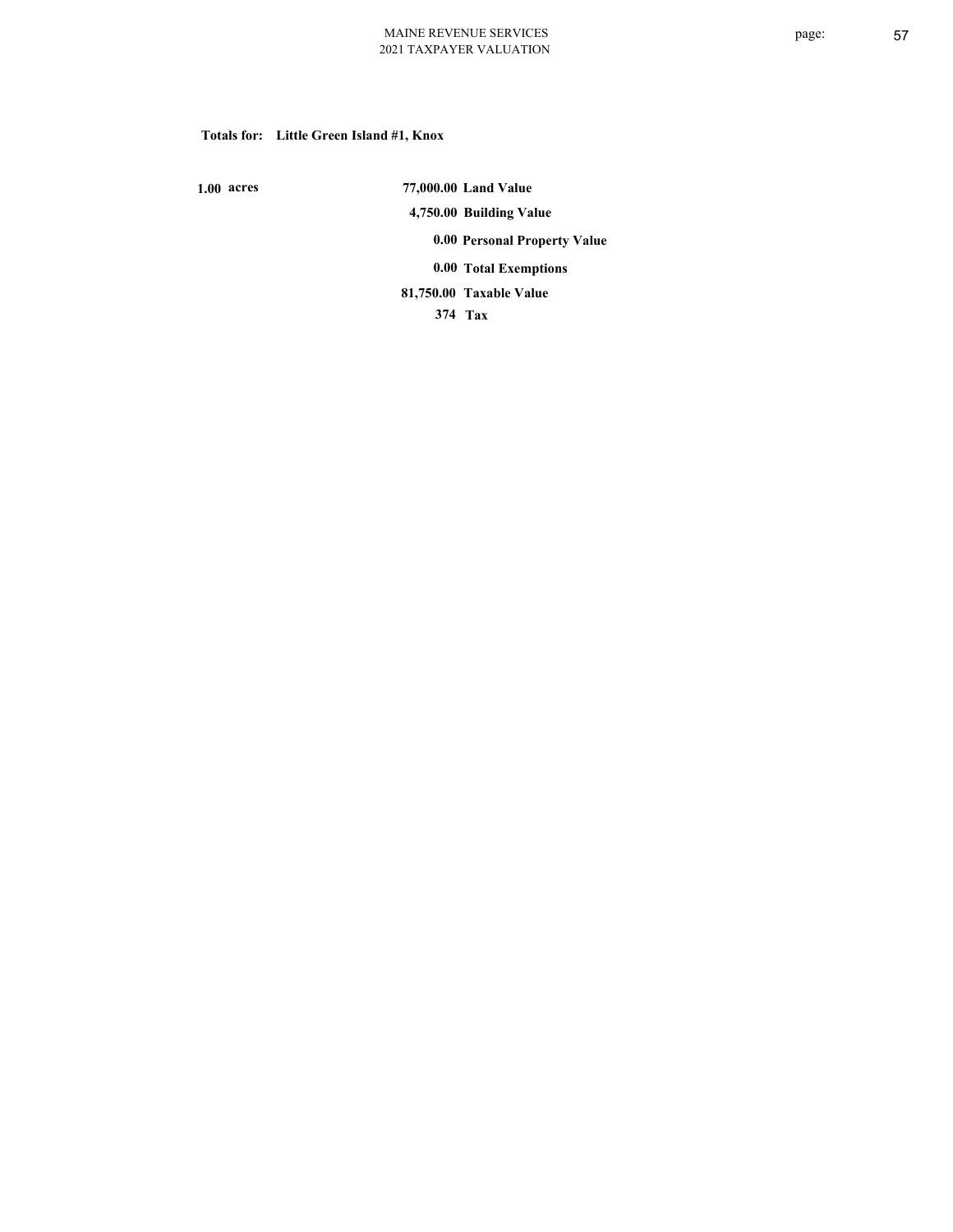**Totals for: Little Green Island #1, Knox**

| | | |
|---|---|---|
| 1.00 acres | 77,000.00 | Land Value |
| | 4,750.00 | Building Value |
| | 0.00 | Personal Property Value |
| | 0.00 | Total Exemptions |
| | 81,750.00 | Taxable Value |
| | 374 | Tax |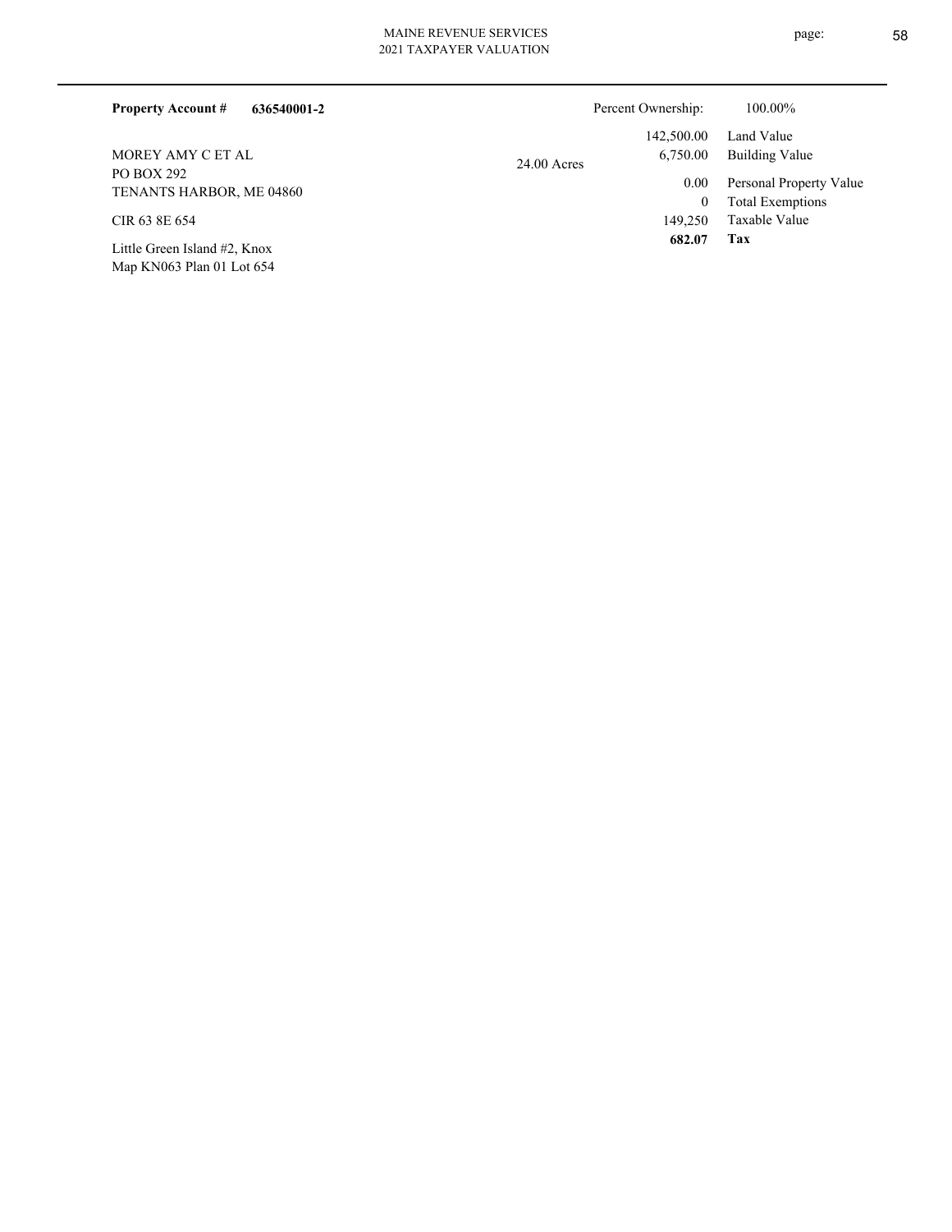**Property Account #** **636540001-2**

MOREY AMY C ET AL
PO BOX 292
TENANTS HARBOR, ME 04860

CIR 63 8E 654

Little Green Island #2, Knox
Map KN063 Plan 01 Lot 654

24.00 Acres

| Percent Ownership: | 100.00% |
|---|---|
| 142,500.00 | Land Value |
| 6,750.00 | Building Value |
| 0.00 | Personal Property Value |
| 0 | Total Exemptions |
| 149,250 | Taxable Value |
| **682.07** | **Tax** |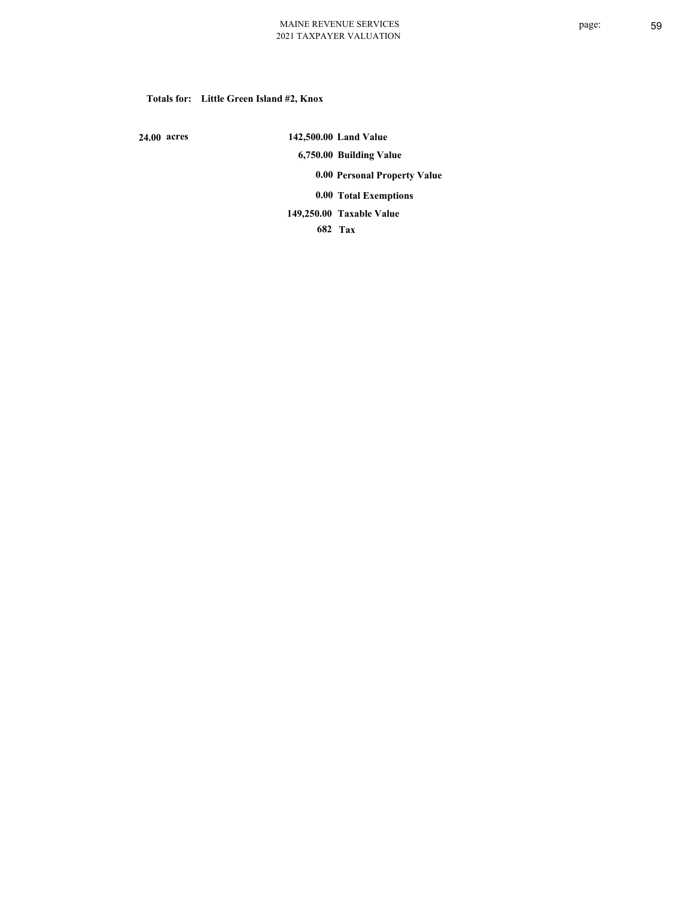**Totals for: Little Green Island #2, Knox**

| | | |
|---|---|---|
| 24.00 acres | 142,500.00 | Land Value |
| | 6,750.00 | Building Value |
| | 0.00 | Personal Property Value |
| | 0.00 | Total Exemptions |
| | 149,250.00 | Taxable Value |
| | 682 | Tax |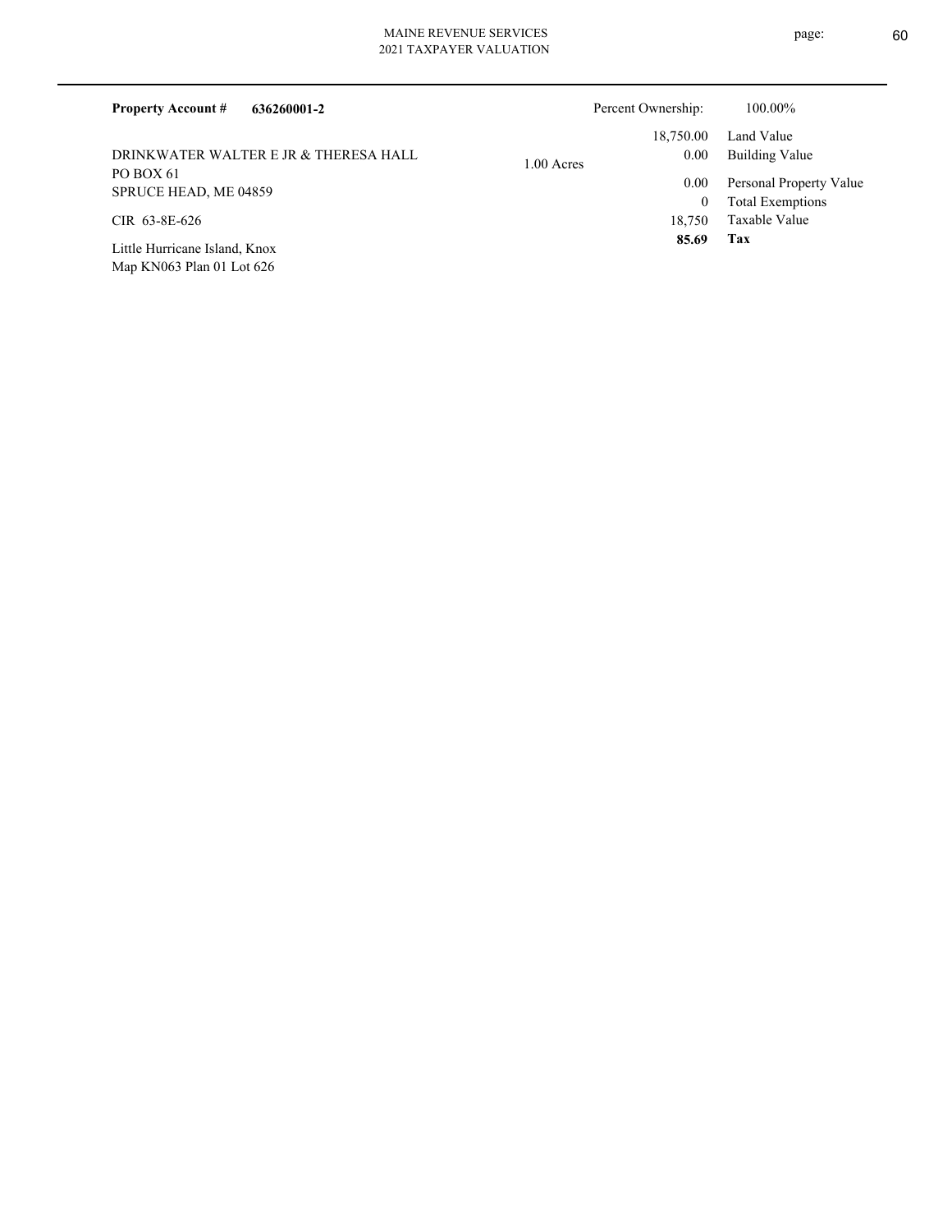**Property Account #** **636260001-2**

Percent Ownership: 100.00%

DRINKWATER WALTER E JR & THERESA HALL
PO BOX 61
SPRUCE HEAD, ME 04859

CIR 63-8E-626

Little Hurricane Island, Knox
Map KN063 Plan 01 Lot 626

1.00 Acres

| | |
|---:|---|
| 18,750.00 | Land Value |
| 0.00 | Building Value |
| 0.00 | Personal Property Value |
| 0 | Total Exemptions |
| 18,750 | Taxable Value |
| **85.69** | **Tax** |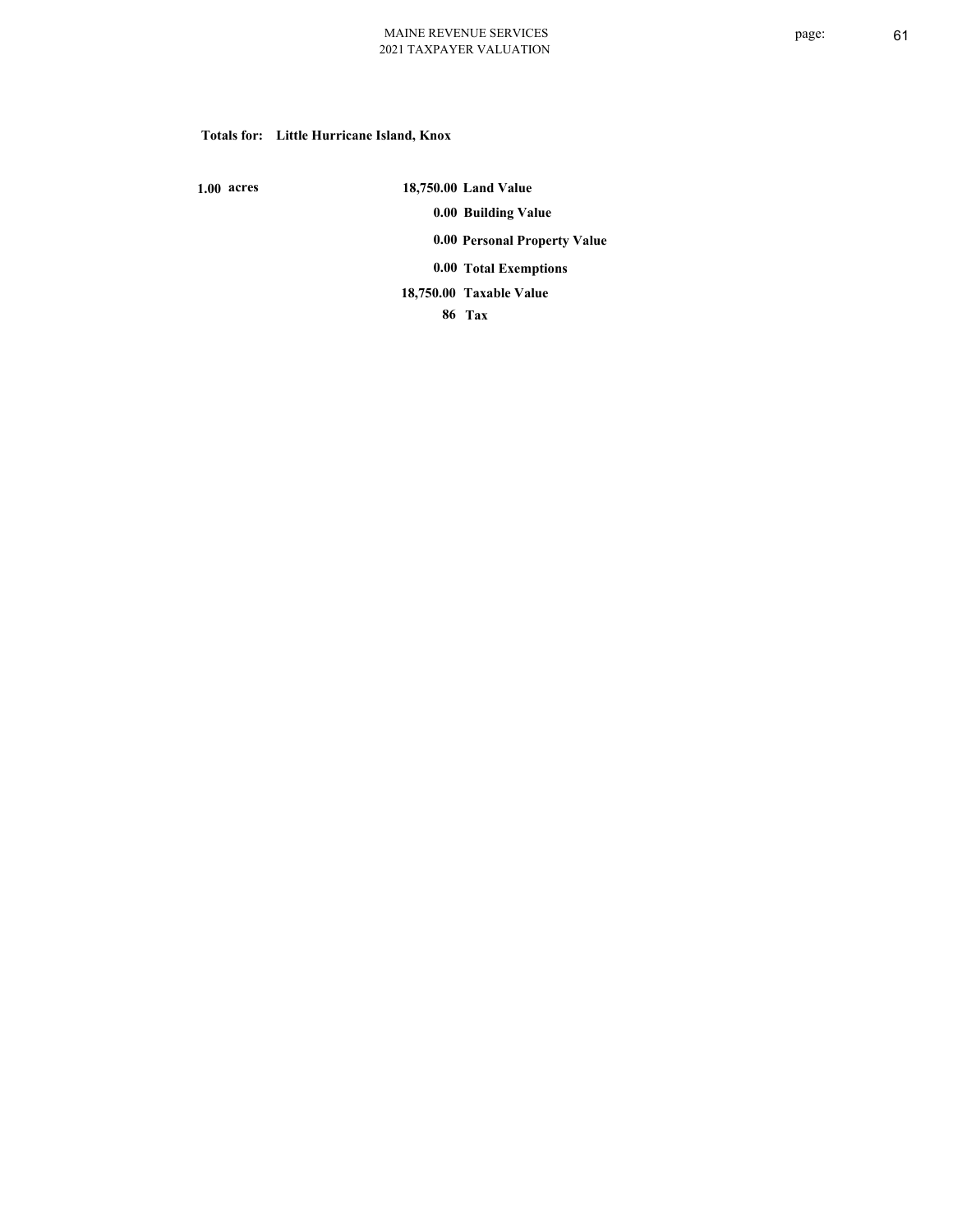**Totals for: Little Hurricane Island, Knox**

| | | |
|---|---|---|
| 1.00 acres | 18,750.00 | Land Value |
| | 0.00 | Building Value |
| | 0.00 | Personal Property Value |
| | 0.00 | Total Exemptions |
| | 18,750.00 | Taxable Value |
| | 86 | Tax |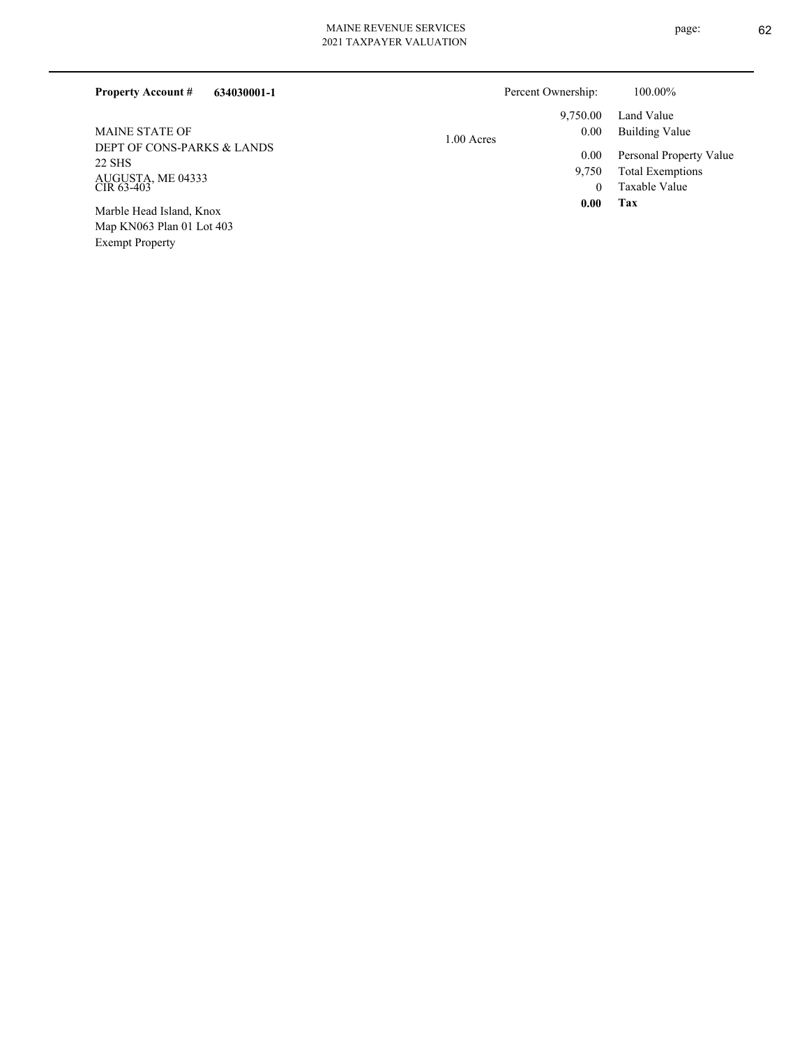**Property Account #** **634030001-1**

MAINE STATE OF
DEPT OF CONS-PARKS & LANDS
22 SHS
AUGUSTA, ME 04333
CIR 63-403

Marble Head Island, Knox
Map KN063 Plan 01 Lot 403
Exempt Property

1.00 Acres

| | |
|---|---|
| Percent Ownership: | 100.00% |
| 9,750.00 | Land Value |
| 0.00 | Building Value |
| 0.00 | Personal Property Value |
| 9,750 | Total Exemptions |
| 0 | Taxable Value |
| **0.00** | **Tax** |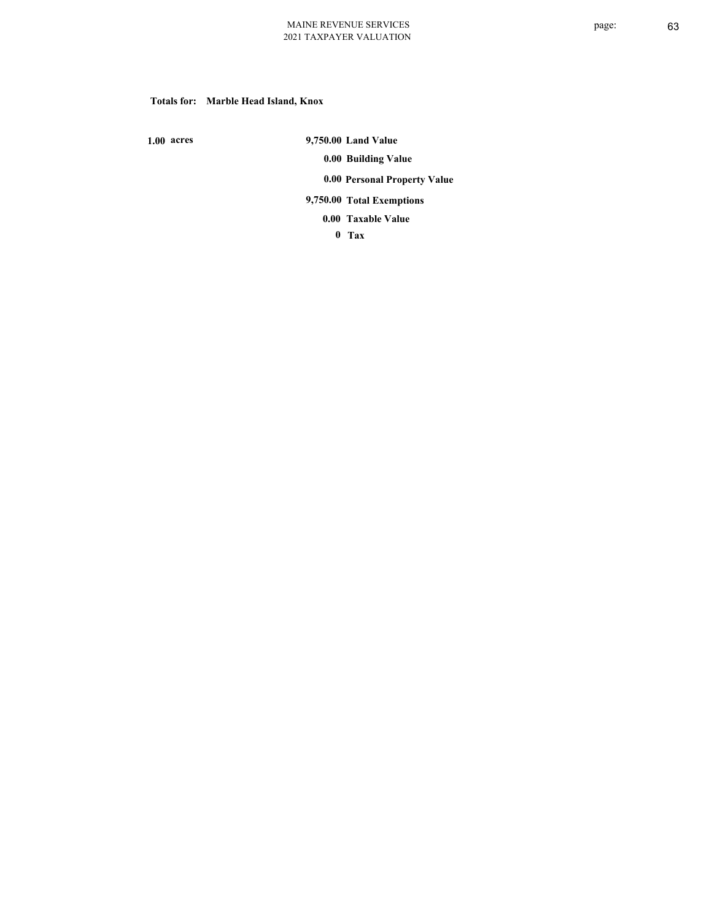**Totals for: Marble Head Island, Knox**

**1.00 acres**

| | |
|---|---|
| 9,750.00 | Land Value |
| 0.00 | Building Value |
| 0.00 | Personal Property Value |
| 9,750.00 | Total Exemptions |
| 0.00 | Taxable Value |
| 0 | Tax |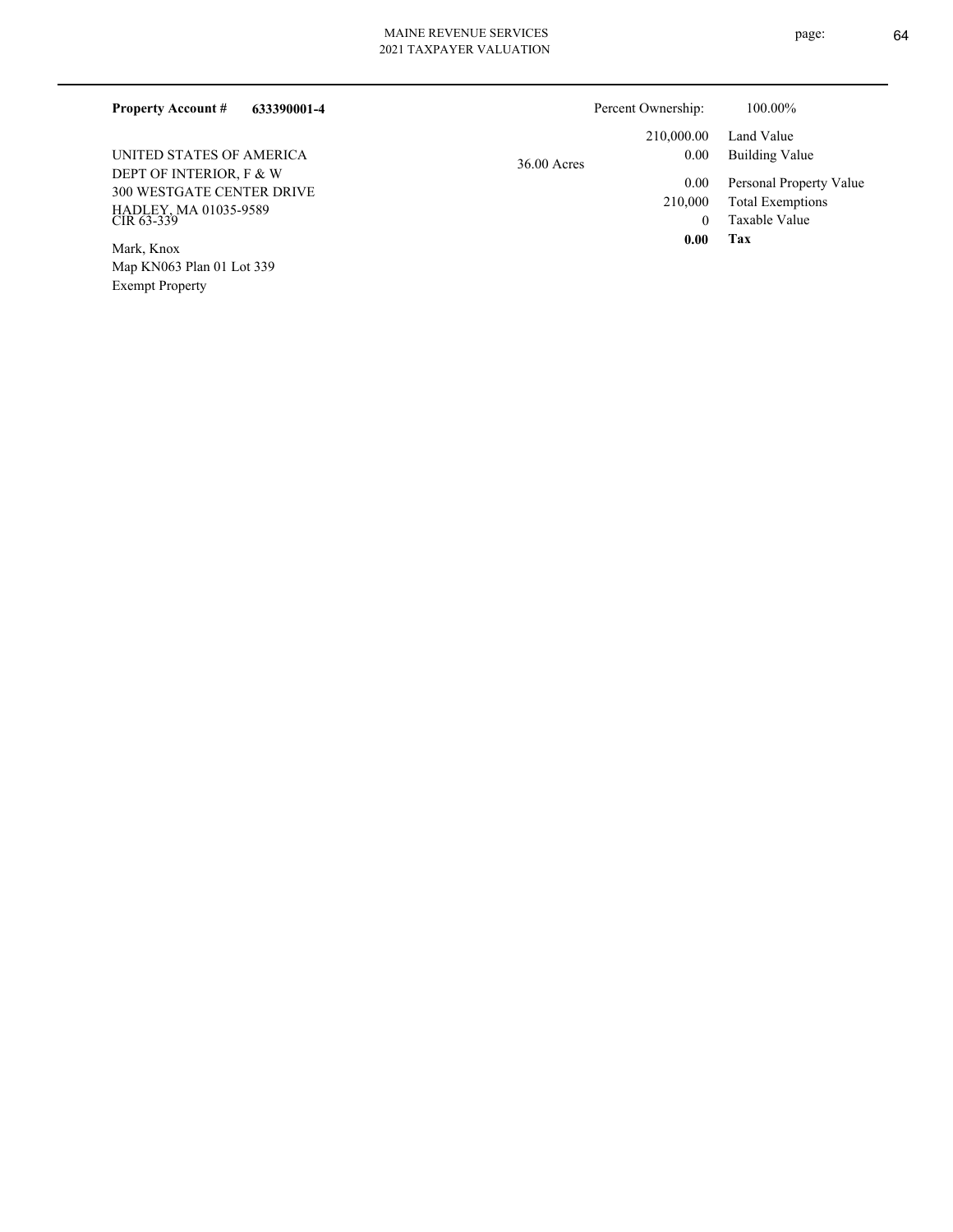**Property Account #** **633390001-4**

UNITED STATES OF AMERICA
DEPT OF INTERIOR, F & W
300 WESTGATE CENTER DRIVE
HADLEY, MA 01035-9589
CIR 63-339

Mark, Knox
Map KN063 Plan 01 Lot 339
Exempt Property

36.00 Acres

| | |
|---|---|
| Percent Ownership: | 100.00% |
| 210,000.00 | Land Value |
| 0.00 | Building Value |
| 0.00 | Personal Property Value |
| 210,000 | Total Exemptions |
| 0 | Taxable Value |
| **0.00** | **Tax** |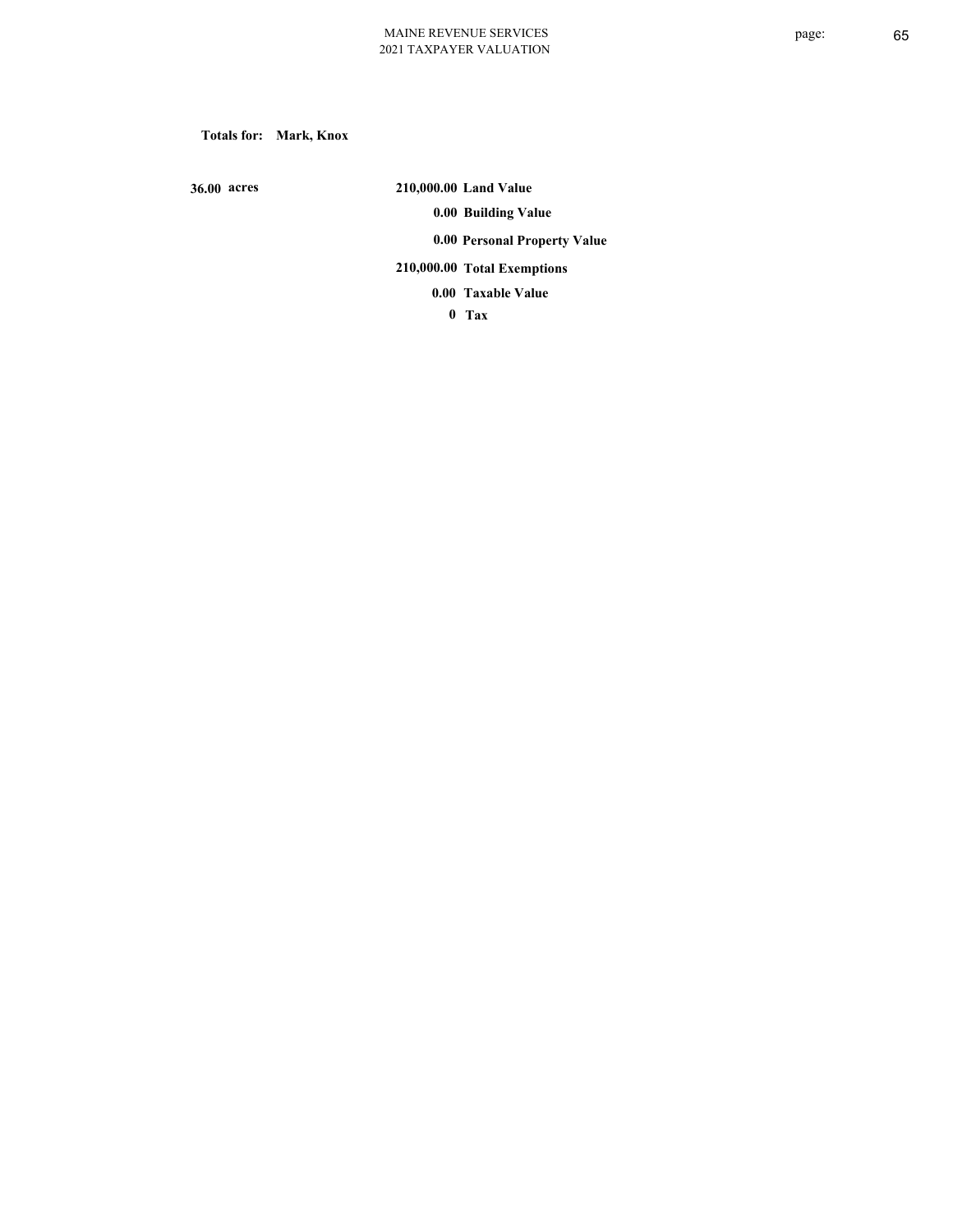**Totals for: Mark, Knox**

| | | |
|---|---|---|
| **36.00 acres** | **210,000.00** | **Land Value** |
| | **0.00** | **Building Value** |
| | **0.00** | **Personal Property Value** |
| | **210,000.00** | **Total Exemptions** |
| | **0.00** | **Taxable Value** |
| | **0** | **Tax** |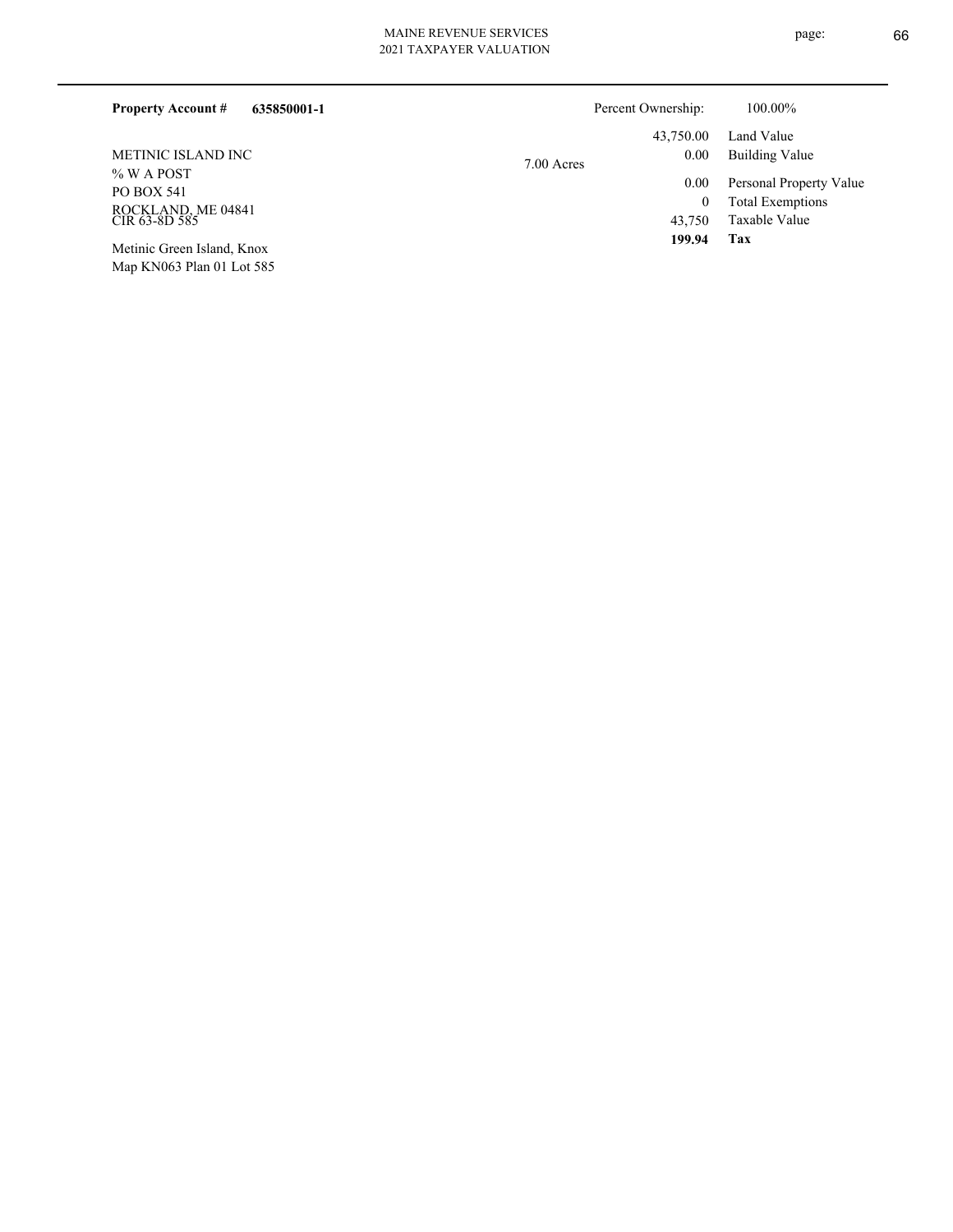**Property Account #** **635850001-1**

Percent Ownership: 100.00%

METINIC ISLAND INC
% W A POST
PO BOX 541
ROCKLAND, ME 04841
CIR 63-8D 585

Metinic Green Island, Knox
Map KN063 Plan 01 Lot 585

7.00 Acres

| | |
|---|---|
| 43,750.00 | Land Value |
| 0.00 | Building Value |
| 0.00 | Personal Property Value |
| 0 | Total Exemptions |
| 43,750 | Taxable Value |
| **199.94** | **Tax** |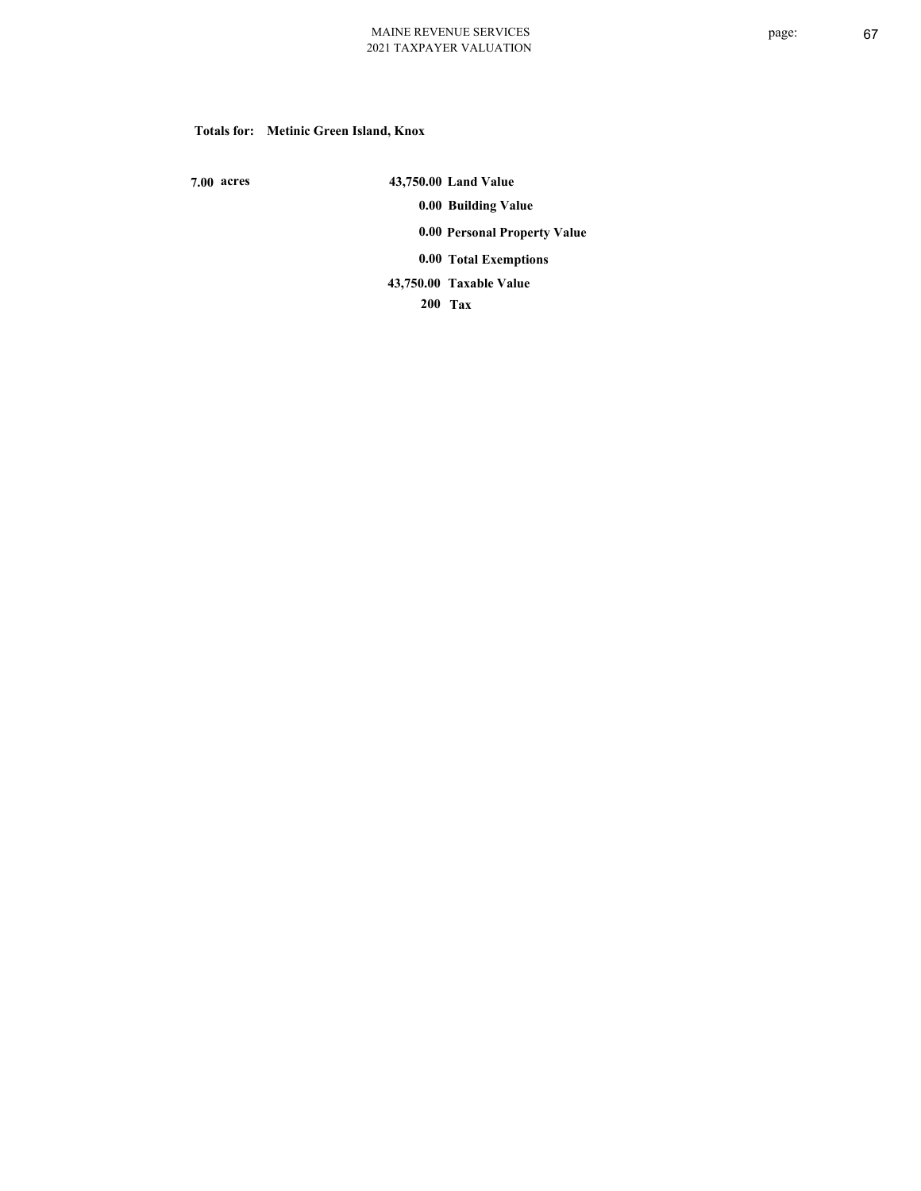**Totals for: Metinic Green Island, Knox**

| | | |
|---|---|---|
| 7.00 acres | 43,750.00 | Land Value |
| | 0.00 | Building Value |
| | 0.00 | Personal Property Value |
| | 0.00 | Total Exemptions |
| | 43,750.00 | Taxable Value |
| | 200 | Tax |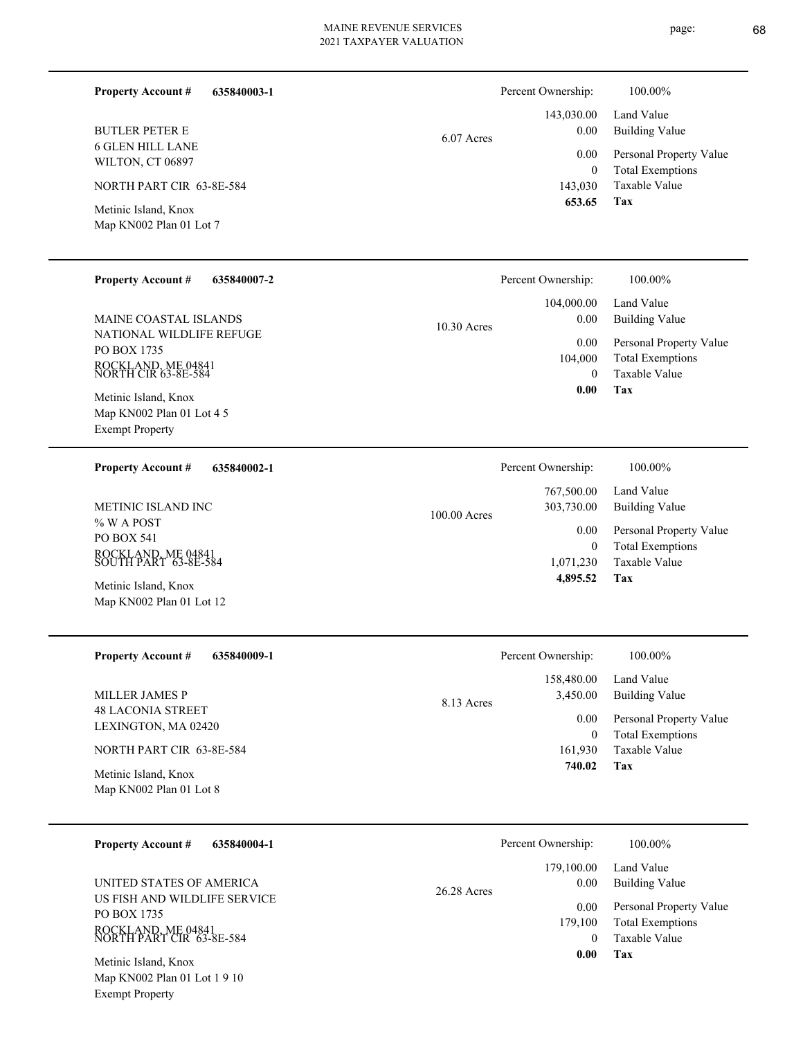**Property Account #** **635840003-1**

BUTLER PETER E
6 GLEN HILL LANE
WILTON, CT 06897

NORTH PART CIR 63-8E-584

Metinic Island, Knox
Map KN002 Plan 01 Lot 7

6.07 Acres

| Percent Ownership: | 100.00% |
|---|---|
| 143,030.00 | Land Value |
| 0.00 | Building Value |
| 0.00 | Personal Property Value |
| 0 | Total Exemptions |
| 143,030 | Taxable Value |
| **653.65** | **Tax** |

---

**Property Account #** **635840007-2**

MAINE COASTAL ISLANDS
NATIONAL WILDLIFE REFUGE
PO BOX 1735
ROCKLAND, ME 04841
NORTH CIR 63-8E-584

Metinic Island, Knox
Map KN002 Plan 01 Lot 4 5
Exempt Property

10.30 Acres

| Percent Ownership: | 100.00% |
|---|---|
| 104,000.00 | Land Value |
| 0.00 | Building Value |
| 0.00 | Personal Property Value |
| 104,000 | Total Exemptions |
| 0 | Taxable Value |
| **0.00** | **Tax** |

---

**Property Account #** **635840002-1**

METINIC ISLAND INC
% W A POST
PO BOX 541
ROCKLAND, ME 04841
SOUTH PART 63-8E-584

Metinic Island, Knox
Map KN002 Plan 01 Lot 12

100.00 Acres

| Percent Ownership: | 100.00% |
|---|---|
| 767,500.00 | Land Value |
| 303,730.00 | Building Value |
| 0.00 | Personal Property Value |
| 0 | Total Exemptions |
| 1,071,230 | Taxable Value |
| **4,895.52** | **Tax** |

---

**Property Account #** **635840009-1**

MILLER JAMES P
48 LACONIA STREET
LEXINGTON, MA 02420

NORTH PART CIR 63-8E-584

Metinic Island, Knox
Map KN002 Plan 01 Lot 8

8.13 Acres

| Percent Ownership: | 100.00% |
|---|---|
| 158,480.00 | Land Value |
| 3,450.00 | Building Value |
| 0.00 | Personal Property Value |
| 0 | Total Exemptions |
| 161,930 | Taxable Value |
| **740.02** | **Tax** |

---

**Property Account #** **635840004-1**

UNITED STATES OF AMERICA
US FISH AND WILDLIFE SERVICE
PO BOX 1735
ROCKLAND, ME 04841
NORTH PART CIR 63-8E-584

Metinic Island, Knox
Map KN002 Plan 01 Lot 1 9 10
Exempt Property

26.28 Acres

| Percent Ownership: | 100.00% |
|---|---|
| 179,100.00 | Land Value |
| 0.00 | Building Value |
| 0.00 | Personal Property Value |
| 179,100 | Total Exemptions |
| 0 | Taxable Value |
| **0.00** | **Tax** |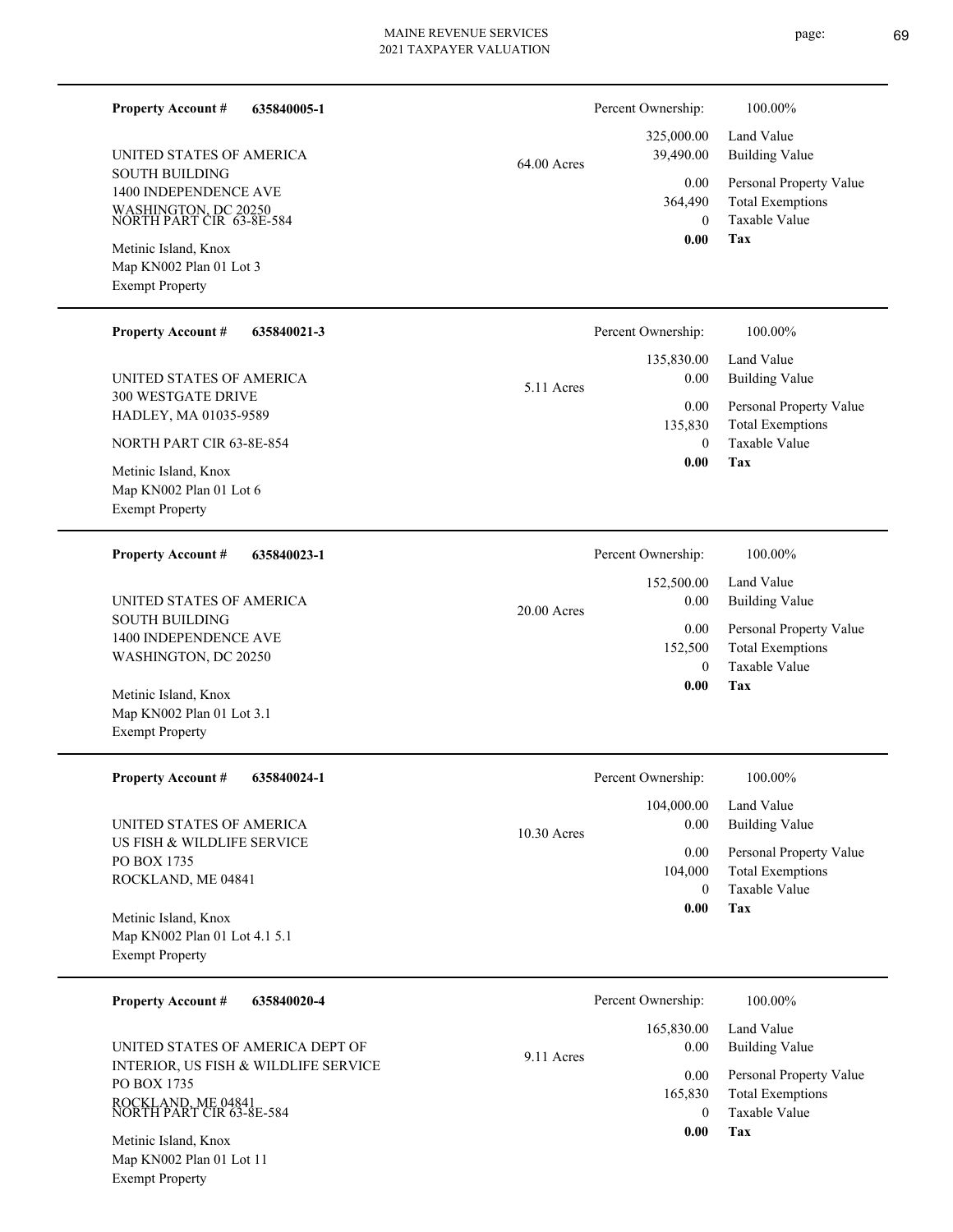**Property Account #** **635840005-1**

UNITED STATES OF AMERICA
SOUTH BUILDING
1400 INDEPENDENCE AVE
WASHINGTON, DC 20250
NORTH PART CIR 63-8E-584

Metinic Island, Knox
Map KN002 Plan 01 Lot 3
Exempt Property

64.00 Acres

| | |
|---|---|
| Percent Ownership: | 100.00% |
| 325,000.00 | Land Value |
| 39,490.00 | Building Value |
| 0.00 | Personal Property Value |
| 364,490 | Total Exemptions |
| 0 | Taxable Value |
| **0.00** | **Tax** |

---

**Property Account #** **635840021-3**

UNITED STATES OF AMERICA
300 WESTGATE DRIVE
HADLEY, MA 01035-9589

NORTH PART CIR 63-8E-854

Metinic Island, Knox
Map KN002 Plan 01 Lot 6
Exempt Property

5.11 Acres

| | |
|---|---|
| Percent Ownership: | 100.00% |
| 135,830.00 | Land Value |
| 0.00 | Building Value |
| 0.00 | Personal Property Value |
| 135,830 | Total Exemptions |
| 0 | Taxable Value |
| **0.00** | **Tax** |

---

**Property Account #** **635840023-1**

UNITED STATES OF AMERICA
SOUTH BUILDING
1400 INDEPENDENCE AVE
WASHINGTON, DC 20250

Metinic Island, Knox
Map KN002 Plan 01 Lot 3.1
Exempt Property

20.00 Acres

| | |
|---|---|
| Percent Ownership: | 100.00% |
| 152,500.00 | Land Value |
| 0.00 | Building Value |
| 0.00 | Personal Property Value |
| 152,500 | Total Exemptions |
| 0 | Taxable Value |
| **0.00** | **Tax** |

---

**Property Account #** **635840024-1**

UNITED STATES OF AMERICA
US FISH & WILDLIFE SERVICE
PO BOX 1735
ROCKLAND, ME 04841

Metinic Island, Knox
Map KN002 Plan 01 Lot 4.1 5.1
Exempt Property

10.30 Acres

| | |
|---|---|
| Percent Ownership: | 100.00% |
| 104,000.00 | Land Value |
| 0.00 | Building Value |
| 0.00 | Personal Property Value |
| 104,000 | Total Exemptions |
| 0 | Taxable Value |
| **0.00** | **Tax** |

---

**Property Account #** **635840020-4**

UNITED STATES OF AMERICA DEPT OF
INTERIOR, US FISH & WILDLIFE SERVICE
PO BOX 1735
ROCKLAND, ME 04841
NORTH PART CIR 63-8E-584

Metinic Island, Knox
Map KN002 Plan 01 Lot 11
Exempt Property

9.11 Acres

| | |
|---|---|
| Percent Ownership: | 100.00% |
| 165,830.00 | Land Value |
| 0.00 | Building Value |
| 0.00 | Personal Property Value |
| 165,830 | Total Exemptions |
| 0 | Taxable Value |
| **0.00** | **Tax** |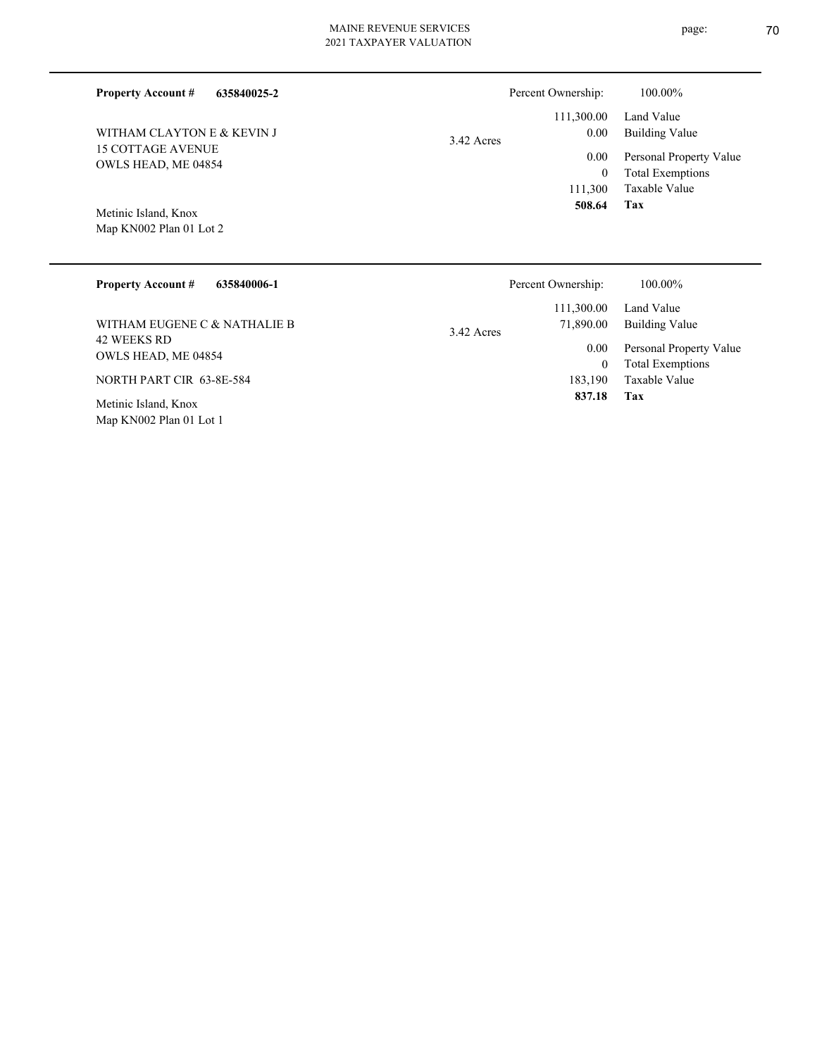**Property Account #** **635840025-2**

WITHAM CLAYTON E & KEVIN J
15 COTTAGE AVENUE
OWLS HEAD, ME 04854

Metinic Island, Knox
Map KN002 Plan 01 Lot 2

3.42 Acres

| Percent Ownership: | 100.00% |
|---|---|
| 111,300.00 | Land Value |
| 0.00 | Building Value |
| 0.00 | Personal Property Value |
| 0 | Total Exemptions |
| 111,300 | Taxable Value |
| **508.64** | **Tax** |

---

**Property Account #** **635840006-1**

WITHAM EUGENE C & NATHALIE B
42 WEEKS RD
OWLS HEAD, ME 04854

NORTH PART CIR 63-8E-584

Metinic Island, Knox
Map KN002 Plan 01 Lot 1

3.42 Acres

| Percent Ownership: | 100.00% |
|---|---|
| 111,300.00 | Land Value |
| 71,890.00 | Building Value |
| 0.00 | Personal Property Value |
| 0 | Total Exemptions |
| 183,190 | Taxable Value |
| **837.18** | **Tax** |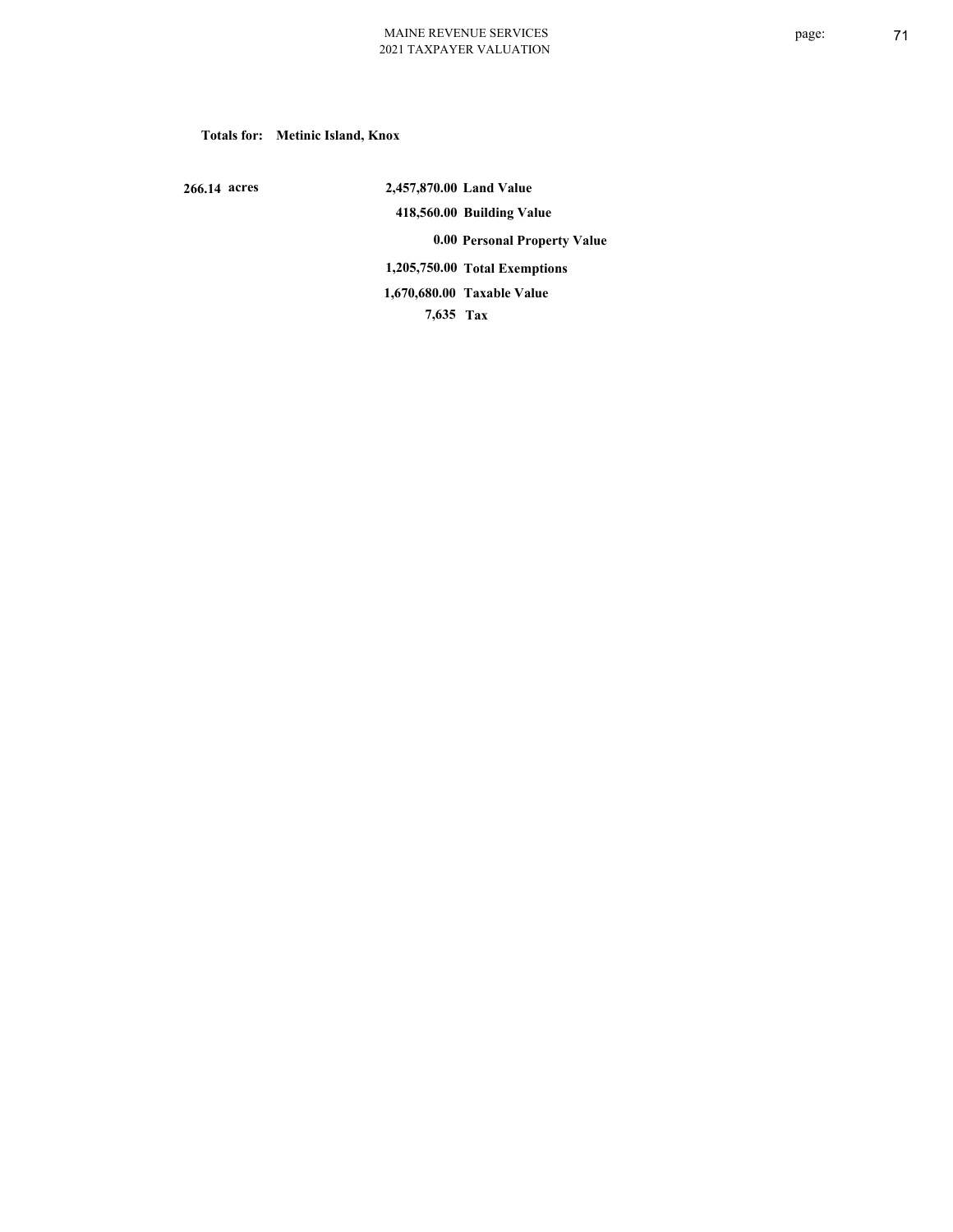**Totals for: Metinic Island, Knox**

| | | |
|---|---|---|
| 266.14 acres | 2,457,870.00 | Land Value |
| | 418,560.00 | Building Value |
| | 0.00 | Personal Property Value |
| | 1,205,750.00 | Total Exemptions |
| | 1,670,680.00 | Taxable Value |
| | 7,635 | Tax |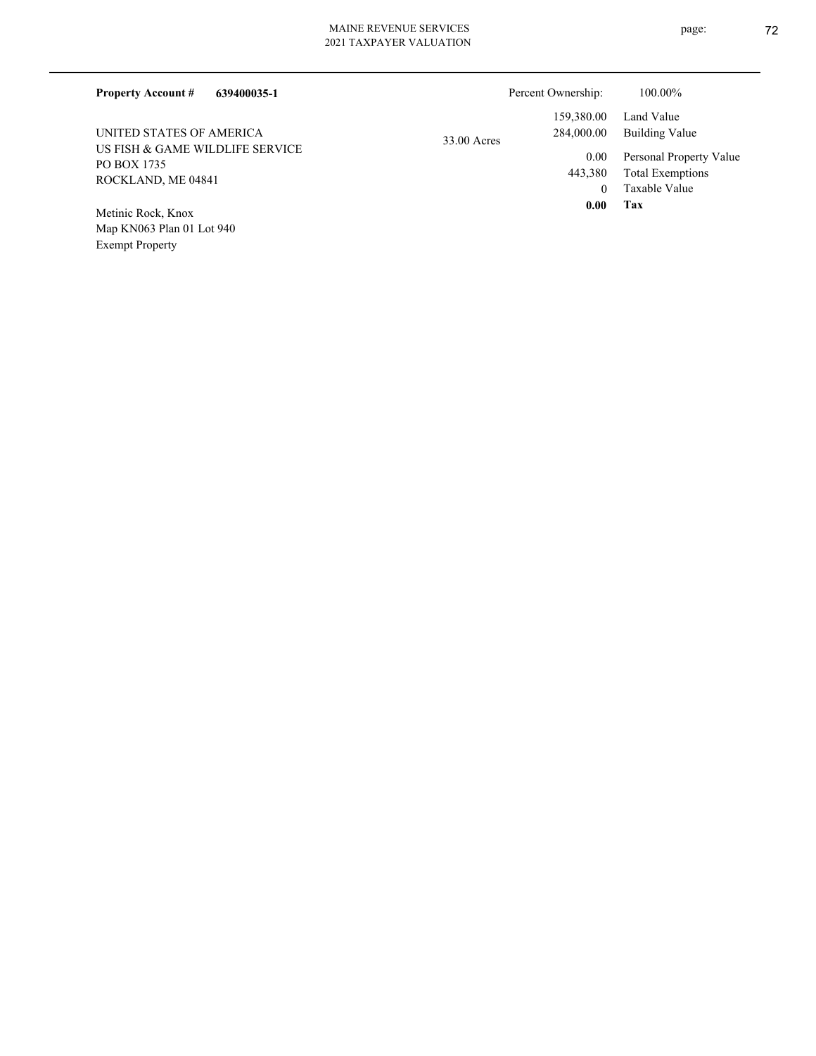**Property Account #** **639400035-1**

Percent Ownership: 100.00%

UNITED STATES OF AMERICA
US FISH & GAME WILDLIFE SERVICE
PO BOX 1735
ROCKLAND, ME 04841

33.00 Acres

| | |
|---|---|
| 159,380.00 | Land Value |
| 284,000.00 | Building Value |
| 0.00 | Personal Property Value |
| 443,380 | Total Exemptions |
| 0 | Taxable Value |
| **0.00** | **Tax** |

Metinic Rock, Knox
Map KN063 Plan 01 Lot 940
Exempt Property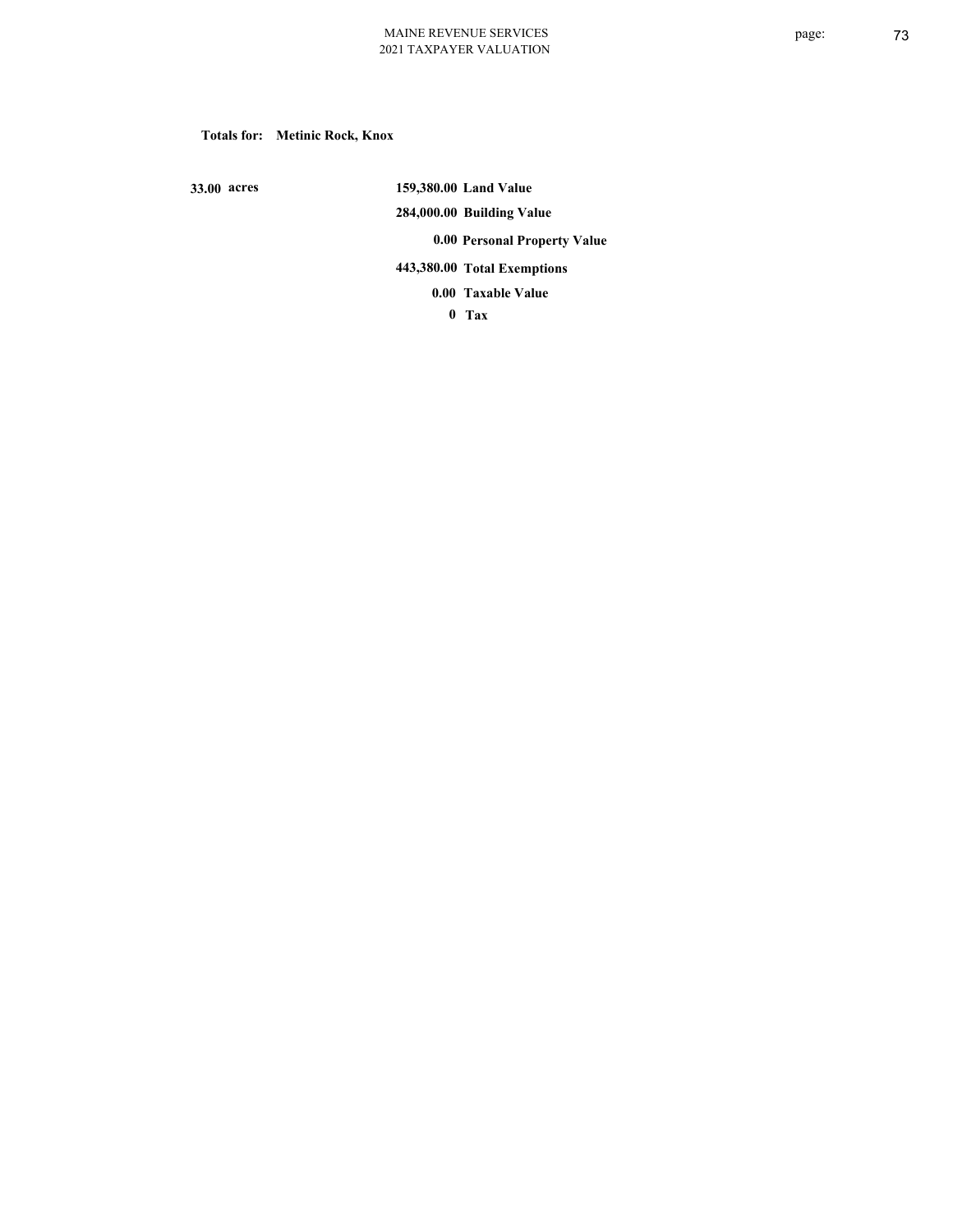**Totals for: Metinic Rock, Knox**

**33.00 acres**

| | |
|---:|---|
| **159,380.00** | **Land Value** |
| **284,000.00** | **Building Value** |
| **0.00** | **Personal Property Value** |
| **443,380.00** | **Total Exemptions** |
| **0.00** | **Taxable Value** |
| **0** | **Tax** |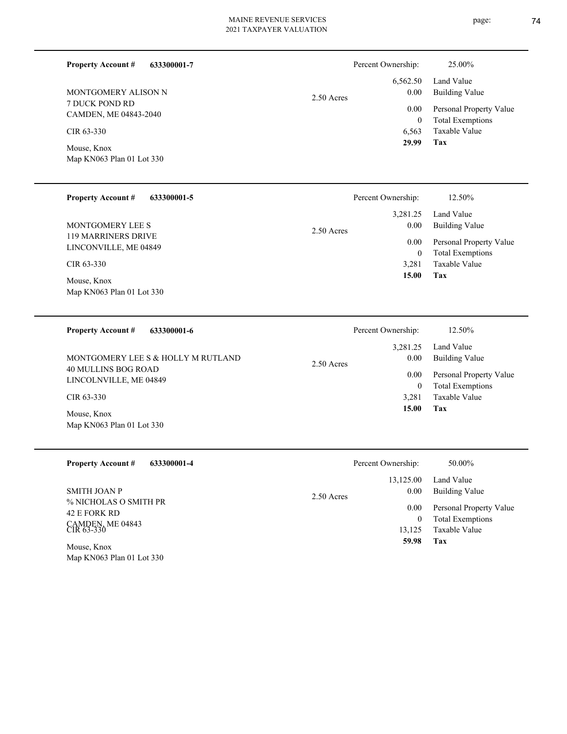| Property Account # | 633300001-7 | Percent Ownership: | 25.00% |
|---|---|---|---|
| MONTGOMERY ALISON N | | 6,562.50 | Land Value |
| 7 DUCK POND RD | 2.50 Acres | 0.00 | Building Value |
| CAMDEN, ME 04843-2040 | | 0.00 | Personal Property Value |
| CIR 63-330 | | 0 | Total Exemptions |
| Mouse, Knox | | 6,563 | Taxable Value |
| Map KN063 Plan 01 Lot 330 | | **29.99** | **Tax** |

| Property Account # | 633300001-5 | Percent Ownership: | 12.50% |
|---|---|---|---|
| MONTGOMERY LEE S | | 3,281.25 | Land Value |
| 119 MARRINERS DRIVE | 2.50 Acres | 0.00 | Building Value |
| LINCONVILLE, ME 04849 | | 0.00 | Personal Property Value |
| CIR 63-330 | | 0 | Total Exemptions |
| Mouse, Knox | | 3,281 | Taxable Value |
| Map KN063 Plan 01 Lot 330 | | **15.00** | **Tax** |

| Property Account # | 633300001-6 | Percent Ownership: | 12.50% |
|---|---|---|---|
| MONTGOMERY LEE S & HOLLY M RUTLAND | | 3,281.25 | Land Value |
| 40 MULLINS BOG ROAD | 2.50 Acres | 0.00 | Building Value |
| LINCOLNVILLE, ME 04849 | | 0.00 | Personal Property Value |
| CIR 63-330 | | 0 | Total Exemptions |
| Mouse, Knox | | 3,281 | Taxable Value |
| Map KN063 Plan 01 Lot 330 | | **15.00** | **Tax** |

| Property Account # | 633300001-4 | Percent Ownership: | 50.00% |
|---|---|---|---|
| SMITH JOAN P | | 13,125.00 | Land Value |
| % NICHOLAS O SMITH PR | 2.50 Acres | 0.00 | Building Value |
| 42 E FORK RD | | 0.00 | Personal Property Value |
| CAMDEN, ME 04843 | | 0 | Total Exemptions |
| CIR 63-330 | | 13,125 | Taxable Value |
| Mouse, Knox | | **59.98** | **Tax** |
| Map KN063 Plan 01 Lot 330 | | | |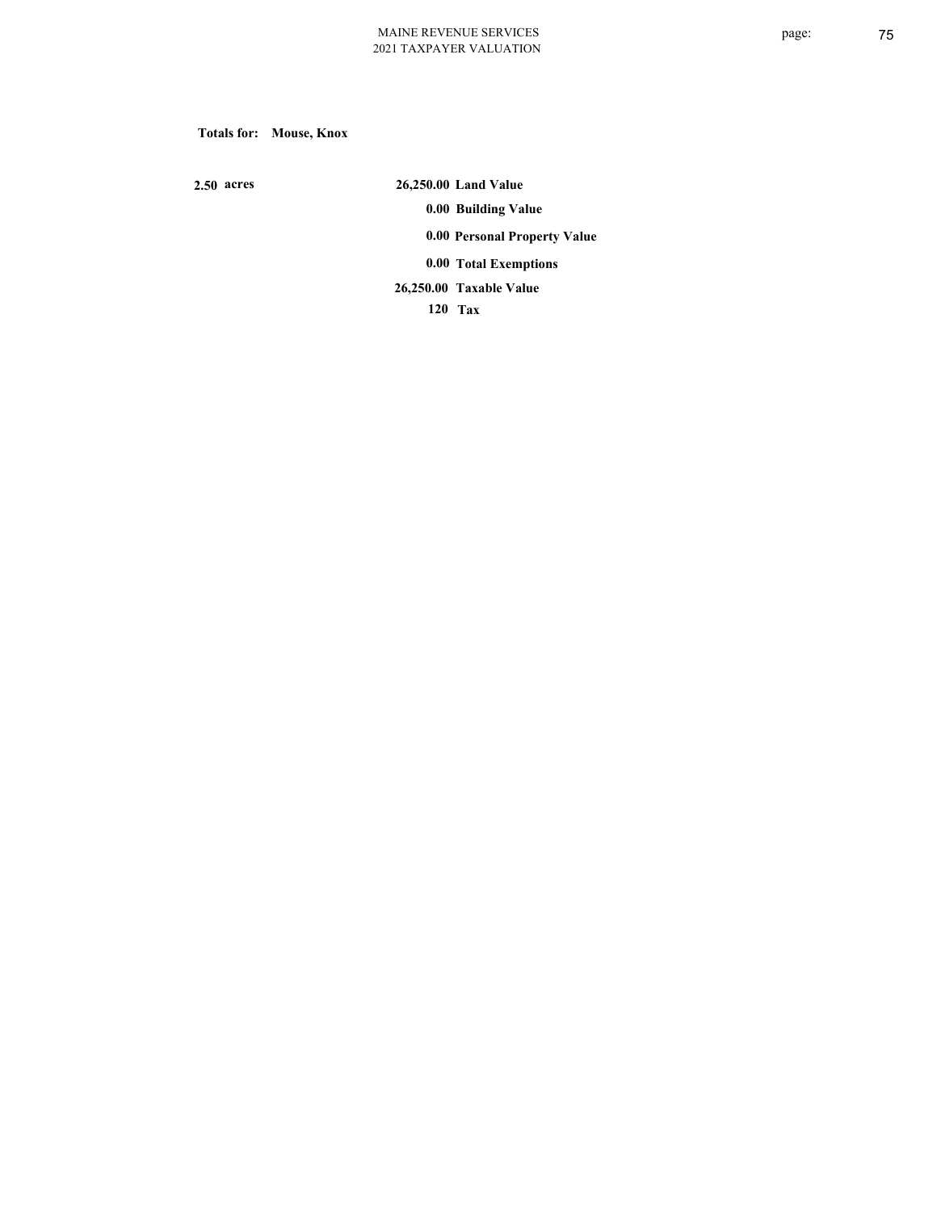**Totals for: Mouse, Knox**

| | | |
|---|---|---|
| 2.50 acres | 26,250.00 | Land Value |
| | 0.00 | Building Value |
| | 0.00 | Personal Property Value |
| | 0.00 | Total Exemptions |
| | 26,250.00 | Taxable Value |
| | 120 | Tax |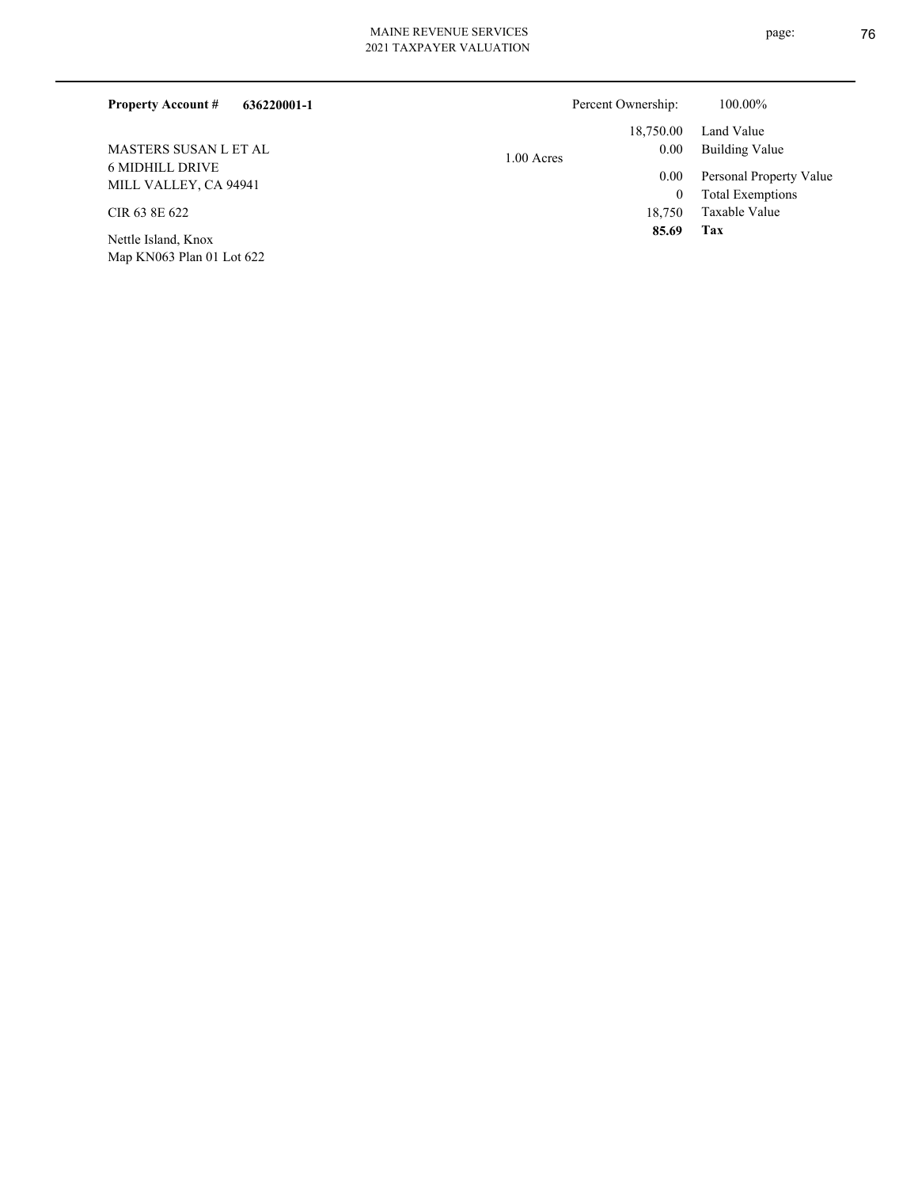**Property Account #** **636220001-1**

Percent Ownership: 100.00%

MASTERS SUSAN L ET AL
6 MIDHILL DRIVE
MILL VALLEY, CA 94941

CIR 63 8E 622

Nettle Island, Knox
Map KN063 Plan 01 Lot 622

1.00 Acres

| | |
|---|---|
| 18,750.00 | Land Value |
| 0.00 | Building Value |
| 0.00 | Personal Property Value |
| 0 | Total Exemptions |
| 18,750 | Taxable Value |
| **85.69** | **Tax** |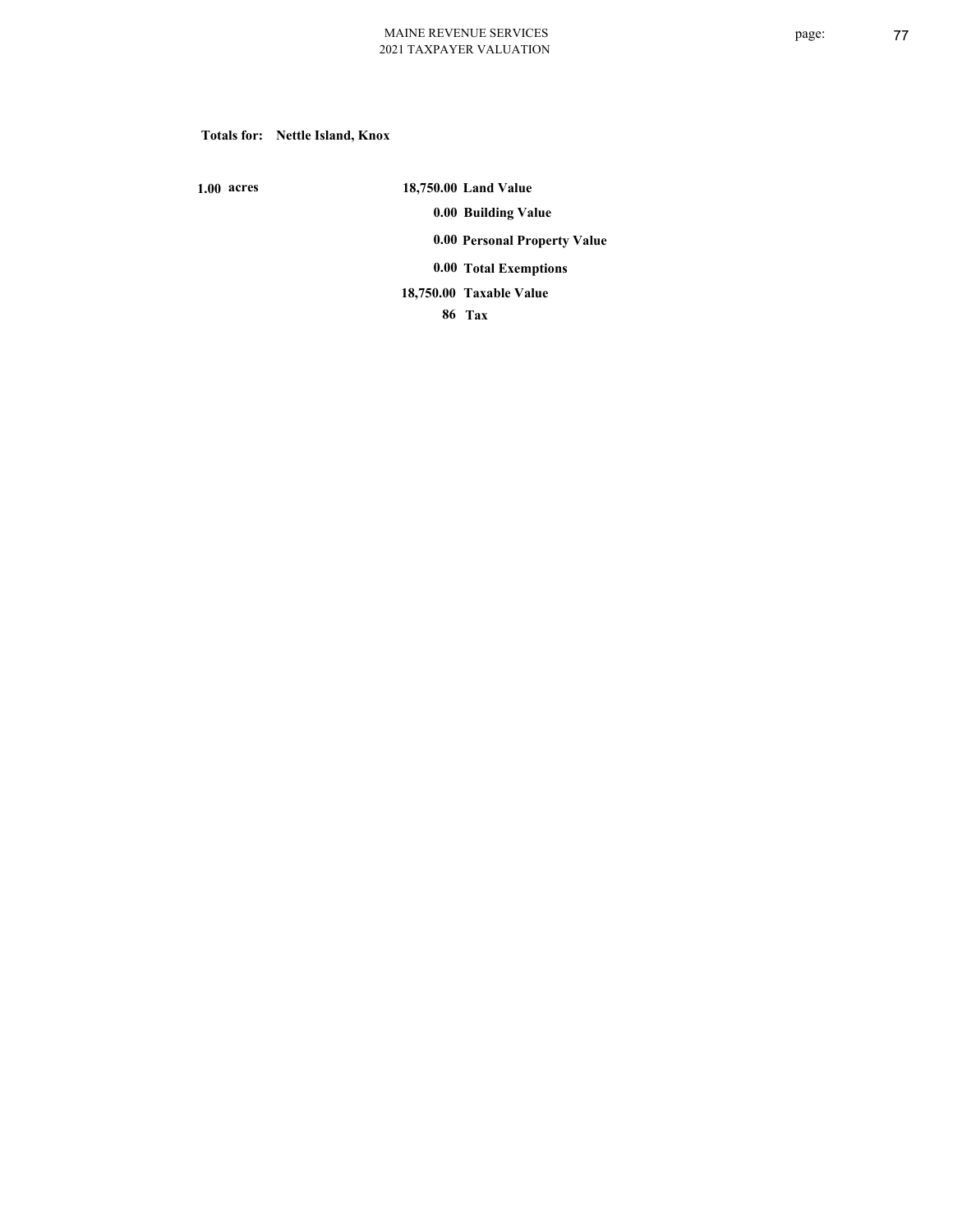**Totals for: Nettle Island, Knox**

| | | |
|---|---|---|
| 1.00 acres | 18,750.00 | Land Value |
| | 0.00 | Building Value |
| | 0.00 | Personal Property Value |
| | 0.00 | Total Exemptions |
| | 18,750.00 | Taxable Value |
| | 86 | Tax |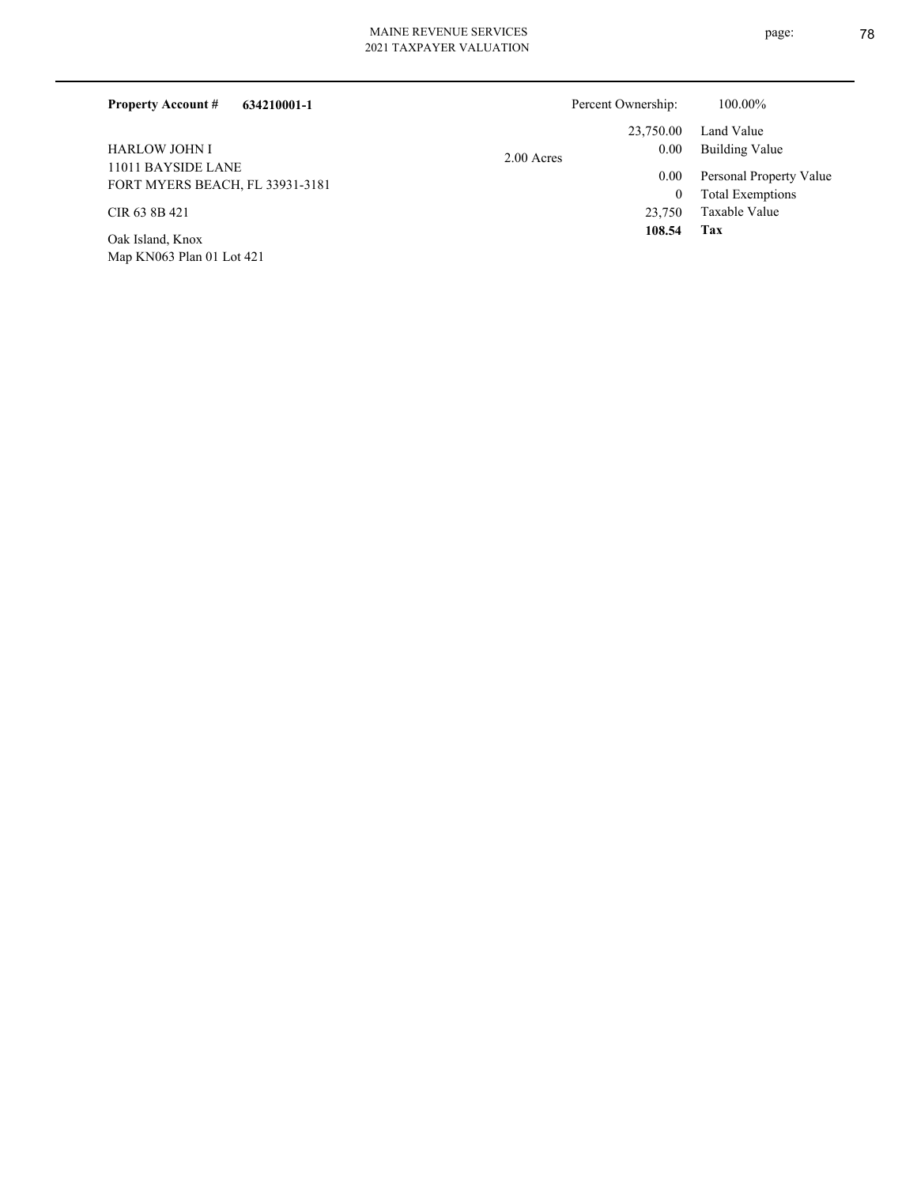**Property Account #** **634210001-1**

Percent Ownership: 100.00%

HARLOW JOHN I
11011 BAYSIDE LANE
FORT MYERS BEACH, FL 33931-3181

CIR 63 8B 421

Oak Island, Knox
Map KN063 Plan 01 Lot 421

2.00 Acres

| | |
|---|---|
| 23,750.00 | Land Value |
| 0.00 | Building Value |
| 0.00 | Personal Property Value |
| 0 | Total Exemptions |
| 23,750 | Taxable Value |
| **108.54** | **Tax** |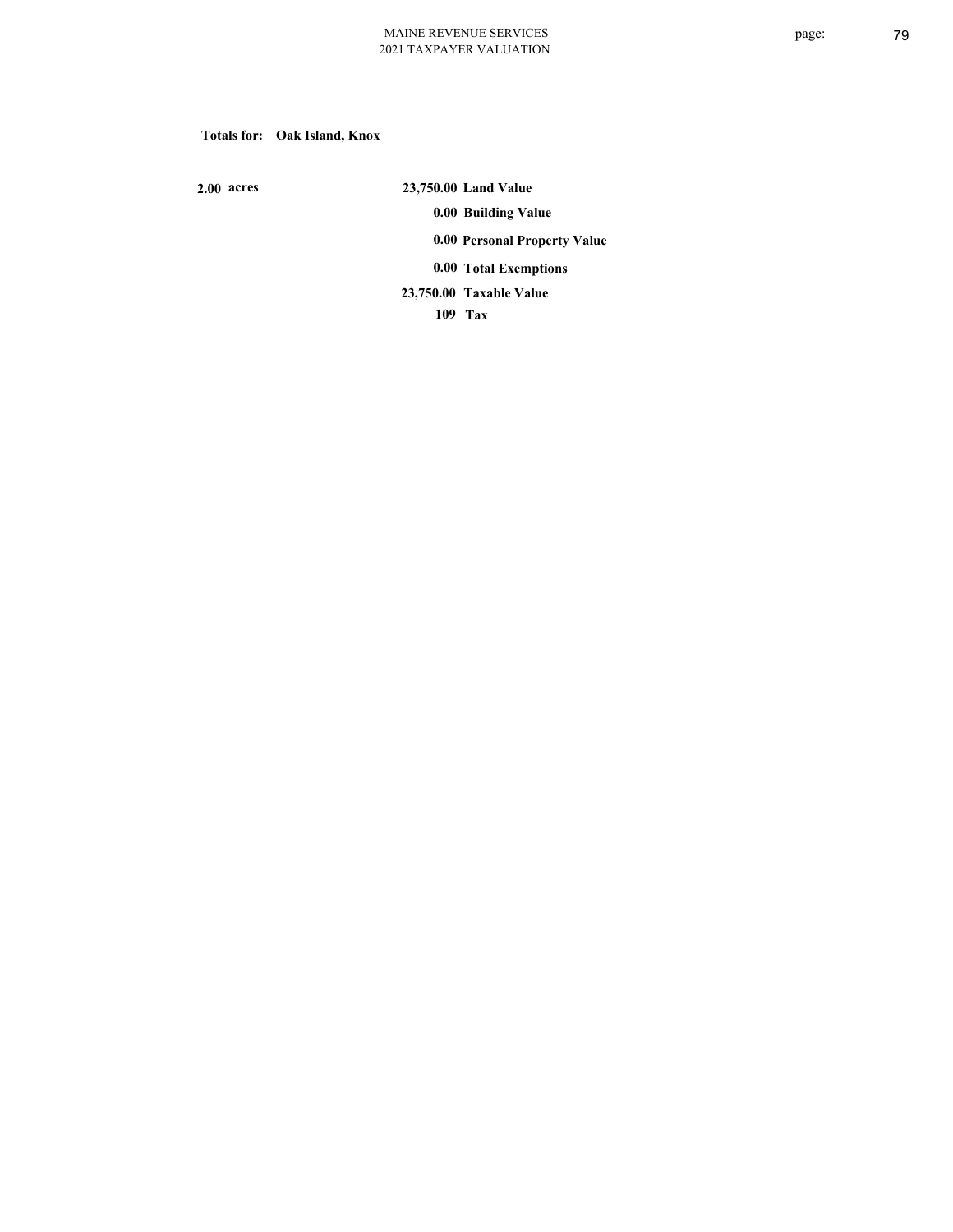**Totals for: Oak Island, Knox**

| | | |
|---|---|---|
| **2.00 acres** | **23,750.00** | **Land Value** |
| | **0.00** | **Building Value** |
| | **0.00** | **Personal Property Value** |
| | **0.00** | **Total Exemptions** |
| | **23,750.00** | **Taxable Value** |
| | **109** | **Tax** |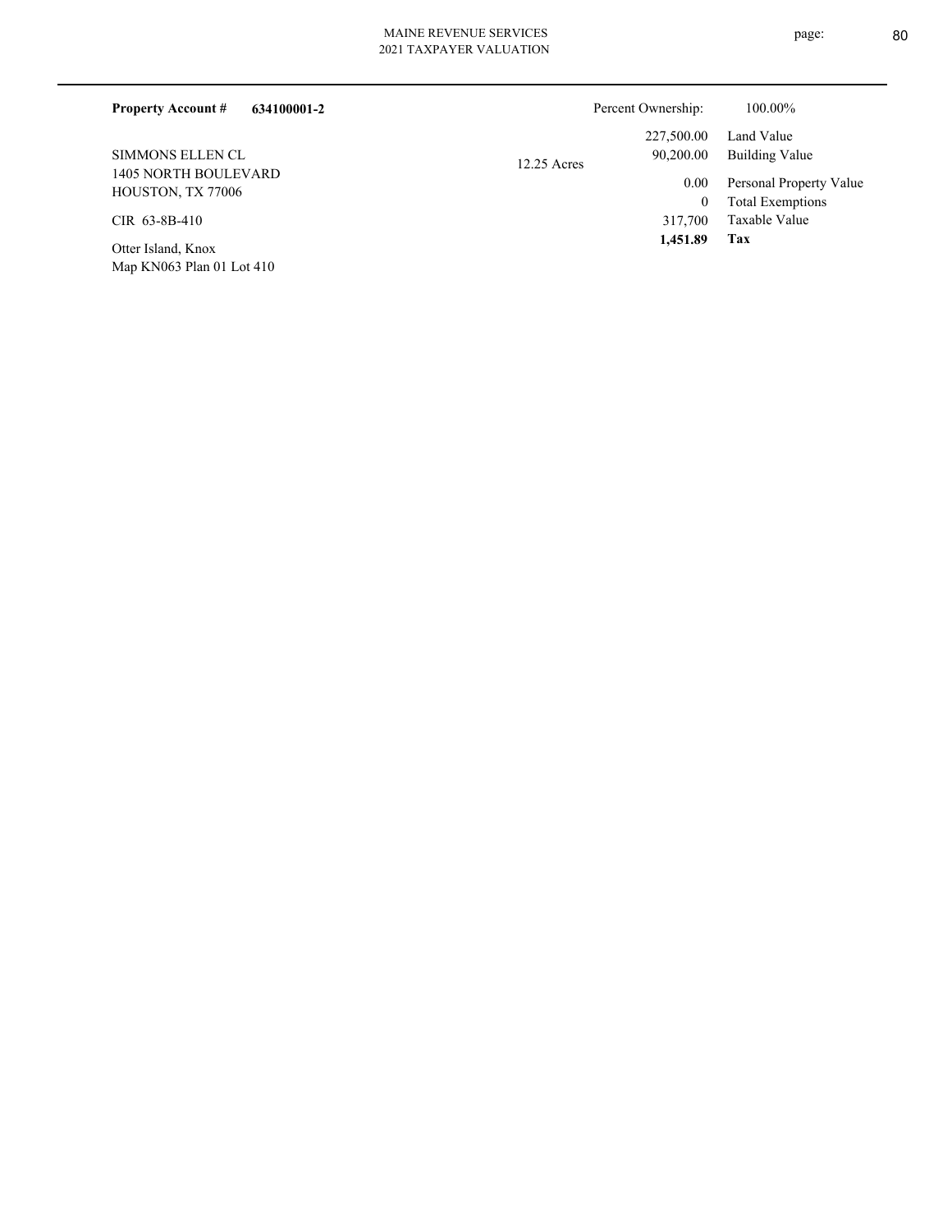**Property Account #** **634100001-2**

Percent Ownership: 100.00%

SIMMONS ELLEN CL
1405 NORTH BOULEVARD
HOUSTON, TX 77006

CIR 63-8B-410

Otter Island, Knox
Map KN063 Plan 01 Lot 410

12.25 Acres

| | |
|---|---|
| 227,500.00 | Land Value |
| 90,200.00 | Building Value |
| 0.00 | Personal Property Value |
| 0 | Total Exemptions |
| 317,700 | Taxable Value |
| **1,451.89** | **Tax** |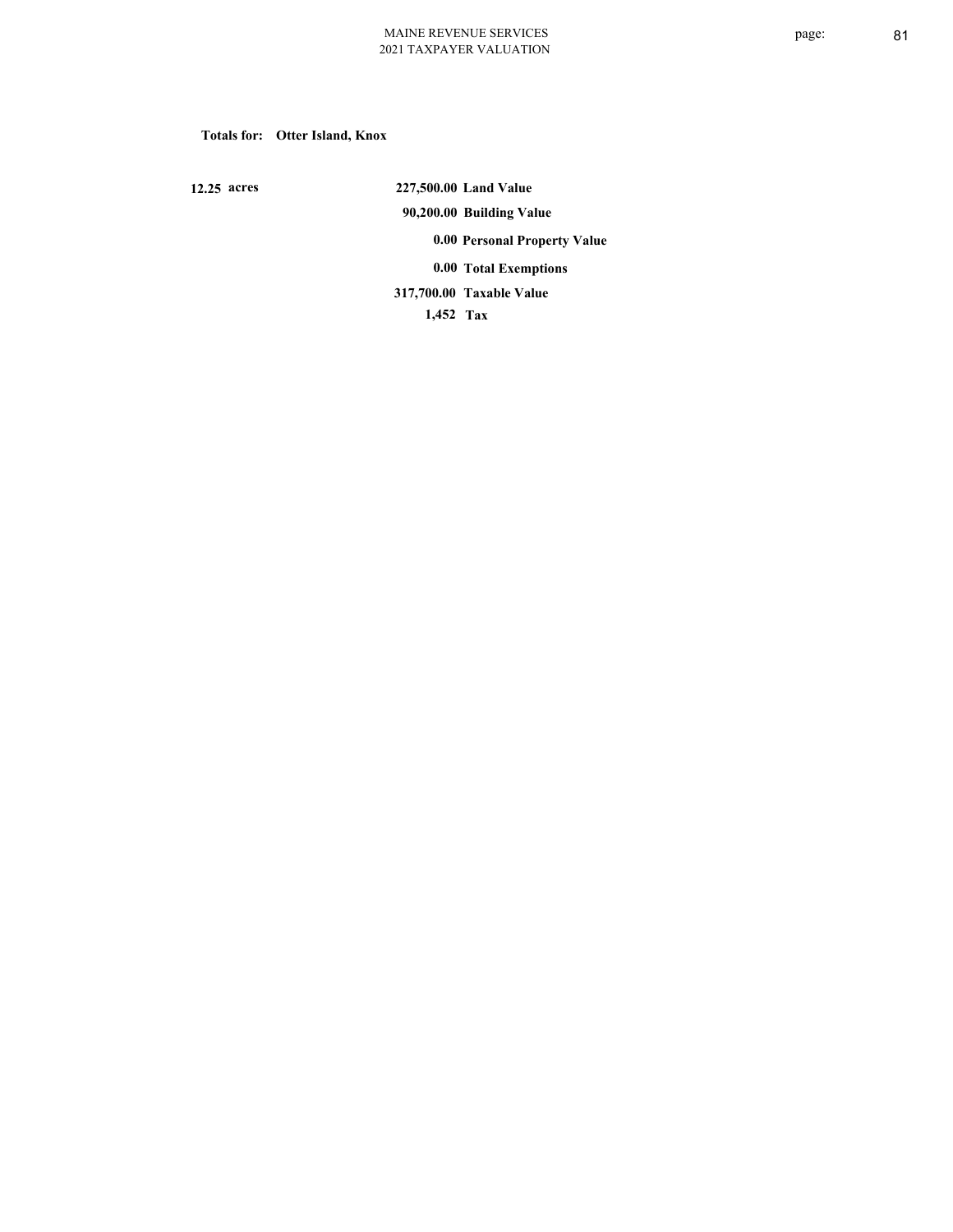**Totals for: Otter Island, Knox**

| | | |
|---|---|---|
| 12.25 acres | 227,500.00 | Land Value |
| | 90,200.00 | Building Value |
| | 0.00 | Personal Property Value |
| | 0.00 | Total Exemptions |
| | 317,700.00 | Taxable Value |
| | 1,452 | Tax |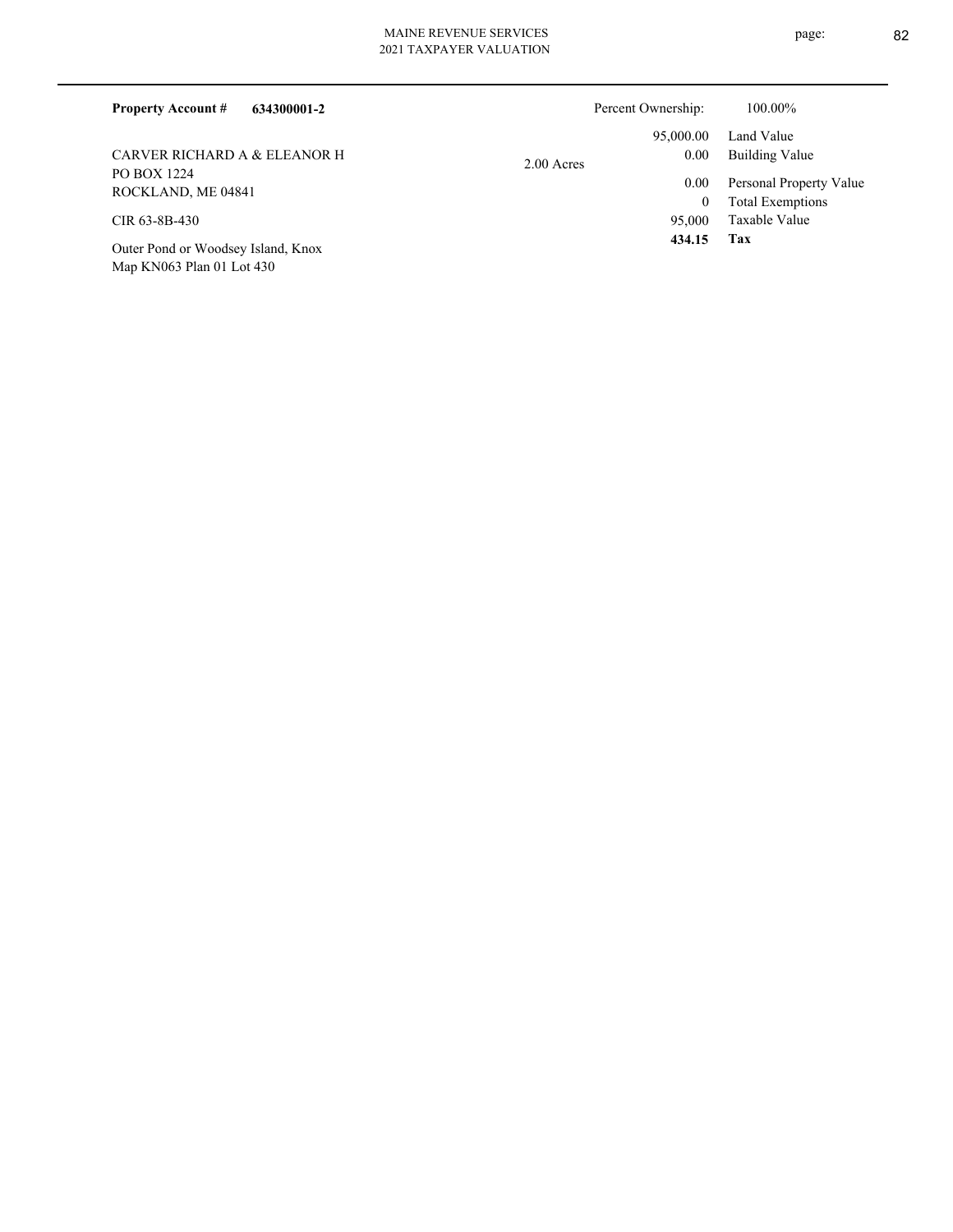**Property Account #** **634300001-2**

Percent Ownership: 100.00%

CARVER RICHARD A & ELEANOR H
PO BOX 1224
ROCKLAND, ME 04841

CIR 63-8B-430

Outer Pond or Woodsey Island, Knox
Map KN063 Plan 01 Lot 430

2.00 Acres

| | |
|---|---|
| 95,000.00 | Land Value |
| 0.00 | Building Value |
| 0.00 | Personal Property Value |
| 0 | Total Exemptions |
| 95,000 | Taxable Value |
| **434.15** | **Tax** |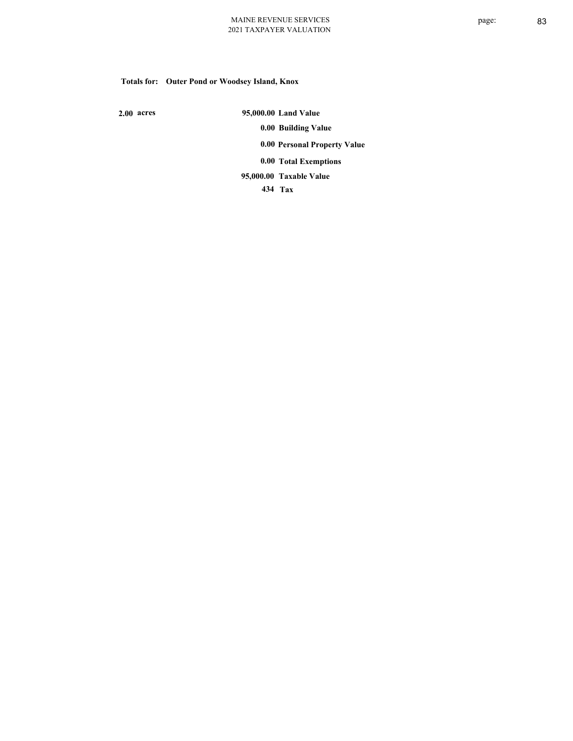**Totals for: Outer Pond or Woodsey Island, Knox**

| | | |
|---|---|---|
| 2.00 acres | 95,000.00 | Land Value |
| | 0.00 | Building Value |
| | 0.00 | Personal Property Value |
| | 0.00 | Total Exemptions |
| | 95,000.00 | Taxable Value |
| | 434 | Tax |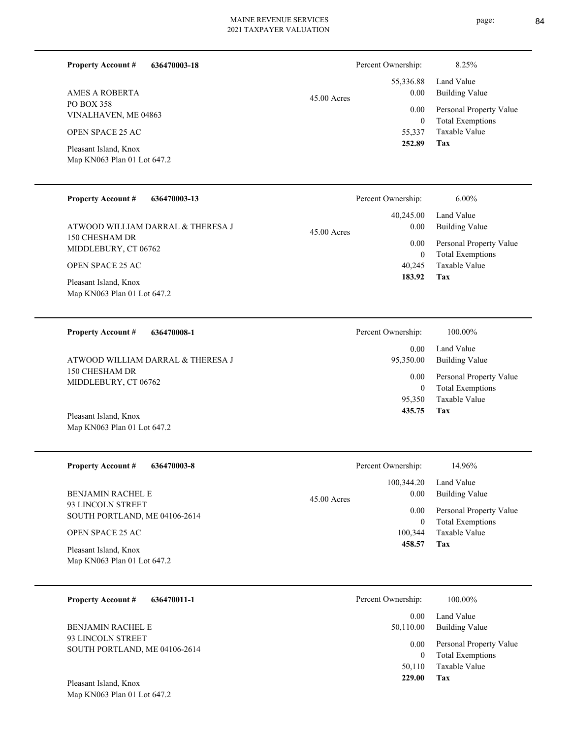**Property Account #** **636470003-18**

AMES A ROBERTA
PO BOX 358
VINALHAVEN, ME 04863

OPEN SPACE 25 AC

Pleasant Island, Knox
Map KN063 Plan 01 Lot 647.2

45.00 Acres

| | |
|---|---|
| Percent Ownership: | 8.25% |
| 55,336.88 | Land Value |
| 0.00 | Building Value |
| 0.00 | Personal Property Value |
| 0 | Total Exemptions |
| 55,337 | Taxable Value |
| **252.89** | **Tax** |

---

**Property Account #** **636470003-13**

ATWOOD WILLIAM DARRAL & THERESA J
150 CHESHAM DR
MIDDLEBURY, CT 06762

OPEN SPACE 25 AC

Pleasant Island, Knox
Map KN063 Plan 01 Lot 647.2

45.00 Acres

| | |
|---|---|
| Percent Ownership: | 6.00% |
| 40,245.00 | Land Value |
| 0.00 | Building Value |
| 0.00 | Personal Property Value |
| 0 | Total Exemptions |
| 40,245 | Taxable Value |
| **183.92** | **Tax** |

---

**Property Account #** **636470008-1**

ATWOOD WILLIAM DARRAL & THERESA J
150 CHESHAM DR
MIDDLEBURY, CT 06762

Pleasant Island, Knox
Map KN063 Plan 01 Lot 647.2

| | |
|---|---|
| Percent Ownership: | 100.00% |
| 0.00 | Land Value |
| 95,350.00 | Building Value |
| 0.00 | Personal Property Value |
| 0 | Total Exemptions |
| 95,350 | Taxable Value |
| **435.75** | **Tax** |

---

**Property Account #** **636470003-8**

BENJAMIN RACHEL E
93 LINCOLN STREET
SOUTH PORTLAND, ME 04106-2614

OPEN SPACE 25 AC

Pleasant Island, Knox
Map KN063 Plan 01 Lot 647.2

45.00 Acres

| | |
|---|---|
| Percent Ownership: | 14.96% |
| 100,344.20 | Land Value |
| 0.00 | Building Value |
| 0.00 | Personal Property Value |
| 0 | Total Exemptions |
| 100,344 | Taxable Value |
| **458.57** | **Tax** |

---

**Property Account #** **636470011-1**

BENJAMIN RACHEL E
93 LINCOLN STREET
SOUTH PORTLAND, ME 04106-2614

Pleasant Island, Knox
Map KN063 Plan 01 Lot 647.2

| | |
|---|---|
| Percent Ownership: | 100.00% |
| 0.00 | Land Value |
| 50,110.00 | Building Value |
| 0.00 | Personal Property Value |
| 0 | Total Exemptions |
| 50,110 | Taxable Value |
| **229.00** | **Tax** |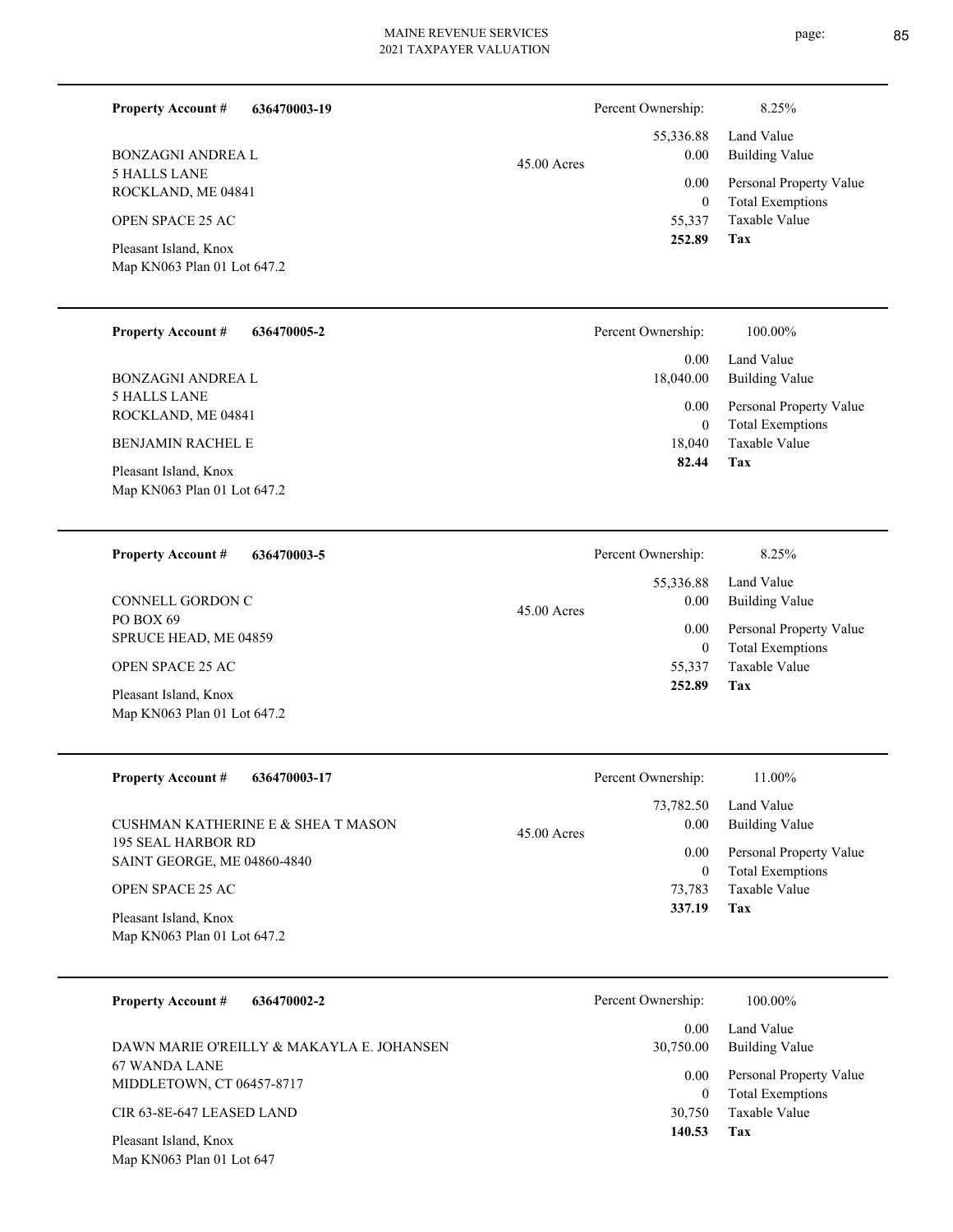**Property Account #** **636470003-19**

BONZAGNI ANDREA L
5 HALLS LANE
ROCKLAND, ME 04841

OPEN SPACE 25 AC

Pleasant Island, Knox
Map KN063 Plan 01 Lot 647.2

45.00 Acres

| Percent Ownership: | 8.25% |
|---|---|
| 55,336.88 | Land Value |
| 0.00 | Building Value |
| 0.00 | Personal Property Value |
| 0 | Total Exemptions |
| 55,337 | Taxable Value |
| **252.89** | **Tax** |

---

**Property Account #** **636470005-2**

BONZAGNI ANDREA L
5 HALLS LANE
ROCKLAND, ME 04841

BENJAMIN RACHEL E

Pleasant Island, Knox
Map KN063 Plan 01 Lot 647.2

| Percent Ownership: | 100.00% |
|---|---|
| 0.00 | Land Value |
| 18,040.00 | Building Value |
| 0.00 | Personal Property Value |
| 0 | Total Exemptions |
| 18,040 | Taxable Value |
| **82.44** | **Tax** |

---

**Property Account #** **636470003-5**

CONNELL GORDON C
PO BOX 69
SPRUCE HEAD, ME 04859

OPEN SPACE 25 AC

Pleasant Island, Knox
Map KN063 Plan 01 Lot 647.2

45.00 Acres

| Percent Ownership: | 8.25% |
|---|---|
| 55,336.88 | Land Value |
| 0.00 | Building Value |
| 0.00 | Personal Property Value |
| 0 | Total Exemptions |
| 55,337 | Taxable Value |
| **252.89** | **Tax** |

---

**Property Account #** **636470003-17**

CUSHMAN KATHERINE E & SHEA T MASON
195 SEAL HARBOR RD
SAINT GEORGE, ME 04860-4840

OPEN SPACE 25 AC

Pleasant Island, Knox
Map KN063 Plan 01 Lot 647.2

45.00 Acres

| Percent Ownership: | 11.00% |
|---|---|
| 73,782.50 | Land Value |
| 0.00 | Building Value |
| 0.00 | Personal Property Value |
| 0 | Total Exemptions |
| 73,783 | Taxable Value |
| **337.19** | **Tax** |

---

**Property Account #** **636470002-2**

DAWN MARIE O'REILLY & MAKAYLA E. JOHANSEN
67 WANDA LANE
MIDDLETOWN, CT 06457-8717

CIR 63-8E-647 LEASED LAND

Pleasant Island, Knox
Map KN063 Plan 01 Lot 647

| Percent Ownership: | 100.00% |
|---|---|
| 0.00 | Land Value |
| 30,750.00 | Building Value |
| 0.00 | Personal Property Value |
| 0 | Total Exemptions |
| 30,750 | Taxable Value |
| **140.53** | **Tax** |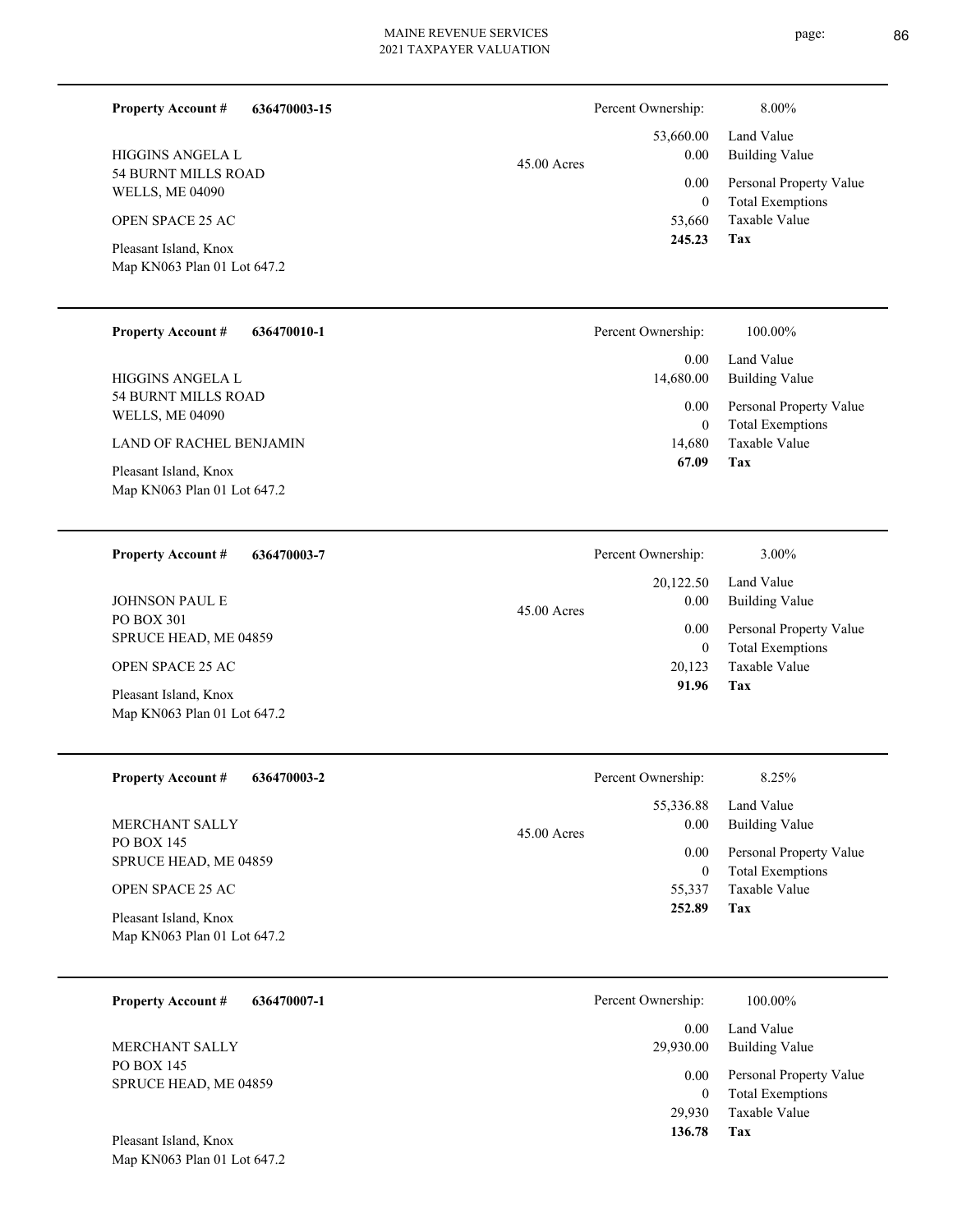**Property Account #** **636470003-15**

HIGGINS ANGELA L
54 BURNT MILLS ROAD
WELLS, ME 04090

OPEN SPACE 25 AC

Pleasant Island, Knox
Map KN063 Plan 01 Lot 647.2

45.00 Acres

| Percent Ownership: | 8.00% |
|---|---|
| 53,660.00 | Land Value |
| 0.00 | Building Value |
| 0.00 | Personal Property Value |
| 0 | Total Exemptions |
| 53,660 | Taxable Value |
| **245.23** | **Tax** |

---

**Property Account #** **636470010-1**

HIGGINS ANGELA L
54 BURNT MILLS ROAD
WELLS, ME 04090

LAND OF RACHEL BENJAMIN

Pleasant Island, Knox
Map KN063 Plan 01 Lot 647.2

| Percent Ownership: | 100.00% |
|---|---|
| 0.00 | Land Value |
| 14,680.00 | Building Value |
| 0.00 | Personal Property Value |
| 0 | Total Exemptions |
| 14,680 | Taxable Value |
| **67.09** | **Tax** |

---

**Property Account #** **636470003-7**

JOHNSON PAUL E
PO BOX 301
SPRUCE HEAD, ME 04859

OPEN SPACE 25 AC

Pleasant Island, Knox
Map KN063 Plan 01 Lot 647.2

45.00 Acres

| Percent Ownership: | 3.00% |
|---|---|
| 20,122.50 | Land Value |
| 0.00 | Building Value |
| 0.00 | Personal Property Value |
| 0 | Total Exemptions |
| 20,123 | Taxable Value |
| **91.96** | **Tax** |

---

**Property Account #** **636470003-2**

MERCHANT SALLY
PO BOX 145
SPRUCE HEAD, ME 04859

OPEN SPACE 25 AC

Pleasant Island, Knox
Map KN063 Plan 01 Lot 647.2

45.00 Acres

| Percent Ownership: | 8.25% |
|---|---|
| 55,336.88 | Land Value |
| 0.00 | Building Value |
| 0.00 | Personal Property Value |
| 0 | Total Exemptions |
| 55,337 | Taxable Value |
| **252.89** | **Tax** |

---

**Property Account #** **636470007-1**

MERCHANT SALLY
PO BOX 145
SPRUCE HEAD, ME 04859

Pleasant Island, Knox
Map KN063 Plan 01 Lot 647.2

| Percent Ownership: | 100.00% |
|---|---|
| 0.00 | Land Value |
| 29,930.00 | Building Value |
| 0.00 | Personal Property Value |
| 0 | Total Exemptions |
| 29,930 | Taxable Value |
| **136.78** | **Tax** |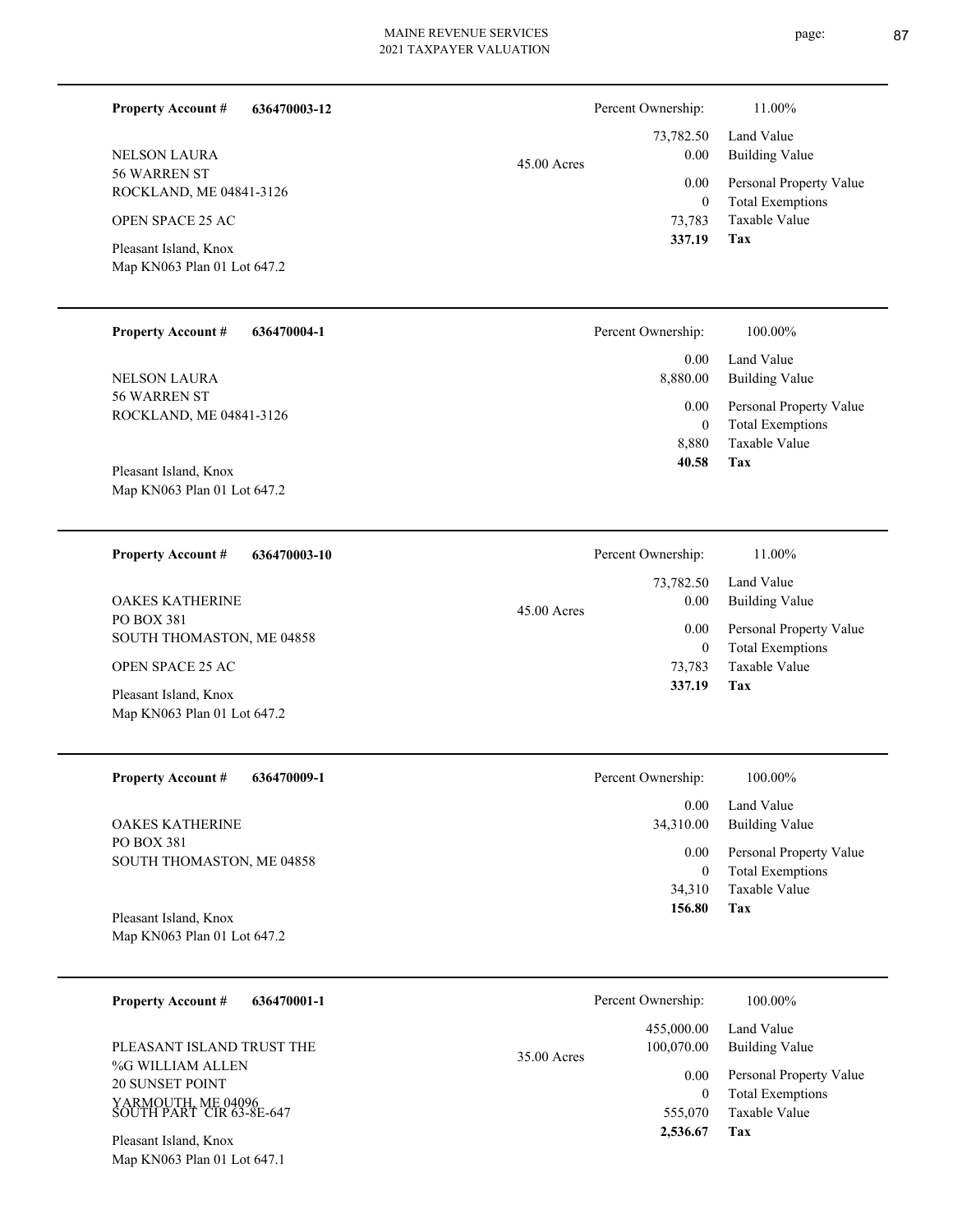**Property Account #** **636470003-12**

NELSON LAURA
56 WARREN ST
ROCKLAND, ME 04841-3126

OPEN SPACE 25 AC

Pleasant Island, Knox
Map KN063 Plan 01 Lot 647.2

45.00 Acres

| Percent Ownership: | 11.00% |
|---|---|
| 73,782.50 | Land Value |
| 0.00 | Building Value |
| 0.00 | Personal Property Value |
| 0 | Total Exemptions |
| 73,783 | Taxable Value |
| **337.19** | **Tax** |

---

**Property Account #** **636470004-1**

NELSON LAURA
56 WARREN ST
ROCKLAND, ME 04841-3126

Pleasant Island, Knox
Map KN063 Plan 01 Lot 647.2

| Percent Ownership: | 100.00% |
|---|---|
| 0.00 | Land Value |
| 8,880.00 | Building Value |
| 0.00 | Personal Property Value |
| 0 | Total Exemptions |
| 8,880 | Taxable Value |
| **40.58** | **Tax** |

---

**Property Account #** **636470003-10**

OAKES KATHERINE
PO BOX 381
SOUTH THOMASTON, ME 04858

OPEN SPACE 25 AC

Pleasant Island, Knox
Map KN063 Plan 01 Lot 647.2

45.00 Acres

| Percent Ownership: | 11.00% |
|---|---|
| 73,782.50 | Land Value |
| 0.00 | Building Value |
| 0.00 | Personal Property Value |
| 0 | Total Exemptions |
| 73,783 | Taxable Value |
| **337.19** | **Tax** |

---

**Property Account #** **636470009-1**

OAKES KATHERINE
PO BOX 381
SOUTH THOMASTON, ME 04858

Pleasant Island, Knox
Map KN063 Plan 01 Lot 647.2

| Percent Ownership: | 100.00% |
|---|---|
| 0.00 | Land Value |
| 34,310.00 | Building Value |
| 0.00 | Personal Property Value |
| 0 | Total Exemptions |
| 34,310 | Taxable Value |
| **156.80** | **Tax** |

---

**Property Account #** **636470001-1**

PLEASANT ISLAND TRUST THE
%G WILLIAM ALLEN
20 SUNSET POINT
YARMOUTH, ME 04096
SOUTH PART CIR 63-8E-647

Pleasant Island, Knox
Map KN063 Plan 01 Lot 647.1

35.00 Acres

| Percent Ownership: | 100.00% |
|---|---|
| 455,000.00 | Land Value |
| 100,070.00 | Building Value |
| 0.00 | Personal Property Value |
| 0 | Total Exemptions |
| 555,070 | Taxable Value |
| **2,536.67** | **Tax** |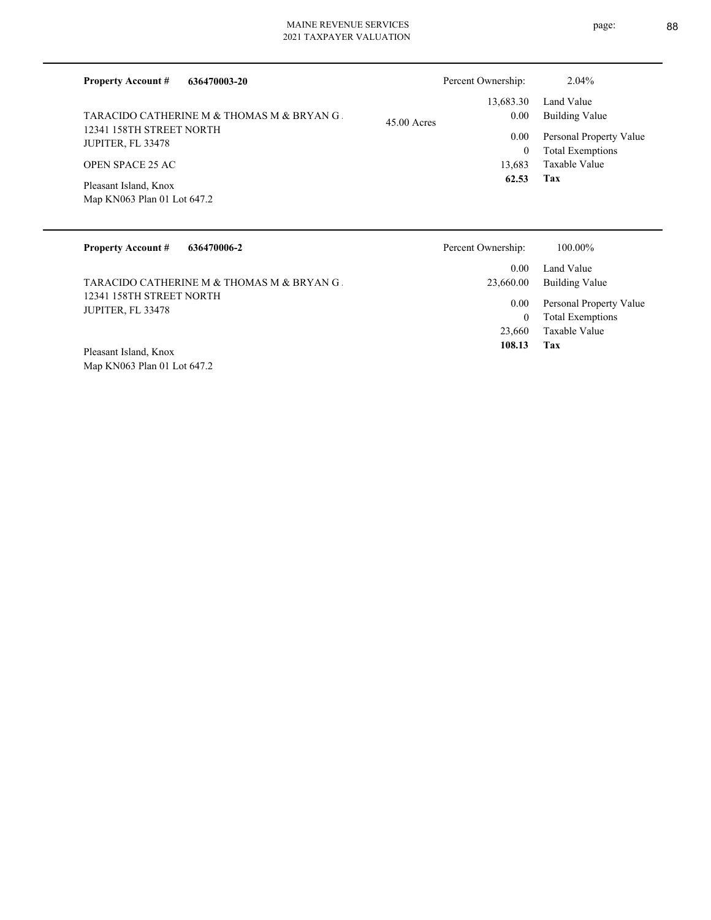**Property Account #** **636470003-20**

TARACIDO CATHERINE M & THOMAS M & BRYAN G .
12341 158TH STREET NORTH
JUPITER, FL 33478

OPEN SPACE 25 AC

Pleasant Island, Knox
Map KN063 Plan 01 Lot 647.2

45.00 Acres

| Percent Ownership: | 2.04% |
|---|---|
| 13,683.30 | Land Value |
| 0.00 | Building Value |
| 0.00 | Personal Property Value |
| 0 | Total Exemptions |
| 13,683 | Taxable Value |
| **62.53** | **Tax** |

---

**Property Account #** **636470006-2**

TARACIDO CATHERINE M & THOMAS M & BRYAN G .
12341 158TH STREET NORTH
JUPITER, FL 33478

Pleasant Island, Knox
Map KN063 Plan 01 Lot 647.2

| Percent Ownership: | 100.00% |
|---|---|
| 0.00 | Land Value |
| 23,660.00 | Building Value |
| 0.00 | Personal Property Value |
| 0 | Total Exemptions |
| 23,660 | Taxable Value |
| **108.13** | **Tax** |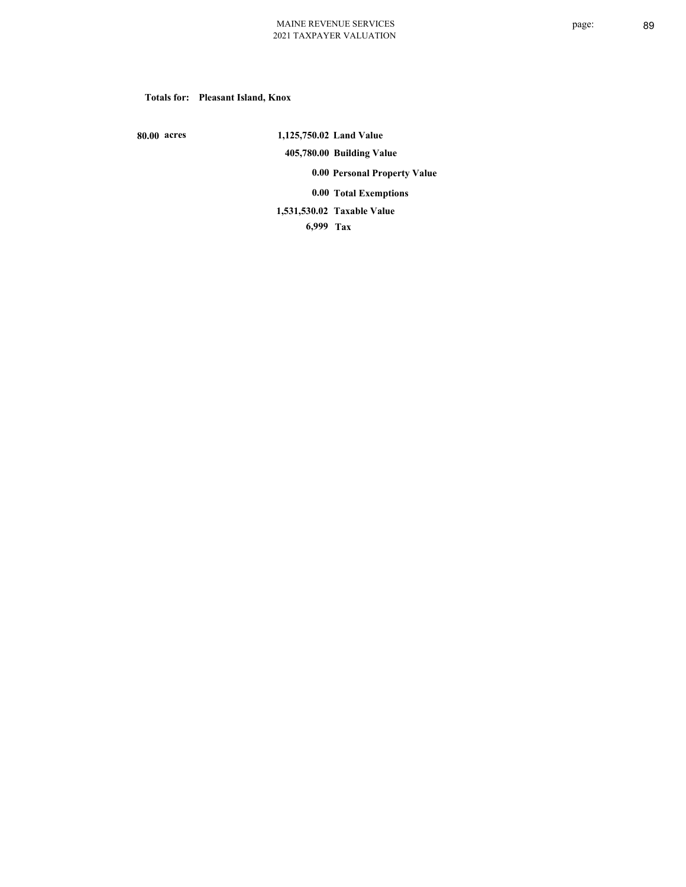**Totals for: Pleasant Island, Knox**

| | | |
|---|---|---|
| 80.00 acres | 1,125,750.02 | Land Value |
| | 405,780.00 | Building Value |
| | 0.00 | Personal Property Value |
| | 0.00 | Total Exemptions |
| | 1,531,530.02 | Taxable Value |
| | 6,999 | Tax |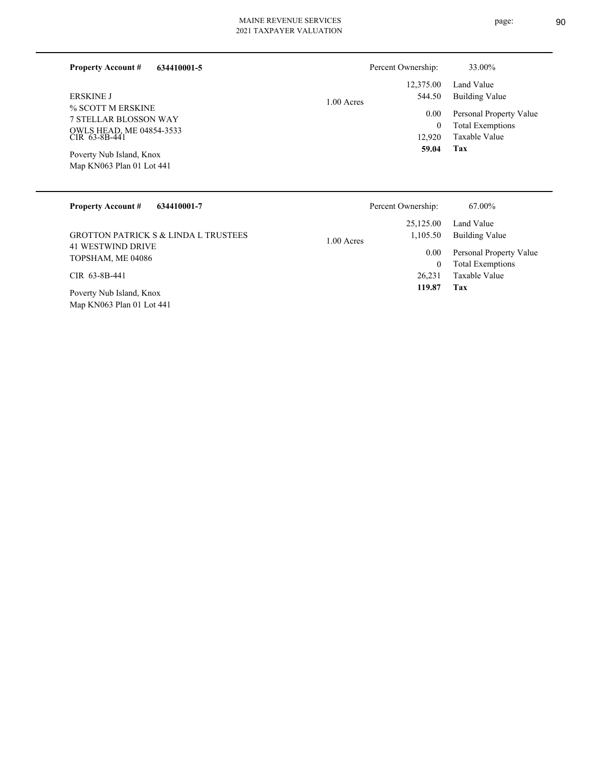**Property Account #** **634410001-5**

Percent Ownership: 33.00%

ERSKINE J
% SCOTT M ERSKINE
7 STELLAR BLOSSON WAY
OWLS HEAD, ME 04854-3533
CIR 63-8B-441

Poverty Nub Island, Knox
Map KN063 Plan 01 Lot 441

1.00 Acres

| | |
|---|---|
| 12,375.00 | Land Value |
| 544.50 | Building Value |
| 0.00 | Personal Property Value |
| 0 | Total Exemptions |
| 12,920 | Taxable Value |
| **59.04** | **Tax** |

---

**Property Account #** **634410001-7**

Percent Ownership: 67.00%

GROTTON PATRICK S & LINDA L TRUSTEES
41 WESTWIND DRIVE
TOPSHAM, ME 04086

CIR 63-8B-441

Poverty Nub Island, Knox
Map KN063 Plan 01 Lot 441

1.00 Acres

| | |
|---|---|
| 25,125.00 | Land Value |
| 1,105.50 | Building Value |
| 0.00 | Personal Property Value |
| 0 | Total Exemptions |
| 26,231 | Taxable Value |
| **119.87** | **Tax** |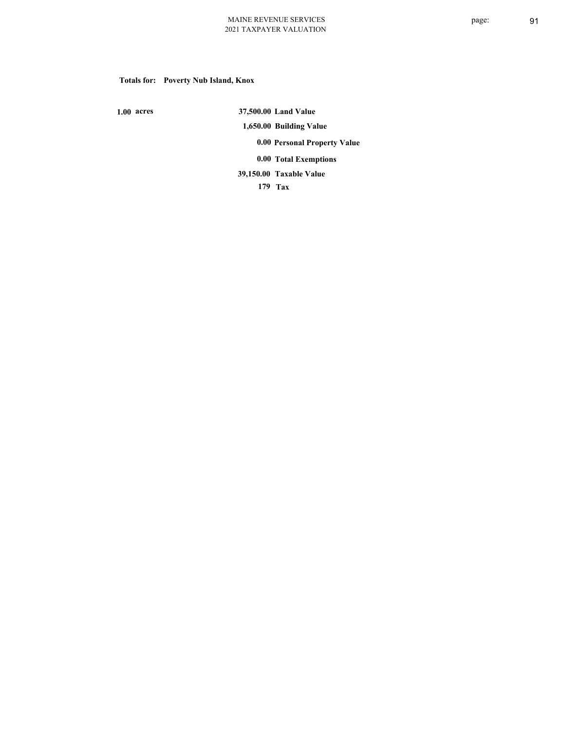**Totals for: Poverty Nub Island, Knox**

| | | |
|---|---|---|
| 1.00 acres | 37,500.00 | Land Value |
| | 1,650.00 | Building Value |
| | 0.00 | Personal Property Value |
| | 0.00 | Total Exemptions |
| | 39,150.00 | Taxable Value |
| | 179 | Tax |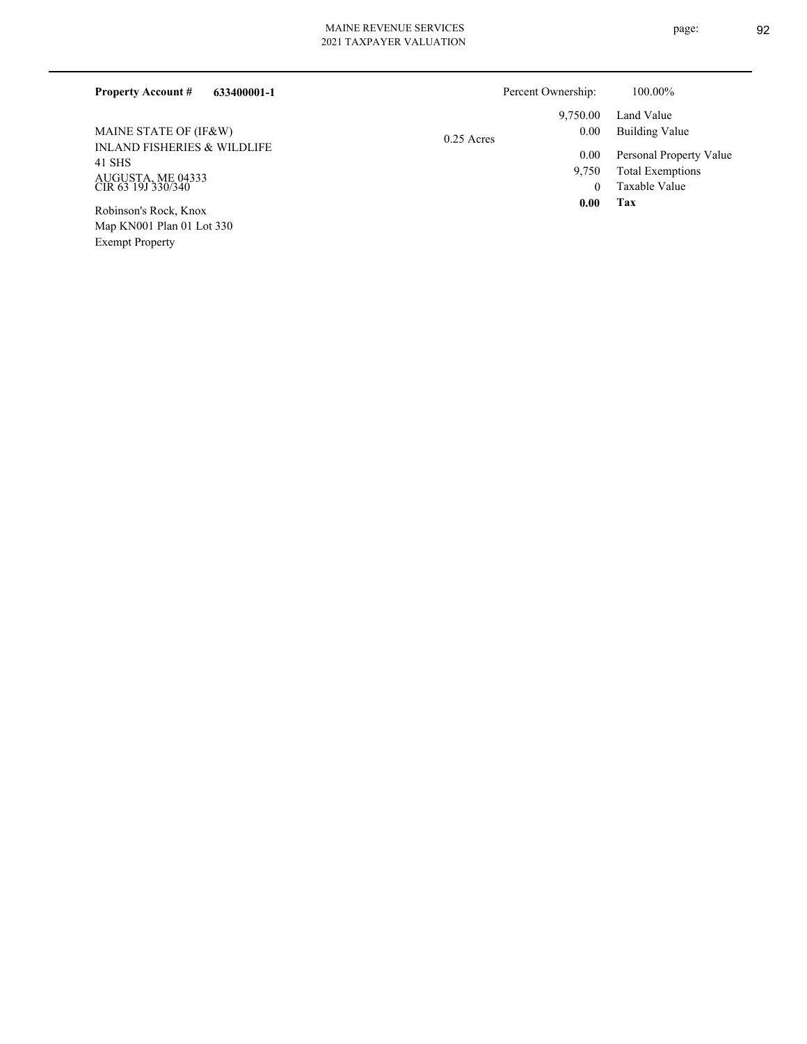**Property Account #** **633400001-1**

Percent Ownership: 100.00%

MAINE STATE OF (IF&W)
INLAND FISHERIES & WILDLIFE
41 SHS
AUGUSTA, ME 04333
CIR 63 19J 330/340

Robinson's Rock, Knox
Map KN001 Plan 01 Lot 330
Exempt Property

0.25 Acres

| | |
|---|---|
| 9,750.00 | Land Value |
| 0.00 | Building Value |
| 0.00 | Personal Property Value |
| 9,750 | Total Exemptions |
| 0 | Taxable Value |
| **0.00** | **Tax** |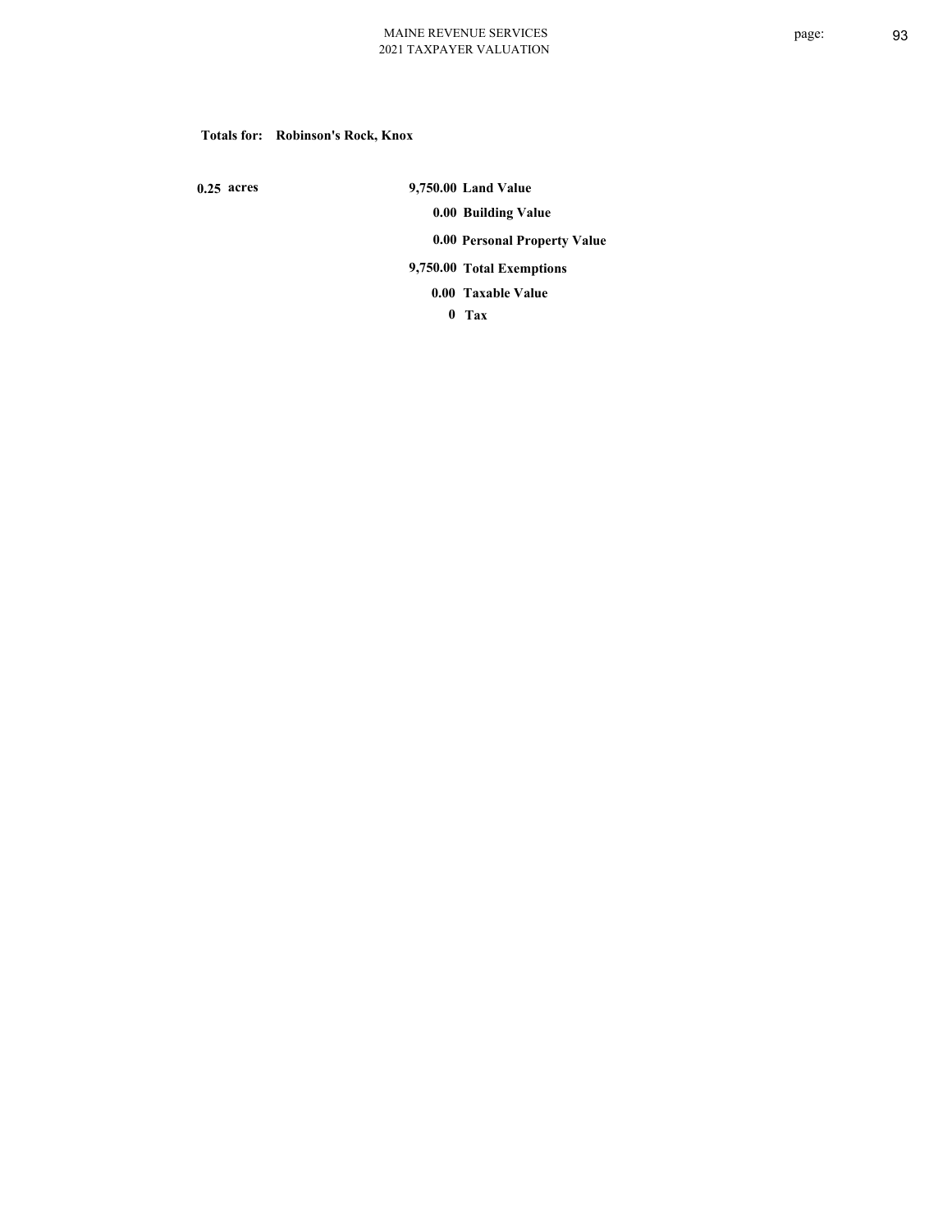**Totals for: Robinson's Rock, Knox**

**0.25 acres**

| | |
|---|---|
| **9,750.00** | **Land Value** |
| **0.00** | **Building Value** |
| **0.00** | **Personal Property Value** |
| **9,750.00** | **Total Exemptions** |
| **0.00** | **Taxable Value** |
| **0** | **Tax** |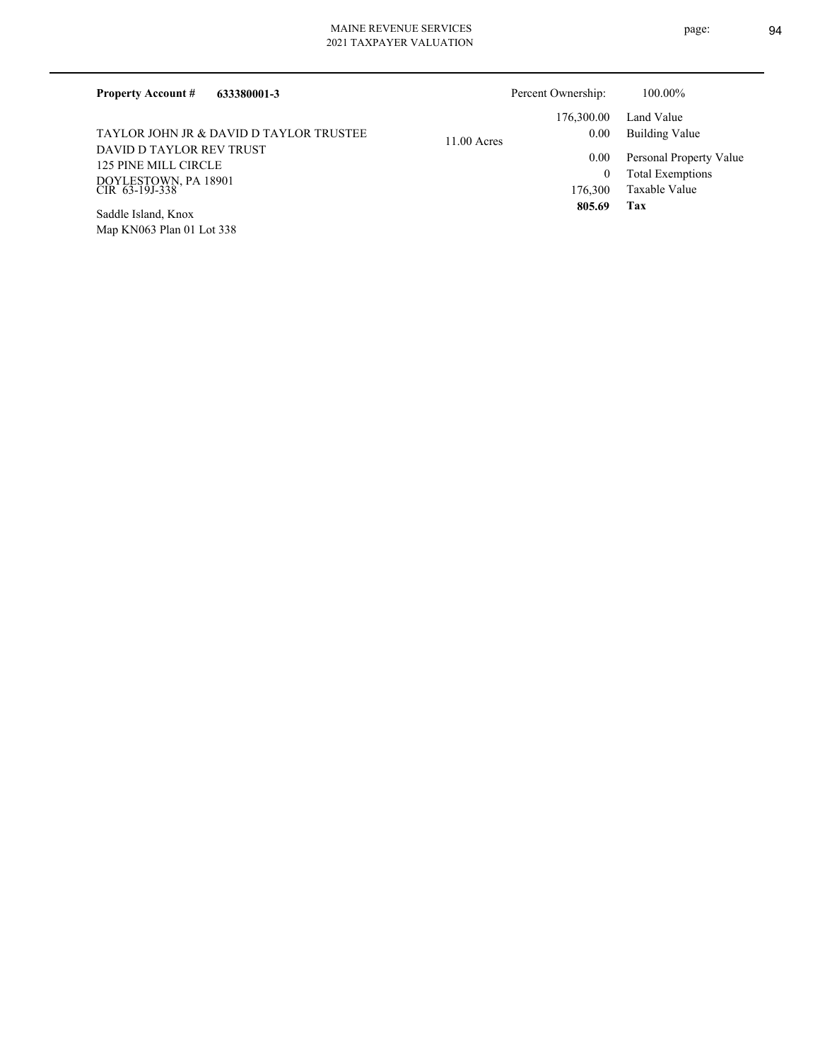**Property Account #** **633380001-3**

Percent Ownership: 100.00%

TAYLOR JOHN JR & DAVID D TAYLOR TRUSTEE
DAVID D TAYLOR REV TRUST
125 PINE MILL CIRCLE
DOYLESTOWN, PA 18901
CIR 63-19J-338

Saddle Island, Knox
Map KN063 Plan 01 Lot 338

11.00 Acres

| | |
|---|---|
| 176,300.00 | Land Value |
| 0.00 | Building Value |
| 0.00 | Personal Property Value |
| 0 | Total Exemptions |
| 176,300 | Taxable Value |
| **805.69** | **Tax** |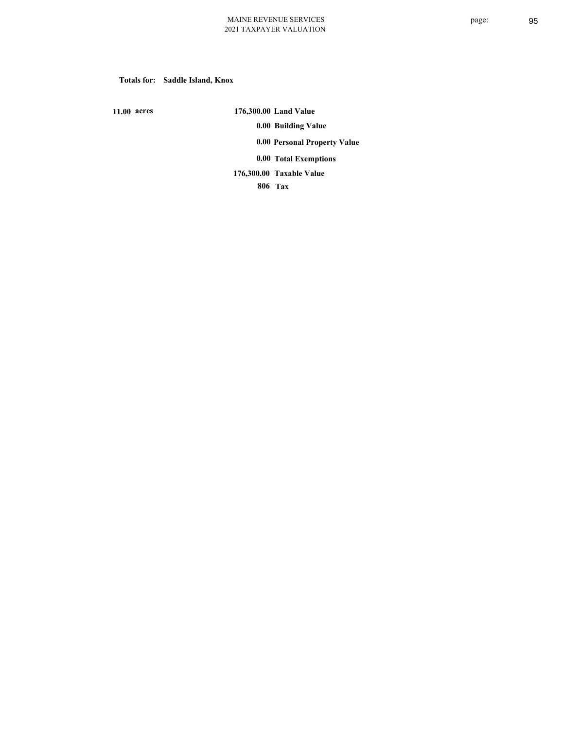**Totals for: Saddle Island, Knox**

| | | |
|---|---|---|
| 11.00 acres | 176,300.00 | Land Value |
| | 0.00 | Building Value |
| | 0.00 | Personal Property Value |
| | 0.00 | Total Exemptions |
| | 176,300.00 | Taxable Value |
| | 806 | Tax |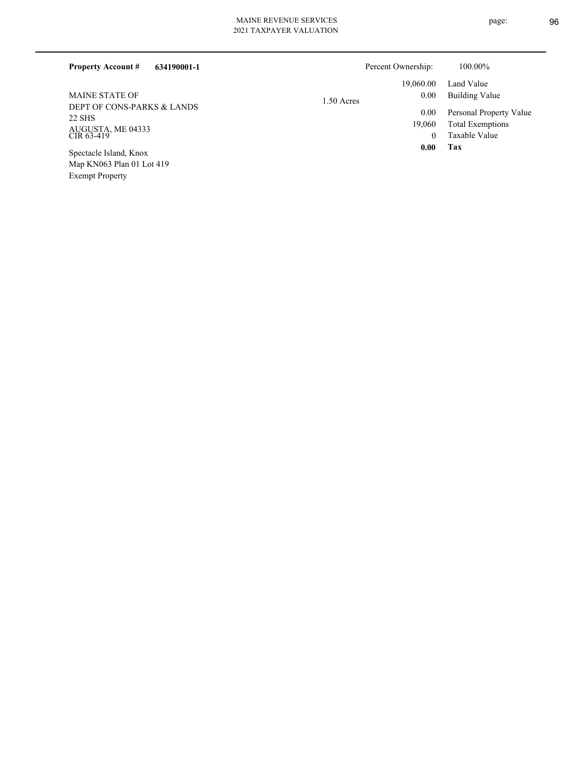**Property Account #** **634190001-1**

Percent Ownership: 100.00%

MAINE STATE OF
DEPT OF CONS-PARKS & LANDS
22 SHS
AUGUSTA, ME 04333
CIR 63-419

Spectacle Island, Knox
Map KN063 Plan 01 Lot 419
Exempt Property

1.50 Acres

| | |
|---|---|
| 19,060.00 | Land Value |
| 0.00 | Building Value |
| 0.00 | Personal Property Value |
| 19,060 | Total Exemptions |
| 0 | Taxable Value |
| **0.00** | **Tax** |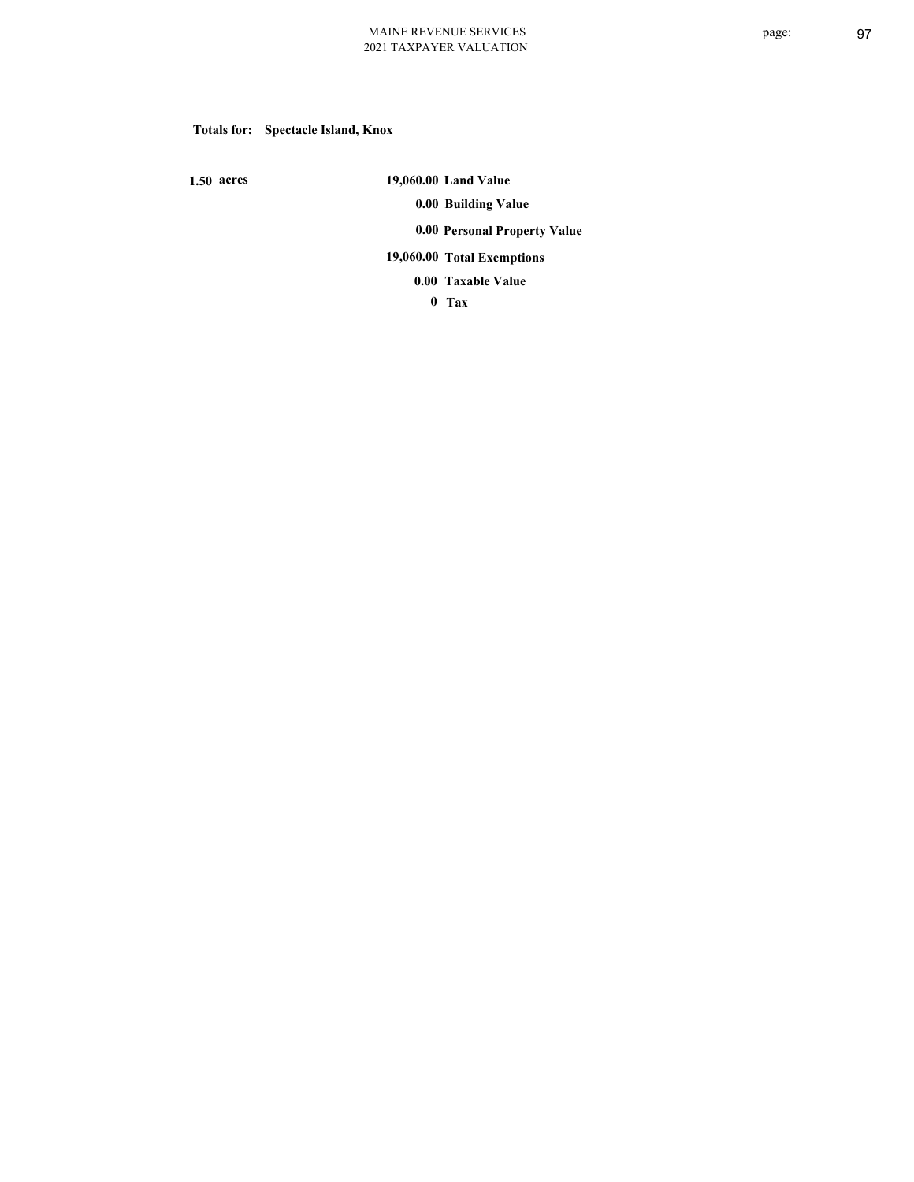**Totals for: Spectacle Island, Knox**

**1.50 acres**

| | |
|---|---|
| 19,060.00 | Land Value |
| 0.00 | Building Value |
| 0.00 | Personal Property Value |
| 19,060.00 | Total Exemptions |
| 0.00 | Taxable Value |
| 0 | Tax |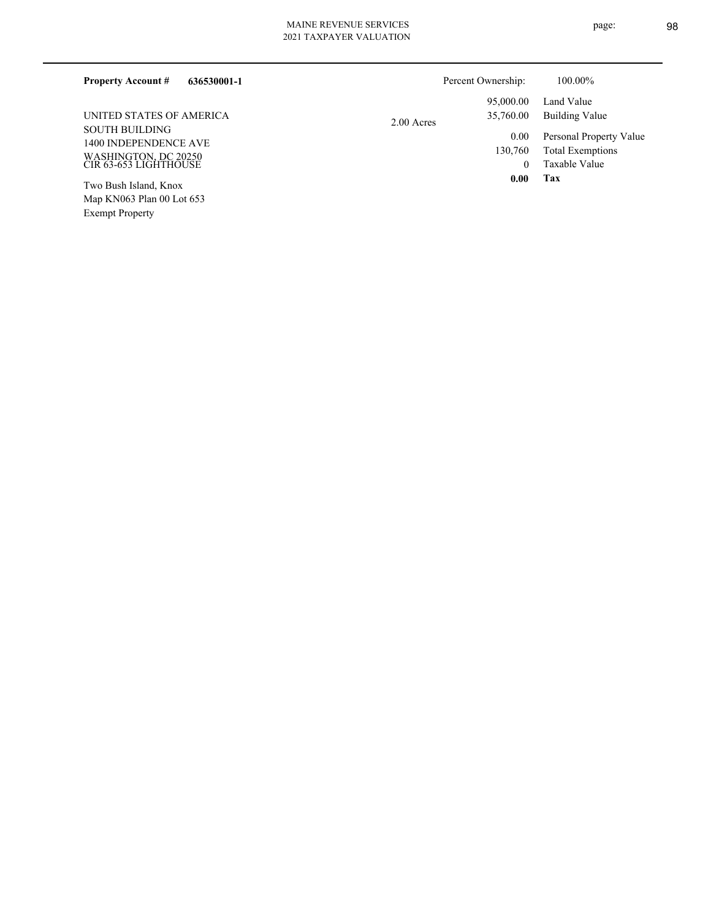**Property Account #** **636530001-1**

Percent Ownership: 100.00%

UNITED STATES OF AMERICA
SOUTH BUILDING
1400 INDEPENDENCE AVE
WASHINGTON, DC 20250
CIR 63-653 LIGHTHOUSE

Two Bush Island, Knox
Map KN063 Plan 00 Lot 653
Exempt Property

2.00 Acres

| | |
|---|---|
| 95,000.00 | Land Value |
| 35,760.00 | Building Value |
| 0.00 | Personal Property Value |
| 130,760 | Total Exemptions |
| 0 | Taxable Value |
| **0.00** | **Tax** |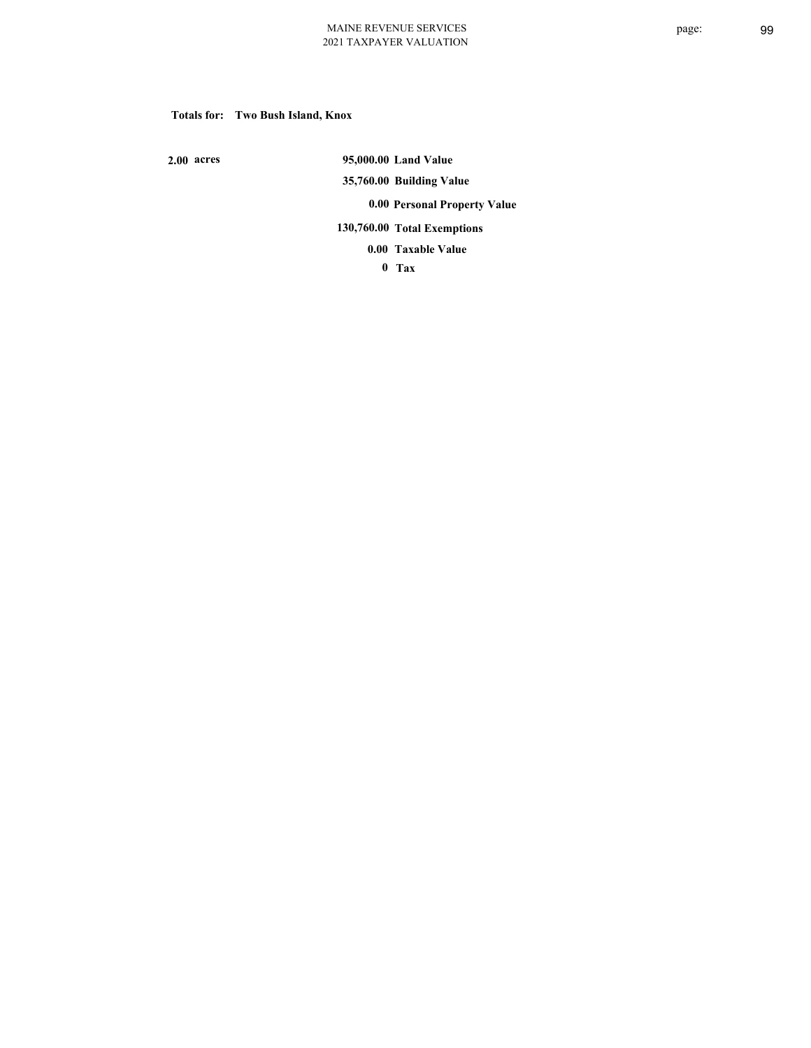**Totals for: Two Bush Island, Knox**

| | | |
|---|---|---|
| 2.00 acres | 95,000.00 | Land Value |
| | 35,760.00 | Building Value |
| | 0.00 | Personal Property Value |
| | 130,760.00 | Total Exemptions |
| | 0.00 | Taxable Value |
| | 0 | Tax |